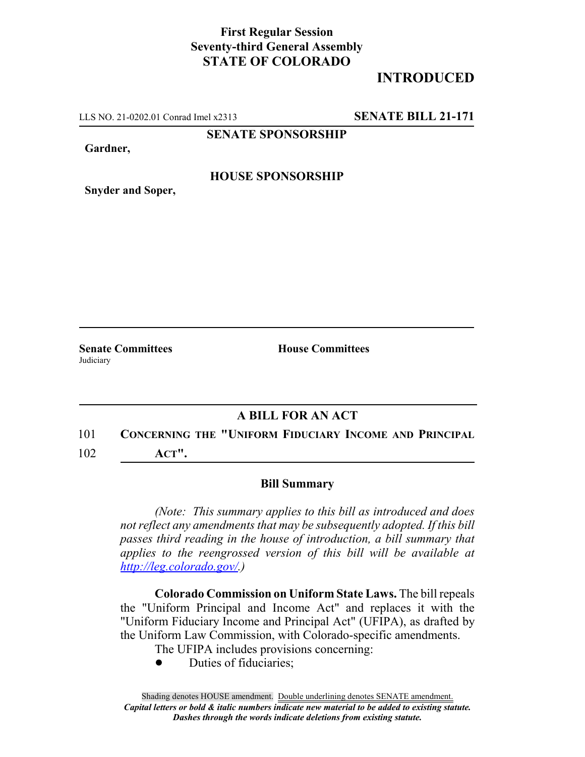**First Regular Session**
**Seventy-third General Assembly**
**STATE OF COLORADO**

# INTRODUCED

LLS NO. 21-0202.01 Conrad Imel x2313 **SENATE BILL 21-171**

**SENATE SPONSORSHIP**

**Gardner,**

**HOUSE SPONSORSHIP**

**Snyder and Soper,**

**Senate Committees**
Judiciary

**House Committees**

## A BILL FOR AN ACT

101 **CONCERNING THE "UNIFORM FIDUCIARY INCOME AND PRINCIPAL**
102 **ACT".**

### Bill Summary

*(Note: This summary applies to this bill as introduced and does not reflect any amendments that may be subsequently adopted. If this bill passes third reading in the house of introduction, a bill summary that applies to the reengrossed version of this bill will be available at http://leg.colorado.gov/.)*

**Colorado Commission on Uniform State Laws.** The bill repeals the "Uniform Principal and Income Act" and replaces it with the "Uniform Fiduciary Income and Principal Act" (UFIPA), as drafted by the Uniform Law Commission, with Colorado-specific amendments.

The UFIPA includes provisions concerning:

- Duties of fiduciaries;

Shading denotes HOUSE amendment. Double underlining denotes SENATE amendment.
*Capital letters or bold & italic numbers indicate new material to be added to existing statute.*
*Dashes through the words indicate deletions from existing statute.*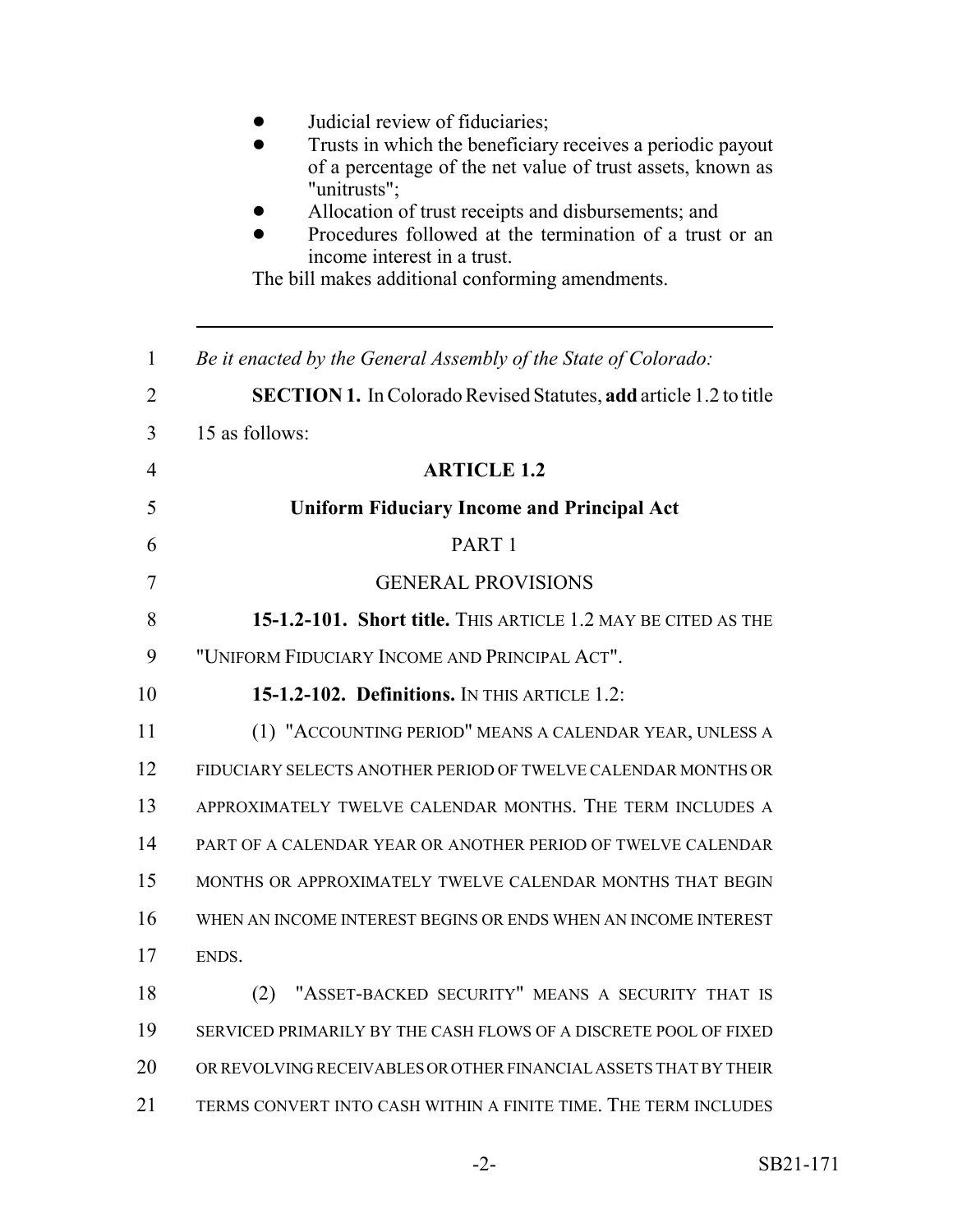- Judicial review of fiduciaries;
- Trusts in which the beneficiary receives a periodic payout of a percentage of the net value of trust assets, known as "unitrusts";
- Allocation of trust receipts and disbursements; and
- Procedures followed at the termination of a trust or an income interest in a trust.

The bill makes additional conforming amendments.

---

*Be it enacted by the General Assembly of the State of Colorado:*

**SECTION 1.** In Colorado Revised Statutes, **add** article 1.2 to title 15 as follows:

## ARTICLE 1.2

## Uniform Fiduciary Income and Principal Act

### PART 1

### GENERAL PROVISIONS

**15-1.2-101. Short title.** THIS ARTICLE 1.2 MAY BE CITED AS THE "UNIFORM FIDUCIARY INCOME AND PRINCIPAL ACT".

**15-1.2-102. Definitions.** IN THIS ARTICLE 1.2:

(1) "ACCOUNTING PERIOD" MEANS A CALENDAR YEAR, UNLESS A FIDUCIARY SELECTS ANOTHER PERIOD OF TWELVE CALENDAR MONTHS OR APPROXIMATELY TWELVE CALENDAR MONTHS. THE TERM INCLUDES A PART OF A CALENDAR YEAR OR ANOTHER PERIOD OF TWELVE CALENDAR MONTHS OR APPROXIMATELY TWELVE CALENDAR MONTHS THAT BEGIN WHEN AN INCOME INTEREST BEGINS OR ENDS WHEN AN INCOME INTEREST ENDS.

(2) "ASSET-BACKED SECURITY" MEANS A SECURITY THAT IS SERVICED PRIMARILY BY THE CASH FLOWS OF A DISCRETE POOL OF FIXED OR REVOLVING RECEIVABLES OR OTHER FINANCIAL ASSETS THAT BY THEIR TERMS CONVERT INTO CASH WITHIN A FINITE TIME. THE TERM INCLUDES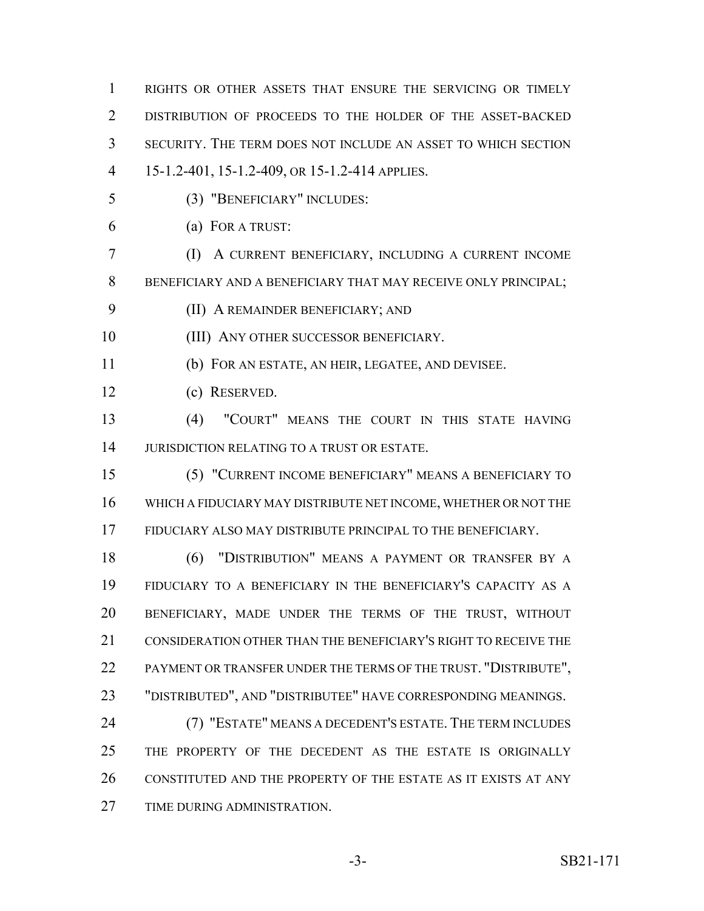RIGHTS OR OTHER ASSETS THAT ENSURE THE SERVICING OR TIMELY DISTRIBUTION OF PROCEEDS TO THE HOLDER OF THE ASSET-BACKED SECURITY. THE TERM DOES NOT INCLUDE AN ASSET TO WHICH SECTION 15-1.2-401, 15-1.2-409, OR 15-1.2-414 APPLIES.

(3) "BENEFICIARY" INCLUDES:

(a) FOR A TRUST:

(I) A CURRENT BENEFICIARY, INCLUDING A CURRENT INCOME BENEFICIARY AND A BENEFICIARY THAT MAY RECEIVE ONLY PRINCIPAL;

(II) A REMAINDER BENEFICIARY; AND

(III) ANY OTHER SUCCESSOR BENEFICIARY.

(b) FOR AN ESTATE, AN HEIR, LEGATEE, AND DEVISEE.

(c) RESERVED.

(4) "COURT" MEANS THE COURT IN THIS STATE HAVING JURISDICTION RELATING TO A TRUST OR ESTATE.

(5) "CURRENT INCOME BENEFICIARY" MEANS A BENEFICIARY TO WHICH A FIDUCIARY MAY DISTRIBUTE NET INCOME, WHETHER OR NOT THE FIDUCIARY ALSO MAY DISTRIBUTE PRINCIPAL TO THE BENEFICIARY.

(6) "DISTRIBUTION" MEANS A PAYMENT OR TRANSFER BY A FIDUCIARY TO A BENEFICIARY IN THE BENEFICIARY'S CAPACITY AS A BENEFICIARY, MADE UNDER THE TERMS OF THE TRUST, WITHOUT CONSIDERATION OTHER THAN THE BENEFICIARY'S RIGHT TO RECEIVE THE PAYMENT OR TRANSFER UNDER THE TERMS OF THE TRUST. "DISTRIBUTE", "DISTRIBUTED", AND "DISTRIBUTEE" HAVE CORRESPONDING MEANINGS.

(7) "ESTATE" MEANS A DECEDENT'S ESTATE. THE TERM INCLUDES THE PROPERTY OF THE DECEDENT AS THE ESTATE IS ORIGINALLY CONSTITUTED AND THE PROPERTY OF THE ESTATE AS IT EXISTS AT ANY TIME DURING ADMINISTRATION.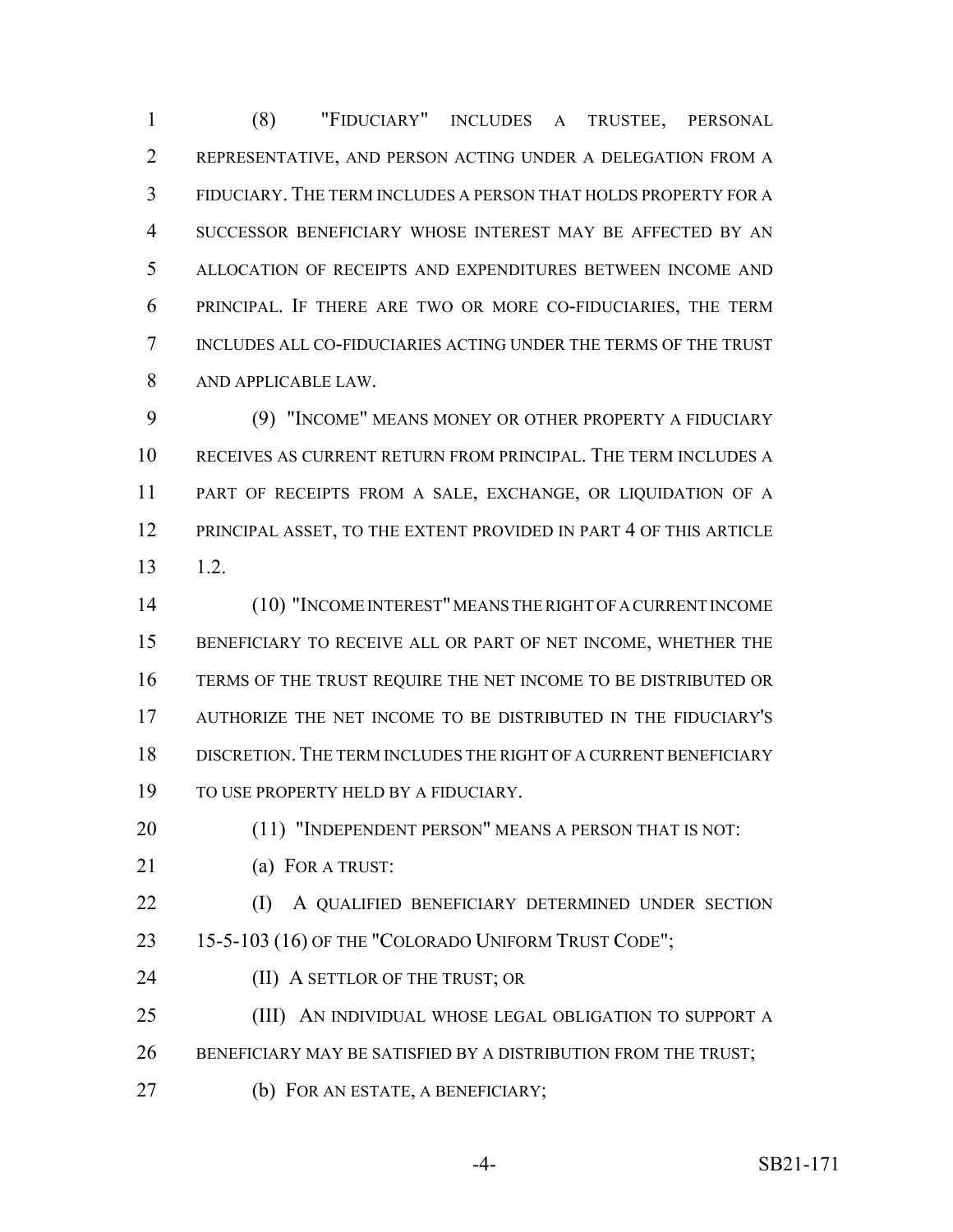(8) "FIDUCIARY" INCLUDES A TRUSTEE, PERSONAL REPRESENTATIVE, AND PERSON ACTING UNDER A DELEGATION FROM A FIDUCIARY. THE TERM INCLUDES A PERSON THAT HOLDS PROPERTY FOR A SUCCESSOR BENEFICIARY WHOSE INTEREST MAY BE AFFECTED BY AN ALLOCATION OF RECEIPTS AND EXPENDITURES BETWEEN INCOME AND PRINCIPAL. IF THERE ARE TWO OR MORE CO-FIDUCIARIES, THE TERM INCLUDES ALL CO-FIDUCIARIES ACTING UNDER THE TERMS OF THE TRUST AND APPLICABLE LAW.

(9) "INCOME" MEANS MONEY OR OTHER PROPERTY A FIDUCIARY RECEIVES AS CURRENT RETURN FROM PRINCIPAL. THE TERM INCLUDES A PART OF RECEIPTS FROM A SALE, EXCHANGE, OR LIQUIDATION OF A PRINCIPAL ASSET, TO THE EXTENT PROVIDED IN PART 4 OF THIS ARTICLE 1.2.

(10) "INCOME INTEREST" MEANS THE RIGHT OF A CURRENT INCOME BENEFICIARY TO RECEIVE ALL OR PART OF NET INCOME, WHETHER THE TERMS OF THE TRUST REQUIRE THE NET INCOME TO BE DISTRIBUTED OR AUTHORIZE THE NET INCOME TO BE DISTRIBUTED IN THE FIDUCIARY'S DISCRETION. THE TERM INCLUDES THE RIGHT OF A CURRENT BENEFICIARY TO USE PROPERTY HELD BY A FIDUCIARY.

(11) "INDEPENDENT PERSON" MEANS A PERSON THAT IS NOT:

(a) FOR A TRUST:

(I) A QUALIFIED BENEFICIARY DETERMINED UNDER SECTION 15-5-103 (16) OF THE "COLORADO UNIFORM TRUST CODE";

(II) A SETTLOR OF THE TRUST; OR

(III) AN INDIVIDUAL WHOSE LEGAL OBLIGATION TO SUPPORT A BENEFICIARY MAY BE SATISFIED BY A DISTRIBUTION FROM THE TRUST;

(b) FOR AN ESTATE, A BENEFICIARY;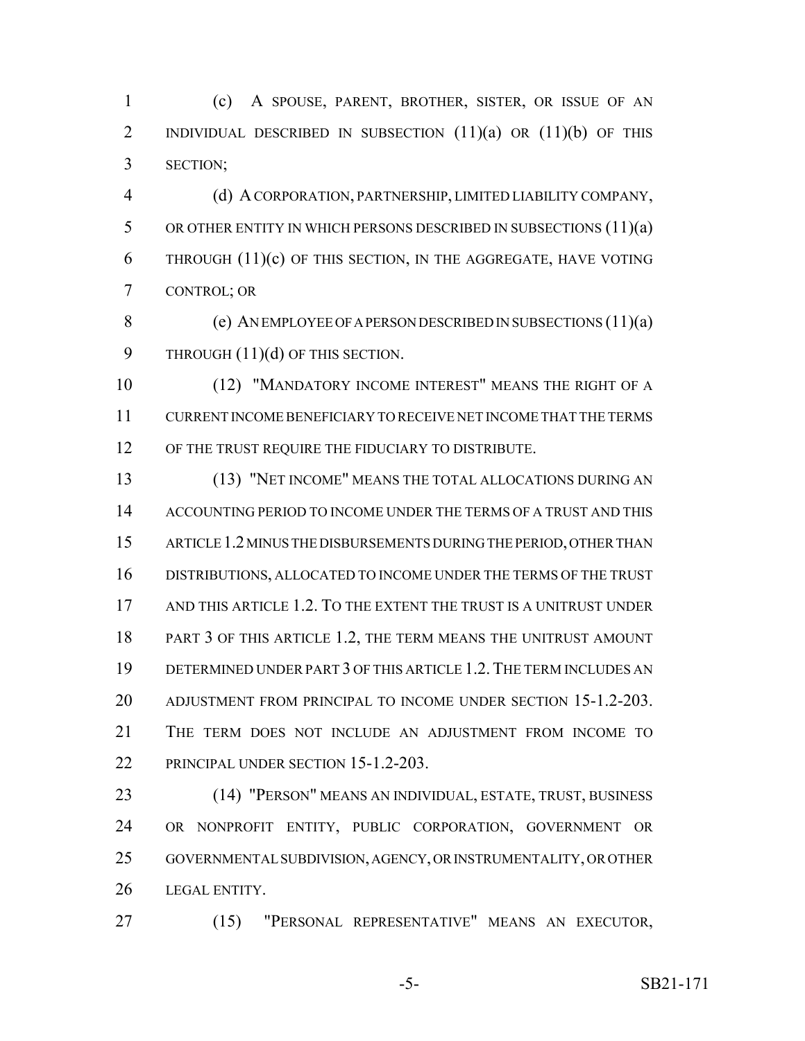(c) A SPOUSE, PARENT, BROTHER, SISTER, OR ISSUE OF AN INDIVIDUAL DESCRIBED IN SUBSECTION (11)(a) OR (11)(b) OF THIS SECTION;

(d) A CORPORATION, PARTNERSHIP, LIMITED LIABILITY COMPANY, OR OTHER ENTITY IN WHICH PERSONS DESCRIBED IN SUBSECTIONS (11)(a) THROUGH (11)(c) OF THIS SECTION, IN THE AGGREGATE, HAVE VOTING CONTROL; OR

(e) AN EMPLOYEE OF A PERSON DESCRIBED IN SUBSECTIONS (11)(a) THROUGH (11)(d) OF THIS SECTION.

(12) "MANDATORY INCOME INTEREST" MEANS THE RIGHT OF A CURRENT INCOME BENEFICIARY TO RECEIVE NET INCOME THAT THE TERMS OF THE TRUST REQUIRE THE FIDUCIARY TO DISTRIBUTE.

(13) "NET INCOME" MEANS THE TOTAL ALLOCATIONS DURING AN ACCOUNTING PERIOD TO INCOME UNDER THE TERMS OF A TRUST AND THIS ARTICLE 1.2 MINUS THE DISBURSEMENTS DURING THE PERIOD, OTHER THAN DISTRIBUTIONS, ALLOCATED TO INCOME UNDER THE TERMS OF THE TRUST AND THIS ARTICLE 1.2. TO THE EXTENT THE TRUST IS A UNITRUST UNDER PART 3 OF THIS ARTICLE 1.2, THE TERM MEANS THE UNITRUST AMOUNT DETERMINED UNDER PART 3 OF THIS ARTICLE 1.2. THE TERM INCLUDES AN ADJUSTMENT FROM PRINCIPAL TO INCOME UNDER SECTION 15-1.2-203. THE TERM DOES NOT INCLUDE AN ADJUSTMENT FROM INCOME TO PRINCIPAL UNDER SECTION 15-1.2-203.

(14) "PERSON" MEANS AN INDIVIDUAL, ESTATE, TRUST, BUSINESS OR NONPROFIT ENTITY, PUBLIC CORPORATION, GOVERNMENT OR GOVERNMENTAL SUBDIVISION, AGENCY, OR INSTRUMENTALITY, OR OTHER LEGAL ENTITY.

(15) "PERSONAL REPRESENTATIVE" MEANS AN EXECUTOR,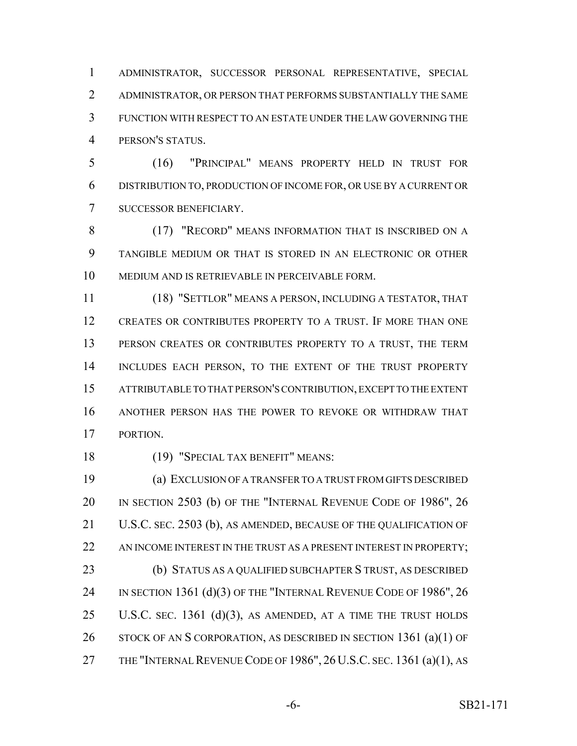ADMINISTRATOR, SUCCESSOR PERSONAL REPRESENTATIVE, SPECIAL ADMINISTRATOR, OR PERSON THAT PERFORMS SUBSTANTIALLY THE SAME FUNCTION WITH RESPECT TO AN ESTATE UNDER THE LAW GOVERNING THE PERSON'S STATUS.

(16) "PRINCIPAL" MEANS PROPERTY HELD IN TRUST FOR DISTRIBUTION TO, PRODUCTION OF INCOME FOR, OR USE BY A CURRENT OR SUCCESSOR BENEFICIARY.

(17) "RECORD" MEANS INFORMATION THAT IS INSCRIBED ON A TANGIBLE MEDIUM OR THAT IS STORED IN AN ELECTRONIC OR OTHER MEDIUM AND IS RETRIEVABLE IN PERCEIVABLE FORM.

(18) "SETTLOR" MEANS A PERSON, INCLUDING A TESTATOR, THAT CREATES OR CONTRIBUTES PROPERTY TO A TRUST. IF MORE THAN ONE PERSON CREATES OR CONTRIBUTES PROPERTY TO A TRUST, THE TERM INCLUDES EACH PERSON, TO THE EXTENT OF THE TRUST PROPERTY ATTRIBUTABLE TO THAT PERSON'S CONTRIBUTION, EXCEPT TO THE EXTENT ANOTHER PERSON HAS THE POWER TO REVOKE OR WITHDRAW THAT PORTION.

(19) "SPECIAL TAX BENEFIT" MEANS:

(a) EXCLUSION OF A TRANSFER TO A TRUST FROM GIFTS DESCRIBED IN SECTION 2503 (b) OF THE "INTERNAL REVENUE CODE OF 1986", 26 U.S.C. SEC. 2503 (b), AS AMENDED, BECAUSE OF THE QUALIFICATION OF AN INCOME INTEREST IN THE TRUST AS A PRESENT INTEREST IN PROPERTY;

(b) STATUS AS A QUALIFIED SUBCHAPTER S TRUST, AS DESCRIBED IN SECTION 1361 (d)(3) OF THE "INTERNAL REVENUE CODE OF 1986", 26 U.S.C. SEC. 1361 (d)(3), AS AMENDED, AT A TIME THE TRUST HOLDS STOCK OF AN S CORPORATION, AS DESCRIBED IN SECTION 1361 (a)(1) OF THE "INTERNAL REVENUE CODE OF 1986", 26 U.S.C. SEC. 1361 (a)(1), AS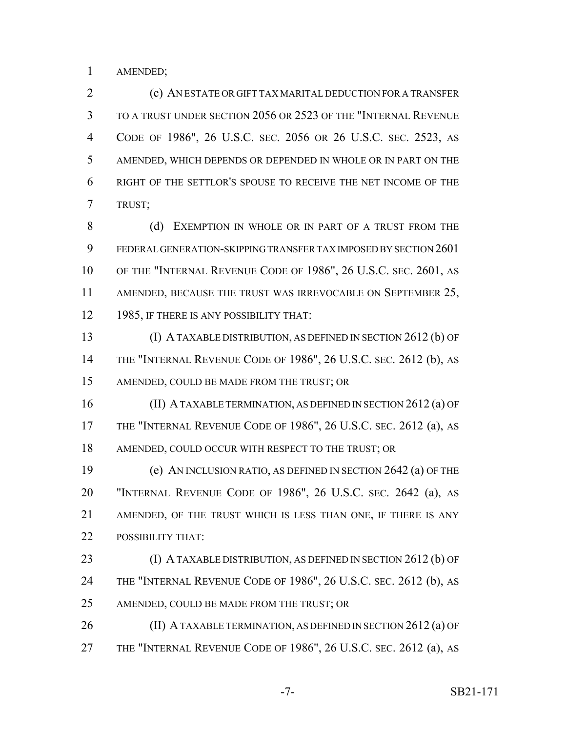AMENDED;

(c) AN ESTATE OR GIFT TAX MARITAL DEDUCTION FOR A TRANSFER TO A TRUST UNDER SECTION 2056 OR 2523 OF THE "INTERNAL REVENUE CODE OF 1986", 26 U.S.C. SEC. 2056 OR 26 U.S.C. SEC. 2523, AS AMENDED, WHICH DEPENDS OR DEPENDED IN WHOLE OR IN PART ON THE RIGHT OF THE SETTLOR'S SPOUSE TO RECEIVE THE NET INCOME OF THE TRUST;

(d) EXEMPTION IN WHOLE OR IN PART OF A TRUST FROM THE FEDERAL GENERATION-SKIPPING TRANSFER TAX IMPOSED BY SECTION 2601 OF THE "INTERNAL REVENUE CODE OF 1986", 26 U.S.C. SEC. 2601, AS AMENDED, BECAUSE THE TRUST WAS IRREVOCABLE ON SEPTEMBER 25, 1985, IF THERE IS ANY POSSIBILITY THAT:

(I) A TAXABLE DISTRIBUTION, AS DEFINED IN SECTION 2612 (b) OF THE "INTERNAL REVENUE CODE OF 1986", 26 U.S.C. SEC. 2612 (b), AS AMENDED, COULD BE MADE FROM THE TRUST; OR

(II) A TAXABLE TERMINATION, AS DEFINED IN SECTION 2612 (a) OF THE "INTERNAL REVENUE CODE OF 1986", 26 U.S.C. SEC. 2612 (a), AS AMENDED, COULD OCCUR WITH RESPECT TO THE TRUST; OR

(e) AN INCLUSION RATIO, AS DEFINED IN SECTION 2642 (a) OF THE "INTERNAL REVENUE CODE OF 1986", 26 U.S.C. SEC. 2642 (a), AS AMENDED, OF THE TRUST WHICH IS LESS THAN ONE, IF THERE IS ANY POSSIBILITY THAT:

(I) A TAXABLE DISTRIBUTION, AS DEFINED IN SECTION 2612 (b) OF THE "INTERNAL REVENUE CODE OF 1986", 26 U.S.C. SEC. 2612 (b), AS AMENDED, COULD BE MADE FROM THE TRUST; OR

(II) A TAXABLE TERMINATION, AS DEFINED IN SECTION 2612 (a) OF THE "INTERNAL REVENUE CODE OF 1986", 26 U.S.C. SEC. 2612 (a), AS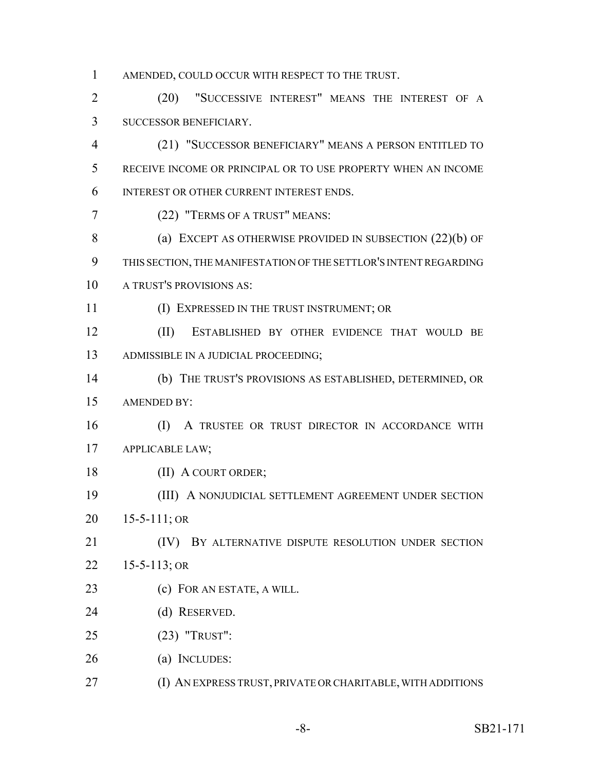AMENDED, COULD OCCUR WITH RESPECT TO THE TRUST.

(20) "SUCCESSIVE INTEREST" MEANS THE INTEREST OF A SUCCESSOR BENEFICIARY.

(21) "SUCCESSOR BENEFICIARY" MEANS A PERSON ENTITLED TO RECEIVE INCOME OR PRINCIPAL OR TO USE PROPERTY WHEN AN INCOME INTEREST OR OTHER CURRENT INTEREST ENDS.

(22) "TERMS OF A TRUST" MEANS:

(a) EXCEPT AS OTHERWISE PROVIDED IN SUBSECTION (22)(b) OF THIS SECTION, THE MANIFESTATION OF THE SETTLOR'S INTENT REGARDING A TRUST'S PROVISIONS AS:

(I) EXPRESSED IN THE TRUST INSTRUMENT; OR

(II) ESTABLISHED BY OTHER EVIDENCE THAT WOULD BE ADMISSIBLE IN A JUDICIAL PROCEEDING;

(b) THE TRUST'S PROVISIONS AS ESTABLISHED, DETERMINED, OR AMENDED BY:

(I) A TRUSTEE OR TRUST DIRECTOR IN ACCORDANCE WITH APPLICABLE LAW;

(II) A COURT ORDER;

(III) A NONJUDICIAL SETTLEMENT AGREEMENT UNDER SECTION 15-5-111; OR

(IV) BY ALTERNATIVE DISPUTE RESOLUTION UNDER SECTION 15-5-113; OR

(c) FOR AN ESTATE, A WILL.

(d) RESERVED.

(23) "TRUST":

(a) INCLUDES:

(I) AN EXPRESS TRUST, PRIVATE OR CHARITABLE, WITH ADDITIONS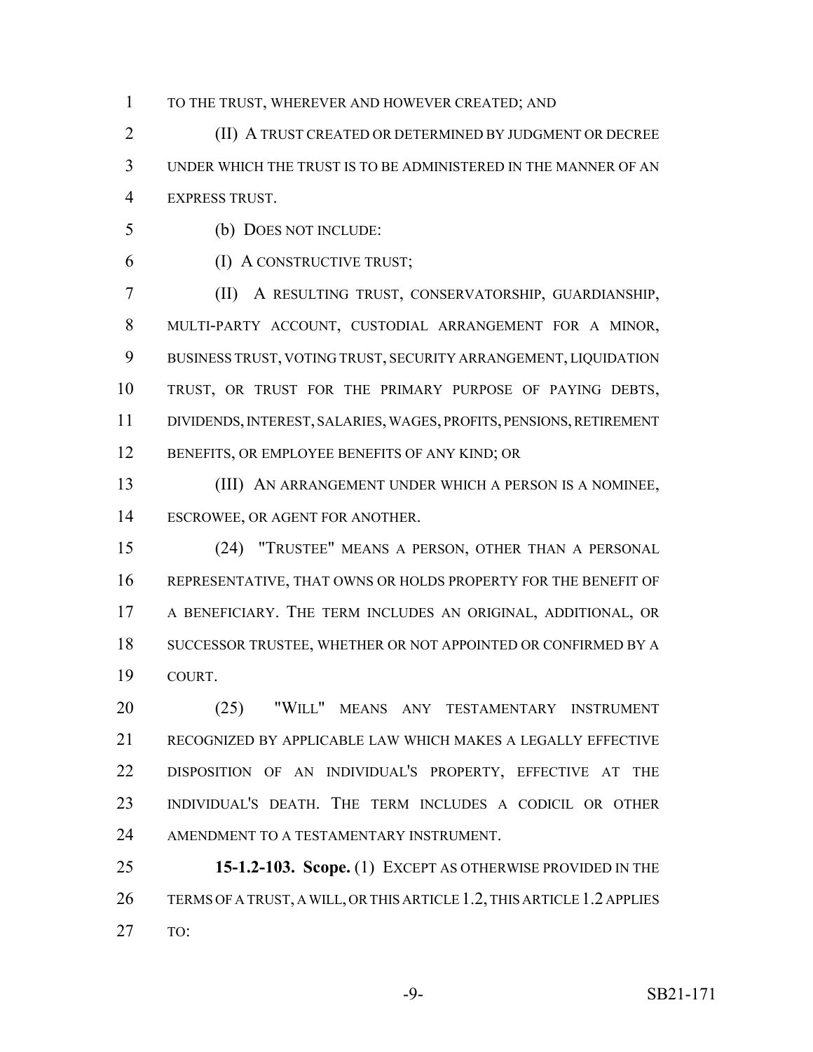TO THE TRUST, WHEREVER AND HOWEVER CREATED; AND

(II) A TRUST CREATED OR DETERMINED BY JUDGMENT OR DECREE UNDER WHICH THE TRUST IS TO BE ADMINISTERED IN THE MANNER OF AN EXPRESS TRUST.

(b) DOES NOT INCLUDE:

(I) A CONSTRUCTIVE TRUST;

(II) A RESULTING TRUST, CONSERVATORSHIP, GUARDIANSHIP, MULTI-PARTY ACCOUNT, CUSTODIAL ARRANGEMENT FOR A MINOR, BUSINESS TRUST, VOTING TRUST, SECURITY ARRANGEMENT, LIQUIDATION TRUST, OR TRUST FOR THE PRIMARY PURPOSE OF PAYING DEBTS, DIVIDENDS, INTEREST, SALARIES, WAGES, PROFITS, PENSIONS, RETIREMENT BENEFITS, OR EMPLOYEE BENEFITS OF ANY KIND; OR

(III) AN ARRANGEMENT UNDER WHICH A PERSON IS A NOMINEE, ESCROWEE, OR AGENT FOR ANOTHER.

(24) "TRUSTEE" MEANS A PERSON, OTHER THAN A PERSONAL REPRESENTATIVE, THAT OWNS OR HOLDS PROPERTY FOR THE BENEFIT OF A BENEFICIARY. THE TERM INCLUDES AN ORIGINAL, ADDITIONAL, OR SUCCESSOR TRUSTEE, WHETHER OR NOT APPOINTED OR CONFIRMED BY A COURT.

(25) "WILL" MEANS ANY TESTAMENTARY INSTRUMENT RECOGNIZED BY APPLICABLE LAW WHICH MAKES A LEGALLY EFFECTIVE DISPOSITION OF AN INDIVIDUAL'S PROPERTY, EFFECTIVE AT THE INDIVIDUAL'S DEATH. THE TERM INCLUDES A CODICIL OR OTHER AMENDMENT TO A TESTAMENTARY INSTRUMENT.

**15-1.2-103. Scope.** (1) EXCEPT AS OTHERWISE PROVIDED IN THE TERMS OF A TRUST, A WILL, OR THIS ARTICLE 1.2, THIS ARTICLE 1.2 APPLIES TO: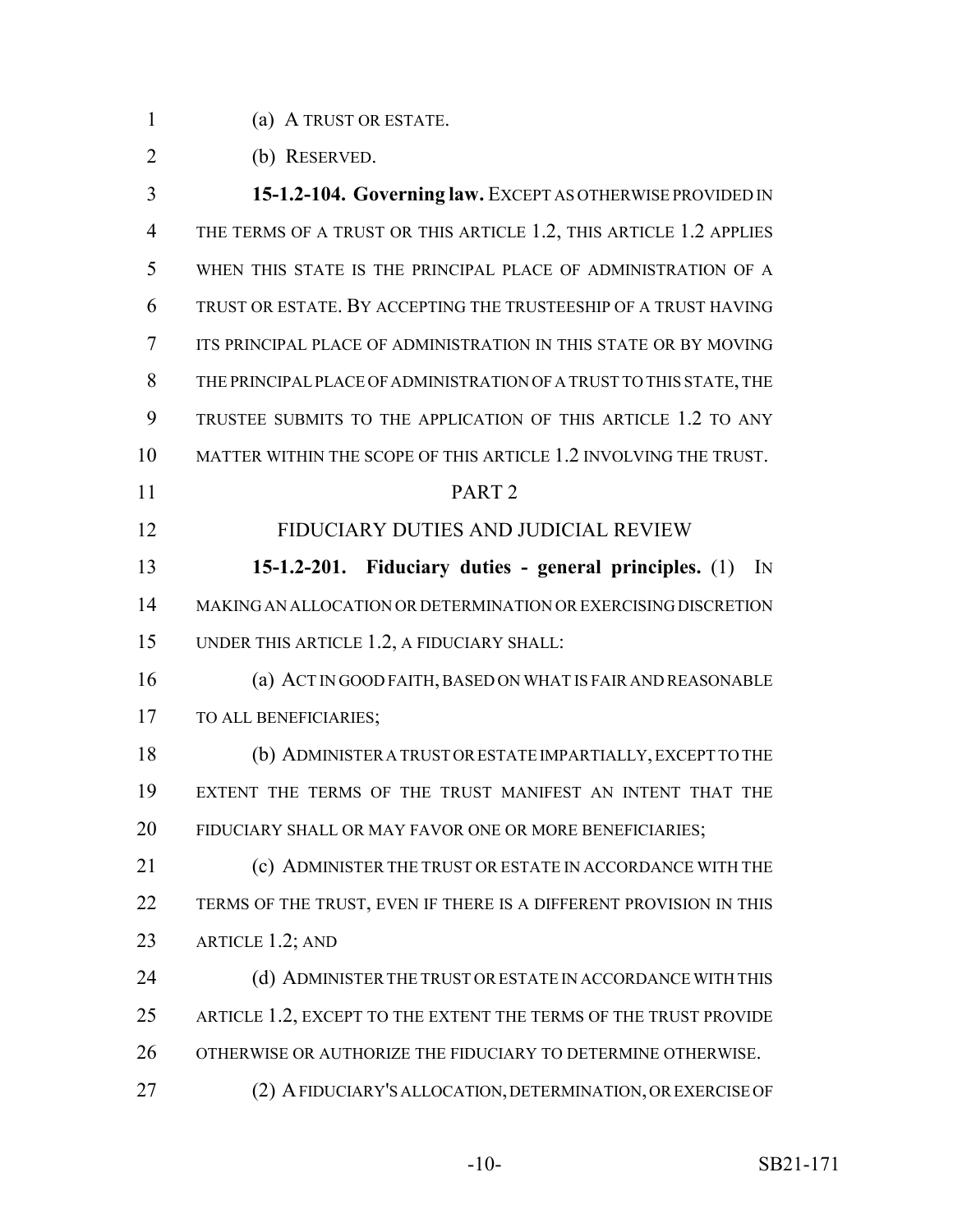(a) A TRUST OR ESTATE.

(b) RESERVED.

**15-1.2-104. Governing law.** EXCEPT AS OTHERWISE PROVIDED IN THE TERMS OF A TRUST OR THIS ARTICLE 1.2, THIS ARTICLE 1.2 APPLIES WHEN THIS STATE IS THE PRINCIPAL PLACE OF ADMINISTRATION OF A TRUST OR ESTATE. BY ACCEPTING THE TRUSTEESHIP OF A TRUST HAVING ITS PRINCIPAL PLACE OF ADMINISTRATION IN THIS STATE OR BY MOVING THE PRINCIPAL PLACE OF ADMINISTRATION OF A TRUST TO THIS STATE, THE TRUSTEE SUBMITS TO THE APPLICATION OF THIS ARTICLE 1.2 TO ANY MATTER WITHIN THE SCOPE OF THIS ARTICLE 1.2 INVOLVING THE TRUST.

## PART 2

## FIDUCIARY DUTIES AND JUDICIAL REVIEW

**15-1.2-201. Fiduciary duties - general principles.** (1) IN MAKING AN ALLOCATION OR DETERMINATION OR EXERCISING DISCRETION UNDER THIS ARTICLE 1.2, A FIDUCIARY SHALL:

(a) ACT IN GOOD FAITH, BASED ON WHAT IS FAIR AND REASONABLE TO ALL BENEFICIARIES;

(b) ADMINISTER A TRUST OR ESTATE IMPARTIALLY, EXCEPT TO THE EXTENT THE TERMS OF THE TRUST MANIFEST AN INTENT THAT THE FIDUCIARY SHALL OR MAY FAVOR ONE OR MORE BENEFICIARIES;

(c) ADMINISTER THE TRUST OR ESTATE IN ACCORDANCE WITH THE TERMS OF THE TRUST, EVEN IF THERE IS A DIFFERENT PROVISION IN THIS ARTICLE 1.2; AND

(d) ADMINISTER THE TRUST OR ESTATE IN ACCORDANCE WITH THIS ARTICLE 1.2, EXCEPT TO THE EXTENT THE TERMS OF THE TRUST PROVIDE OTHERWISE OR AUTHORIZE THE FIDUCIARY TO DETERMINE OTHERWISE.

(2) A FIDUCIARY'S ALLOCATION, DETERMINATION, OR EXERCISE OF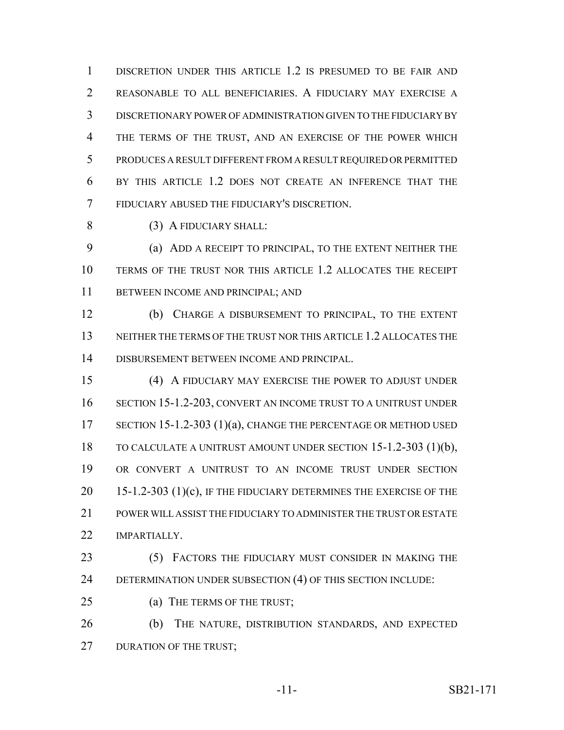DISCRETION UNDER THIS ARTICLE 1.2 IS PRESUMED TO BE FAIR AND REASONABLE TO ALL BENEFICIARIES. A FIDUCIARY MAY EXERCISE A DISCRETIONARY POWER OF ADMINISTRATION GIVEN TO THE FIDUCIARY BY THE TERMS OF THE TRUST, AND AN EXERCISE OF THE POWER WHICH PRODUCES A RESULT DIFFERENT FROM A RESULT REQUIRED OR PERMITTED BY THIS ARTICLE 1.2 DOES NOT CREATE AN INFERENCE THAT THE FIDUCIARY ABUSED THE FIDUCIARY'S DISCRETION.

(3) A FIDUCIARY SHALL:

(a) ADD A RECEIPT TO PRINCIPAL, TO THE EXTENT NEITHER THE TERMS OF THE TRUST NOR THIS ARTICLE 1.2 ALLOCATES THE RECEIPT BETWEEN INCOME AND PRINCIPAL; AND

(b) CHARGE A DISBURSEMENT TO PRINCIPAL, TO THE EXTENT NEITHER THE TERMS OF THE TRUST NOR THIS ARTICLE 1.2 ALLOCATES THE DISBURSEMENT BETWEEN INCOME AND PRINCIPAL.

(4) A FIDUCIARY MAY EXERCISE THE POWER TO ADJUST UNDER SECTION 15-1.2-203, CONVERT AN INCOME TRUST TO A UNITRUST UNDER SECTION 15-1.2-303 (1)(a), CHANGE THE PERCENTAGE OR METHOD USED TO CALCULATE A UNITRUST AMOUNT UNDER SECTION 15-1.2-303 (1)(b), OR CONVERT A UNITRUST TO AN INCOME TRUST UNDER SECTION 15-1.2-303 (1)(c), IF THE FIDUCIARY DETERMINES THE EXERCISE OF THE POWER WILL ASSIST THE FIDUCIARY TO ADMINISTER THE TRUST OR ESTATE IMPARTIALLY.

(5) FACTORS THE FIDUCIARY MUST CONSIDER IN MAKING THE DETERMINATION UNDER SUBSECTION (4) OF THIS SECTION INCLUDE:

(a) THE TERMS OF THE TRUST;

(b) THE NATURE, DISTRIBUTION STANDARDS, AND EXPECTED DURATION OF THE TRUST;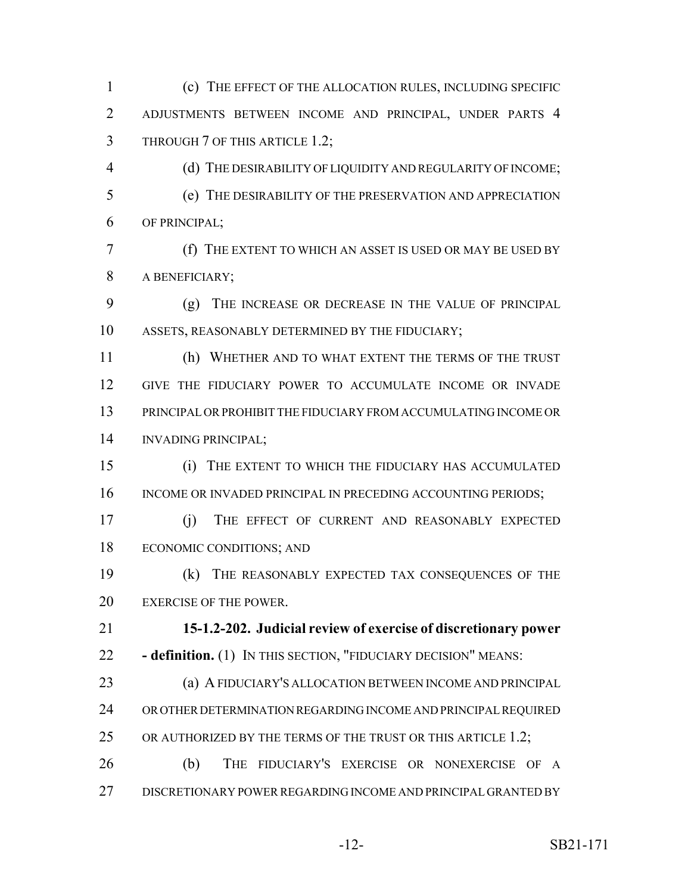(c) THE EFFECT OF THE ALLOCATION RULES, INCLUDING SPECIFIC ADJUSTMENTS BETWEEN INCOME AND PRINCIPAL, UNDER PARTS 4 THROUGH 7 OF THIS ARTICLE 1.2;

(d) THE DESIRABILITY OF LIQUIDITY AND REGULARITY OF INCOME;

(e) THE DESIRABILITY OF THE PRESERVATION AND APPRECIATION OF PRINCIPAL;

(f) THE EXTENT TO WHICH AN ASSET IS USED OR MAY BE USED BY A BENEFICIARY;

(g) THE INCREASE OR DECREASE IN THE VALUE OF PRINCIPAL ASSETS, REASONABLY DETERMINED BY THE FIDUCIARY;

(h) WHETHER AND TO WHAT EXTENT THE TERMS OF THE TRUST GIVE THE FIDUCIARY POWER TO ACCUMULATE INCOME OR INVADE PRINCIPAL OR PROHIBIT THE FIDUCIARY FROM ACCUMULATING INCOME OR INVADING PRINCIPAL;

(i) THE EXTENT TO WHICH THE FIDUCIARY HAS ACCUMULATED INCOME OR INVADED PRINCIPAL IN PRECEDING ACCOUNTING PERIODS;

(j) THE EFFECT OF CURRENT AND REASONABLY EXPECTED ECONOMIC CONDITIONS; AND

(k) THE REASONABLY EXPECTED TAX CONSEQUENCES OF THE EXERCISE OF THE POWER.

**15-1.2-202. Judicial review of exercise of discretionary power - definition.** (1) IN THIS SECTION, "FIDUCIARY DECISION" MEANS:

(a) A FIDUCIARY'S ALLOCATION BETWEEN INCOME AND PRINCIPAL OR OTHER DETERMINATION REGARDING INCOME AND PRINCIPAL REQUIRED OR AUTHORIZED BY THE TERMS OF THE TRUST OR THIS ARTICLE 1.2;

(b) THE FIDUCIARY'S EXERCISE OR NONEXERCISE OF A DISCRETIONARY POWER REGARDING INCOME AND PRINCIPAL GRANTED BY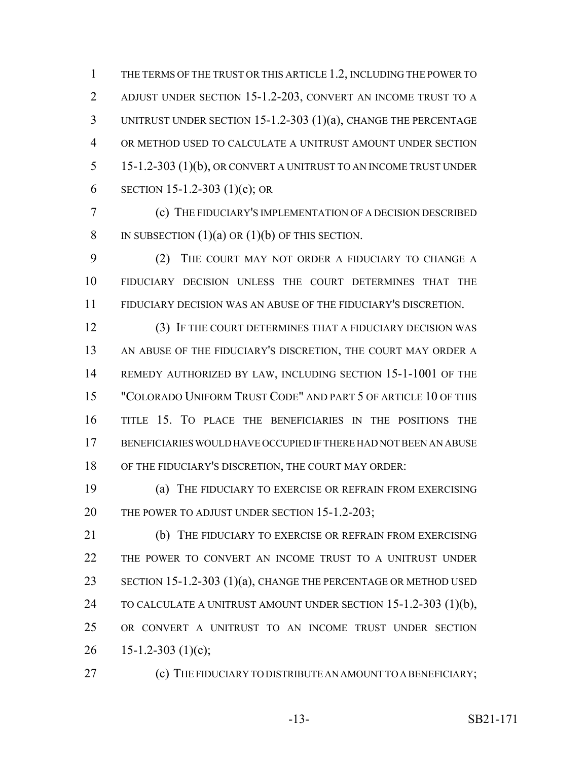THE TERMS OF THE TRUST OR THIS ARTICLE 1.2, INCLUDING THE POWER TO ADJUST UNDER SECTION 15-1.2-203, CONVERT AN INCOME TRUST TO A UNITRUST UNDER SECTION 15-1.2-303 (1)(a), CHANGE THE PERCENTAGE OR METHOD USED TO CALCULATE A UNITRUST AMOUNT UNDER SECTION 15-1.2-303 (1)(b), OR CONVERT A UNITRUST TO AN INCOME TRUST UNDER SECTION 15-1.2-303 (1)(c); OR

(c) THE FIDUCIARY'S IMPLEMENTATION OF A DECISION DESCRIBED IN SUBSECTION (1)(a) OR (1)(b) OF THIS SECTION.

(2) THE COURT MAY NOT ORDER A FIDUCIARY TO CHANGE A FIDUCIARY DECISION UNLESS THE COURT DETERMINES THAT THE FIDUCIARY DECISION WAS AN ABUSE OF THE FIDUCIARY'S DISCRETION.

(3) IF THE COURT DETERMINES THAT A FIDUCIARY DECISION WAS AN ABUSE OF THE FIDUCIARY'S DISCRETION, THE COURT MAY ORDER A REMEDY AUTHORIZED BY LAW, INCLUDING SECTION 15-1-1001 OF THE "COLORADO UNIFORM TRUST CODE" AND PART 5 OF ARTICLE 10 OF THIS TITLE 15. TO PLACE THE BENEFICIARIES IN THE POSITIONS THE BENEFICIARIES WOULD HAVE OCCUPIED IF THERE HAD NOT BEEN AN ABUSE OF THE FIDUCIARY'S DISCRETION, THE COURT MAY ORDER:

(a) THE FIDUCIARY TO EXERCISE OR REFRAIN FROM EXERCISING THE POWER TO ADJUST UNDER SECTION 15-1.2-203;

(b) THE FIDUCIARY TO EXERCISE OR REFRAIN FROM EXERCISING THE POWER TO CONVERT AN INCOME TRUST TO A UNITRUST UNDER SECTION 15-1.2-303 (1)(a), CHANGE THE PERCENTAGE OR METHOD USED TO CALCULATE A UNITRUST AMOUNT UNDER SECTION 15-1.2-303 (1)(b), OR CONVERT A UNITRUST TO AN INCOME TRUST UNDER SECTION 15-1.2-303 (1)(c);

(c) THE FIDUCIARY TO DISTRIBUTE AN AMOUNT TO A BENEFICIARY;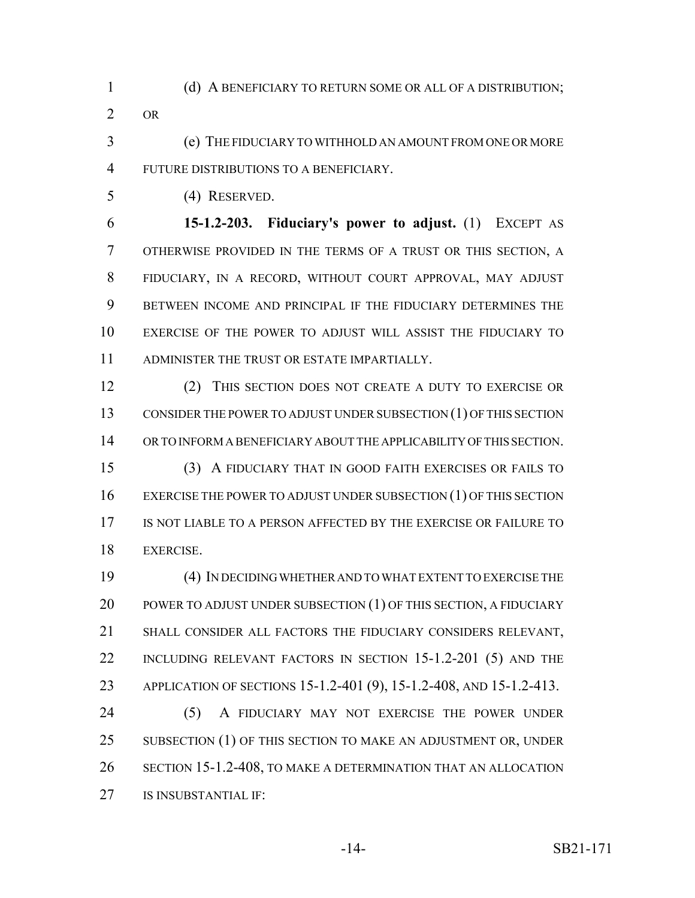(d) A BENEFICIARY TO RETURN SOME OR ALL OF A DISTRIBUTION; OR

(e) THE FIDUCIARY TO WITHHOLD AN AMOUNT FROM ONE OR MORE FUTURE DISTRIBUTIONS TO A BENEFICIARY.

(4) RESERVED.

**15-1.2-203. Fiduciary's power to adjust.** (1) EXCEPT AS OTHERWISE PROVIDED IN THE TERMS OF A TRUST OR THIS SECTION, A FIDUCIARY, IN A RECORD, WITHOUT COURT APPROVAL, MAY ADJUST BETWEEN INCOME AND PRINCIPAL IF THE FIDUCIARY DETERMINES THE EXERCISE OF THE POWER TO ADJUST WILL ASSIST THE FIDUCIARY TO ADMINISTER THE TRUST OR ESTATE IMPARTIALLY.

(2) THIS SECTION DOES NOT CREATE A DUTY TO EXERCISE OR CONSIDER THE POWER TO ADJUST UNDER SUBSECTION (1) OF THIS SECTION OR TO INFORM A BENEFICIARY ABOUT THE APPLICABILITY OF THIS SECTION.

(3) A FIDUCIARY THAT IN GOOD FAITH EXERCISES OR FAILS TO EXERCISE THE POWER TO ADJUST UNDER SUBSECTION (1) OF THIS SECTION IS NOT LIABLE TO A PERSON AFFECTED BY THE EXERCISE OR FAILURE TO EXERCISE.

(4) IN DECIDING WHETHER AND TO WHAT EXTENT TO EXERCISE THE POWER TO ADJUST UNDER SUBSECTION (1) OF THIS SECTION, A FIDUCIARY SHALL CONSIDER ALL FACTORS THE FIDUCIARY CONSIDERS RELEVANT, INCLUDING RELEVANT FACTORS IN SECTION 15-1.2-201 (5) AND THE APPLICATION OF SECTIONS 15-1.2-401 (9), 15-1.2-408, AND 15-1.2-413.

(5) A FIDUCIARY MAY NOT EXERCISE THE POWER UNDER SUBSECTION (1) OF THIS SECTION TO MAKE AN ADJUSTMENT OR, UNDER SECTION 15-1.2-408, TO MAKE A DETERMINATION THAT AN ALLOCATION IS INSUBSTANTIAL IF: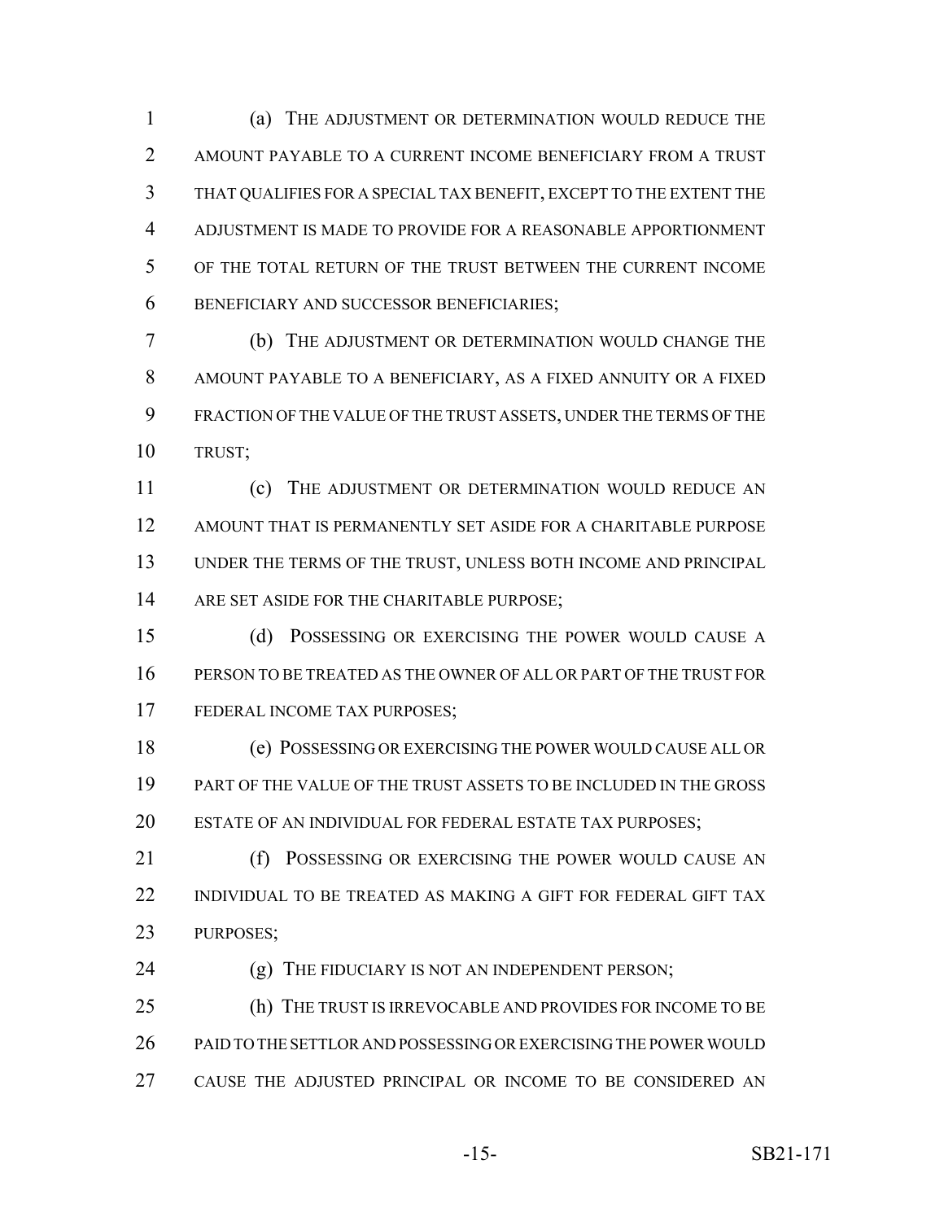(a) THE ADJUSTMENT OR DETERMINATION WOULD REDUCE THE AMOUNT PAYABLE TO A CURRENT INCOME BENEFICIARY FROM A TRUST THAT QUALIFIES FOR A SPECIAL TAX BENEFIT, EXCEPT TO THE EXTENT THE ADJUSTMENT IS MADE TO PROVIDE FOR A REASONABLE APPORTIONMENT OF THE TOTAL RETURN OF THE TRUST BETWEEN THE CURRENT INCOME BENEFICIARY AND SUCCESSOR BENEFICIARIES;

(b) THE ADJUSTMENT OR DETERMINATION WOULD CHANGE THE AMOUNT PAYABLE TO A BENEFICIARY, AS A FIXED ANNUITY OR A FIXED FRACTION OF THE VALUE OF THE TRUST ASSETS, UNDER THE TERMS OF THE TRUST;

(c) THE ADJUSTMENT OR DETERMINATION WOULD REDUCE AN AMOUNT THAT IS PERMANENTLY SET ASIDE FOR A CHARITABLE PURPOSE UNDER THE TERMS OF THE TRUST, UNLESS BOTH INCOME AND PRINCIPAL ARE SET ASIDE FOR THE CHARITABLE PURPOSE;

(d) POSSESSING OR EXERCISING THE POWER WOULD CAUSE A PERSON TO BE TREATED AS THE OWNER OF ALL OR PART OF THE TRUST FOR FEDERAL INCOME TAX PURPOSES;

(e) POSSESSING OR EXERCISING THE POWER WOULD CAUSE ALL OR PART OF THE VALUE OF THE TRUST ASSETS TO BE INCLUDED IN THE GROSS ESTATE OF AN INDIVIDUAL FOR FEDERAL ESTATE TAX PURPOSES;

(f) POSSESSING OR EXERCISING THE POWER WOULD CAUSE AN INDIVIDUAL TO BE TREATED AS MAKING A GIFT FOR FEDERAL GIFT TAX PURPOSES;

(g) THE FIDUCIARY IS NOT AN INDEPENDENT PERSON;

(h) THE TRUST IS IRREVOCABLE AND PROVIDES FOR INCOME TO BE PAID TO THE SETTLOR AND POSSESSING OR EXERCISING THE POWER WOULD CAUSE THE ADJUSTED PRINCIPAL OR INCOME TO BE CONSIDERED AN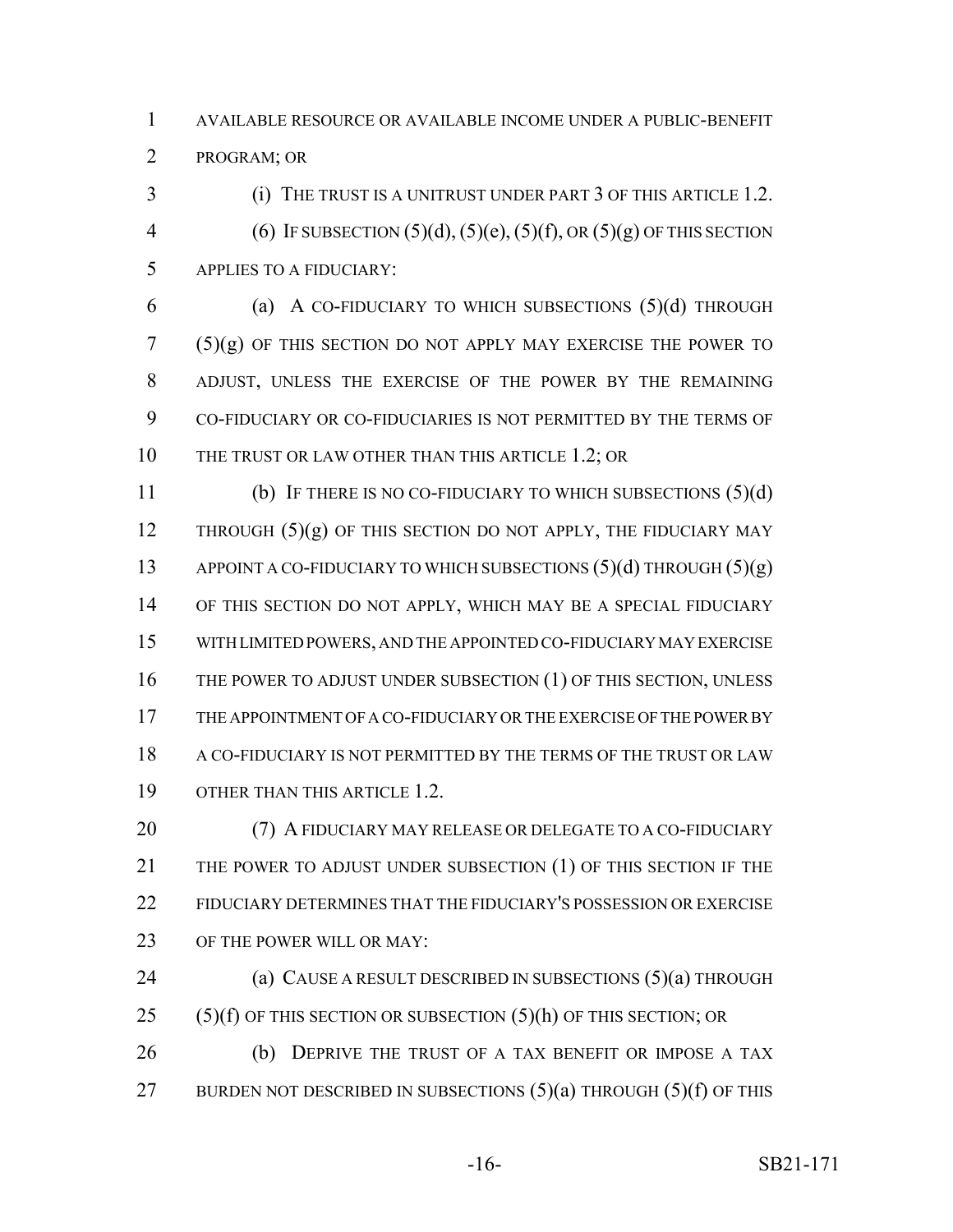AVAILABLE RESOURCE OR AVAILABLE INCOME UNDER A PUBLIC-BENEFIT PROGRAM; OR

(i) THE TRUST IS A UNITRUST UNDER PART 3 OF THIS ARTICLE 1.2.

(6) IF SUBSECTION (5)(d), (5)(e), (5)(f), OR (5)(g) OF THIS SECTION APPLIES TO A FIDUCIARY:

(a) A CO-FIDUCIARY TO WHICH SUBSECTIONS (5)(d) THROUGH (5)(g) OF THIS SECTION DO NOT APPLY MAY EXERCISE THE POWER TO ADJUST, UNLESS THE EXERCISE OF THE POWER BY THE REMAINING CO-FIDUCIARY OR CO-FIDUCIARIES IS NOT PERMITTED BY THE TERMS OF THE TRUST OR LAW OTHER THAN THIS ARTICLE 1.2; OR

(b) IF THERE IS NO CO-FIDUCIARY TO WHICH SUBSECTIONS (5)(d) THROUGH (5)(g) OF THIS SECTION DO NOT APPLY, THE FIDUCIARY MAY APPOINT A CO-FIDUCIARY TO WHICH SUBSECTIONS (5)(d) THROUGH (5)(g) OF THIS SECTION DO NOT APPLY, WHICH MAY BE A SPECIAL FIDUCIARY WITH LIMITED POWERS, AND THE APPOINTED CO-FIDUCIARY MAY EXERCISE THE POWER TO ADJUST UNDER SUBSECTION (1) OF THIS SECTION, UNLESS THE APPOINTMENT OF A CO-FIDUCIARY OR THE EXERCISE OF THE POWER BY A CO-FIDUCIARY IS NOT PERMITTED BY THE TERMS OF THE TRUST OR LAW OTHER THAN THIS ARTICLE 1.2.

(7) A FIDUCIARY MAY RELEASE OR DELEGATE TO A CO-FIDUCIARY THE POWER TO ADJUST UNDER SUBSECTION (1) OF THIS SECTION IF THE FIDUCIARY DETERMINES THAT THE FIDUCIARY'S POSSESSION OR EXERCISE OF THE POWER WILL OR MAY:

(a) CAUSE A RESULT DESCRIBED IN SUBSECTIONS (5)(a) THROUGH (5)(f) OF THIS SECTION OR SUBSECTION (5)(h) OF THIS SECTION; OR

(b) DEPRIVE THE TRUST OF A TAX BENEFIT OR IMPOSE A TAX BURDEN NOT DESCRIBED IN SUBSECTIONS (5)(a) THROUGH (5)(f) OF THIS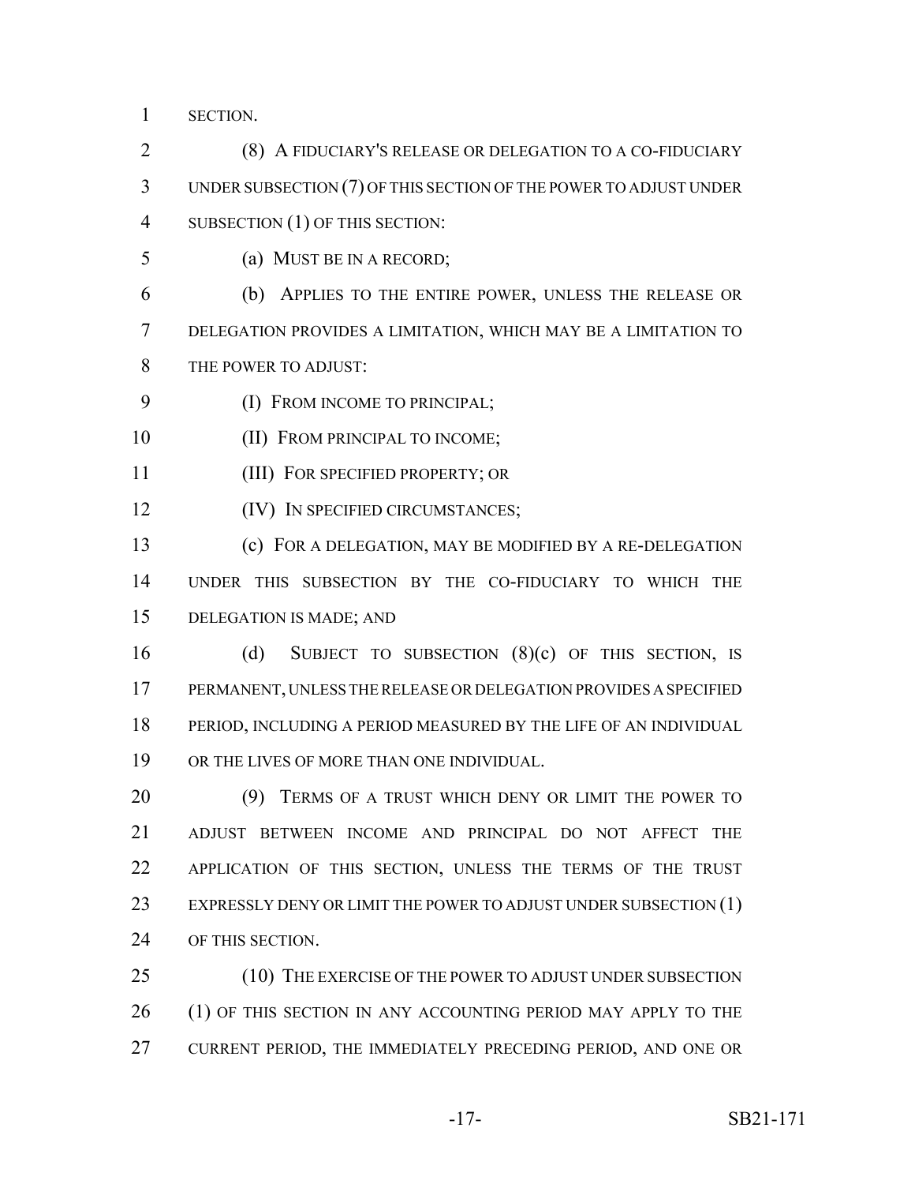SECTION.

(8) A FIDUCIARY'S RELEASE OR DELEGATION TO A CO-FIDUCIARY UNDER SUBSECTION (7) OF THIS SECTION OF THE POWER TO ADJUST UNDER SUBSECTION (1) OF THIS SECTION:

(a) MUST BE IN A RECORD;

(b) APPLIES TO THE ENTIRE POWER, UNLESS THE RELEASE OR DELEGATION PROVIDES A LIMITATION, WHICH MAY BE A LIMITATION TO THE POWER TO ADJUST:

(I) FROM INCOME TO PRINCIPAL;

(II) FROM PRINCIPAL TO INCOME;

(III) FOR SPECIFIED PROPERTY; OR

(IV) IN SPECIFIED CIRCUMSTANCES;

(c) FOR A DELEGATION, MAY BE MODIFIED BY A RE-DELEGATION UNDER THIS SUBSECTION BY THE CO-FIDUCIARY TO WHICH THE DELEGATION IS MADE; AND

(d) SUBJECT TO SUBSECTION (8)(c) OF THIS SECTION, IS PERMANENT, UNLESS THE RELEASE OR DELEGATION PROVIDES A SPECIFIED PERIOD, INCLUDING A PERIOD MEASURED BY THE LIFE OF AN INDIVIDUAL OR THE LIVES OF MORE THAN ONE INDIVIDUAL.

(9) TERMS OF A TRUST WHICH DENY OR LIMIT THE POWER TO ADJUST BETWEEN INCOME AND PRINCIPAL DO NOT AFFECT THE APPLICATION OF THIS SECTION, UNLESS THE TERMS OF THE TRUST EXPRESSLY DENY OR LIMIT THE POWER TO ADJUST UNDER SUBSECTION (1) OF THIS SECTION.

(10) THE EXERCISE OF THE POWER TO ADJUST UNDER SUBSECTION (1) OF THIS SECTION IN ANY ACCOUNTING PERIOD MAY APPLY TO THE CURRENT PERIOD, THE IMMEDIATELY PRECEDING PERIOD, AND ONE OR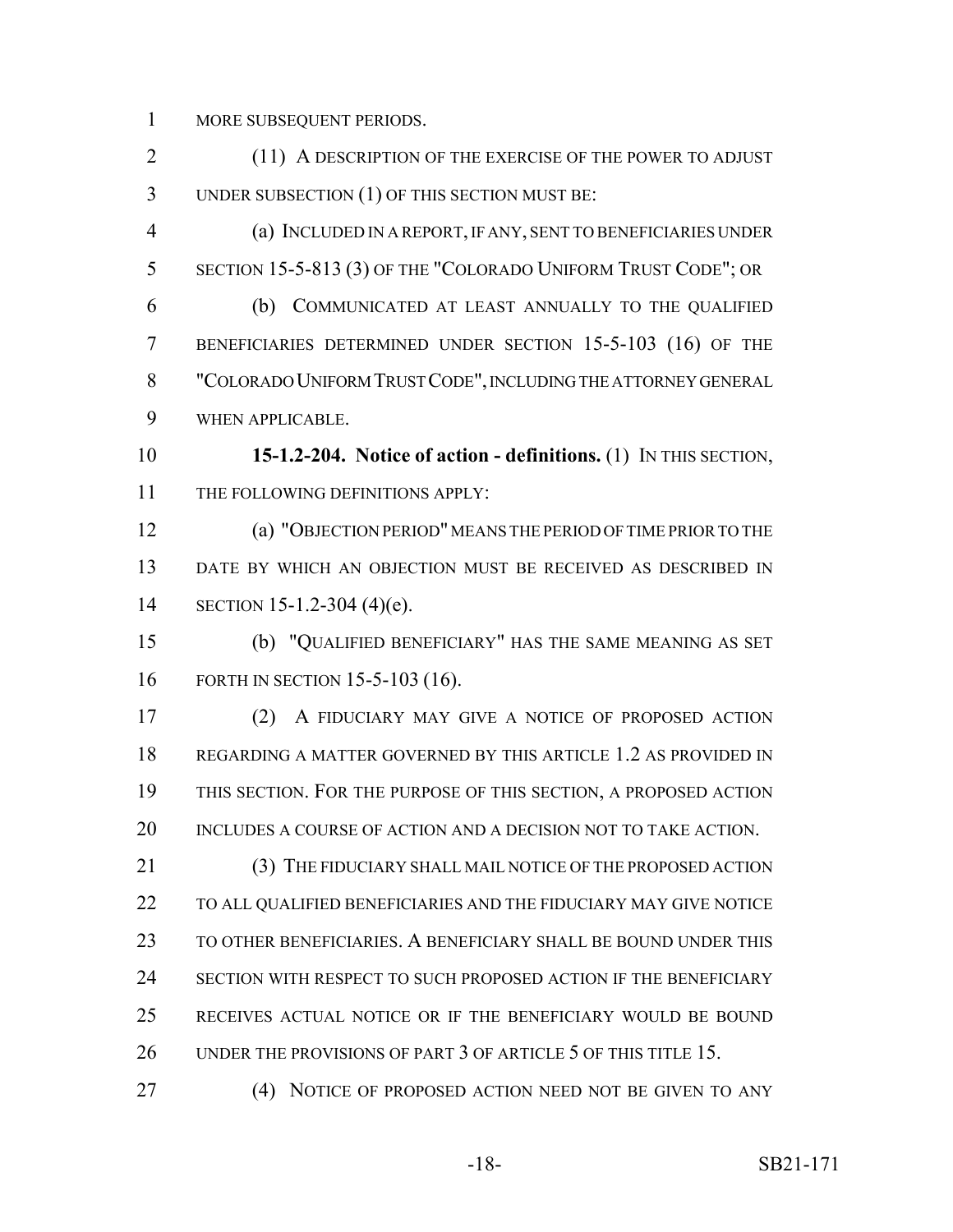MORE SUBSEQUENT PERIODS.

(11) A DESCRIPTION OF THE EXERCISE OF THE POWER TO ADJUST UNDER SUBSECTION (1) OF THIS SECTION MUST BE:

(a) INCLUDED IN A REPORT, IF ANY, SENT TO BENEFICIARIES UNDER SECTION 15-5-813 (3) OF THE "COLORADO UNIFORM TRUST CODE"; OR

(b) COMMUNICATED AT LEAST ANNUALLY TO THE QUALIFIED BENEFICIARIES DETERMINED UNDER SECTION 15-5-103 (16) OF THE "COLORADO UNIFORM TRUST CODE", INCLUDING THE ATTORNEY GENERAL WHEN APPLICABLE.

**15-1.2-204. Notice of action - definitions.** (1) IN THIS SECTION, THE FOLLOWING DEFINITIONS APPLY:

(a) "OBJECTION PERIOD" MEANS THE PERIOD OF TIME PRIOR TO THE DATE BY WHICH AN OBJECTION MUST BE RECEIVED AS DESCRIBED IN SECTION 15-1.2-304 (4)(e).

(b) "QUALIFIED BENEFICIARY" HAS THE SAME MEANING AS SET FORTH IN SECTION 15-5-103 (16).

(2) A FIDUCIARY MAY GIVE A NOTICE OF PROPOSED ACTION REGARDING A MATTER GOVERNED BY THIS ARTICLE 1.2 AS PROVIDED IN THIS SECTION. FOR THE PURPOSE OF THIS SECTION, A PROPOSED ACTION INCLUDES A COURSE OF ACTION AND A DECISION NOT TO TAKE ACTION.

(3) THE FIDUCIARY SHALL MAIL NOTICE OF THE PROPOSED ACTION TO ALL QUALIFIED BENEFICIARIES AND THE FIDUCIARY MAY GIVE NOTICE TO OTHER BENEFICIARIES. A BENEFICIARY SHALL BE BOUND UNDER THIS SECTION WITH RESPECT TO SUCH PROPOSED ACTION IF THE BENEFICIARY RECEIVES ACTUAL NOTICE OR IF THE BENEFICIARY WOULD BE BOUND UNDER THE PROVISIONS OF PART 3 OF ARTICLE 5 OF THIS TITLE 15.

(4) NOTICE OF PROPOSED ACTION NEED NOT BE GIVEN TO ANY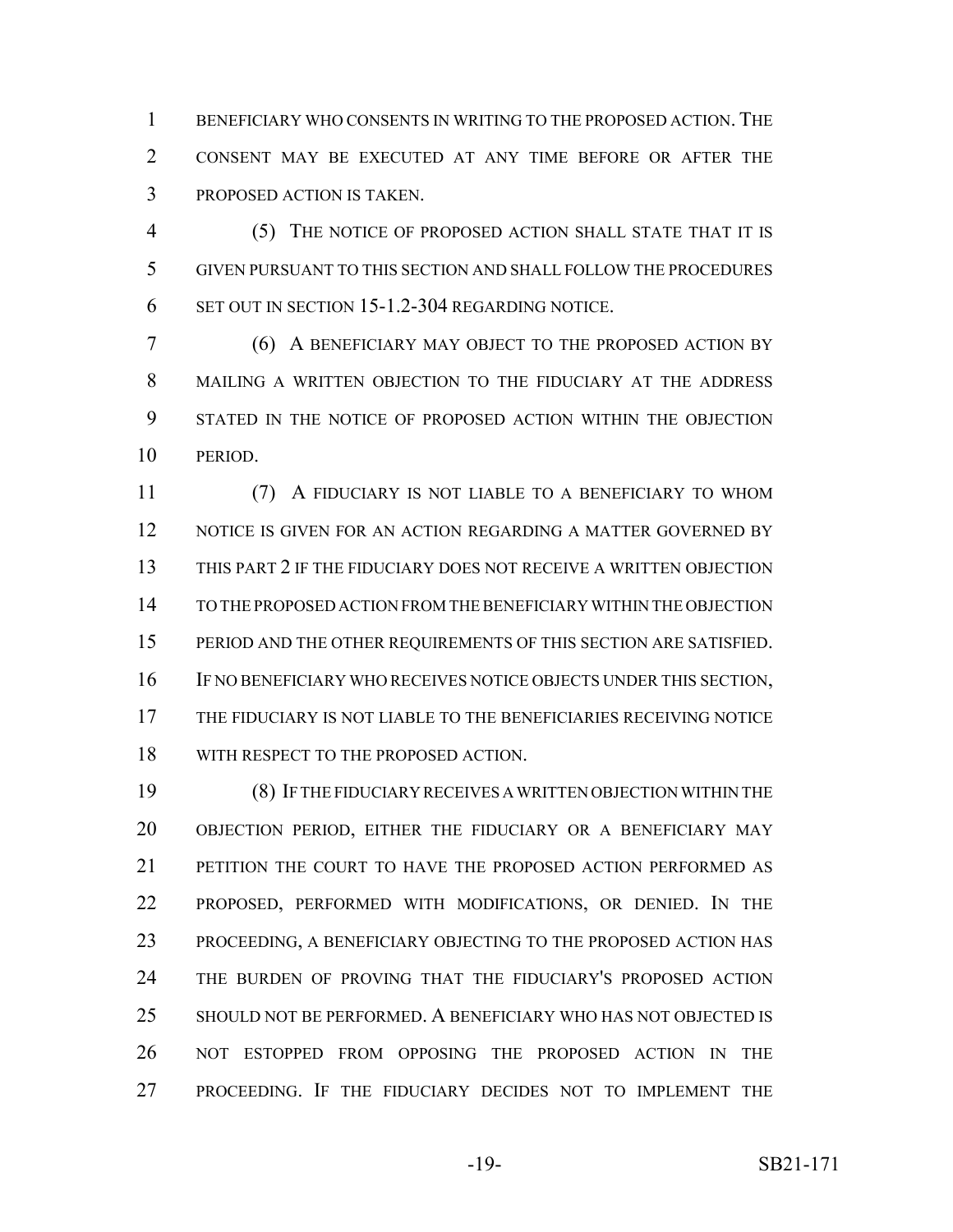BENEFICIARY WHO CONSENTS IN WRITING TO THE PROPOSED ACTION. THE CONSENT MAY BE EXECUTED AT ANY TIME BEFORE OR AFTER THE PROPOSED ACTION IS TAKEN.

(5) THE NOTICE OF PROPOSED ACTION SHALL STATE THAT IT IS GIVEN PURSUANT TO THIS SECTION AND SHALL FOLLOW THE PROCEDURES SET OUT IN SECTION 15-1.2-304 REGARDING NOTICE.

(6) A BENEFICIARY MAY OBJECT TO THE PROPOSED ACTION BY MAILING A WRITTEN OBJECTION TO THE FIDUCIARY AT THE ADDRESS STATED IN THE NOTICE OF PROPOSED ACTION WITHIN THE OBJECTION PERIOD.

(7) A FIDUCIARY IS NOT LIABLE TO A BENEFICIARY TO WHOM NOTICE IS GIVEN FOR AN ACTION REGARDING A MATTER GOVERNED BY THIS PART 2 IF THE FIDUCIARY DOES NOT RECEIVE A WRITTEN OBJECTION TO THE PROPOSED ACTION FROM THE BENEFICIARY WITHIN THE OBJECTION PERIOD AND THE OTHER REQUIREMENTS OF THIS SECTION ARE SATISFIED. IF NO BENEFICIARY WHO RECEIVES NOTICE OBJECTS UNDER THIS SECTION, THE FIDUCIARY IS NOT LIABLE TO THE BENEFICIARIES RECEIVING NOTICE WITH RESPECT TO THE PROPOSED ACTION.

(8) IF THE FIDUCIARY RECEIVES A WRITTEN OBJECTION WITHIN THE OBJECTION PERIOD, EITHER THE FIDUCIARY OR A BENEFICIARY MAY PETITION THE COURT TO HAVE THE PROPOSED ACTION PERFORMED AS PROPOSED, PERFORMED WITH MODIFICATIONS, OR DENIED. IN THE PROCEEDING, A BENEFICIARY OBJECTING TO THE PROPOSED ACTION HAS THE BURDEN OF PROVING THAT THE FIDUCIARY'S PROPOSED ACTION SHOULD NOT BE PERFORMED. A BENEFICIARY WHO HAS NOT OBJECTED IS NOT ESTOPPED FROM OPPOSING THE PROPOSED ACTION IN THE PROCEEDING. IF THE FIDUCIARY DECIDES NOT TO IMPLEMENT THE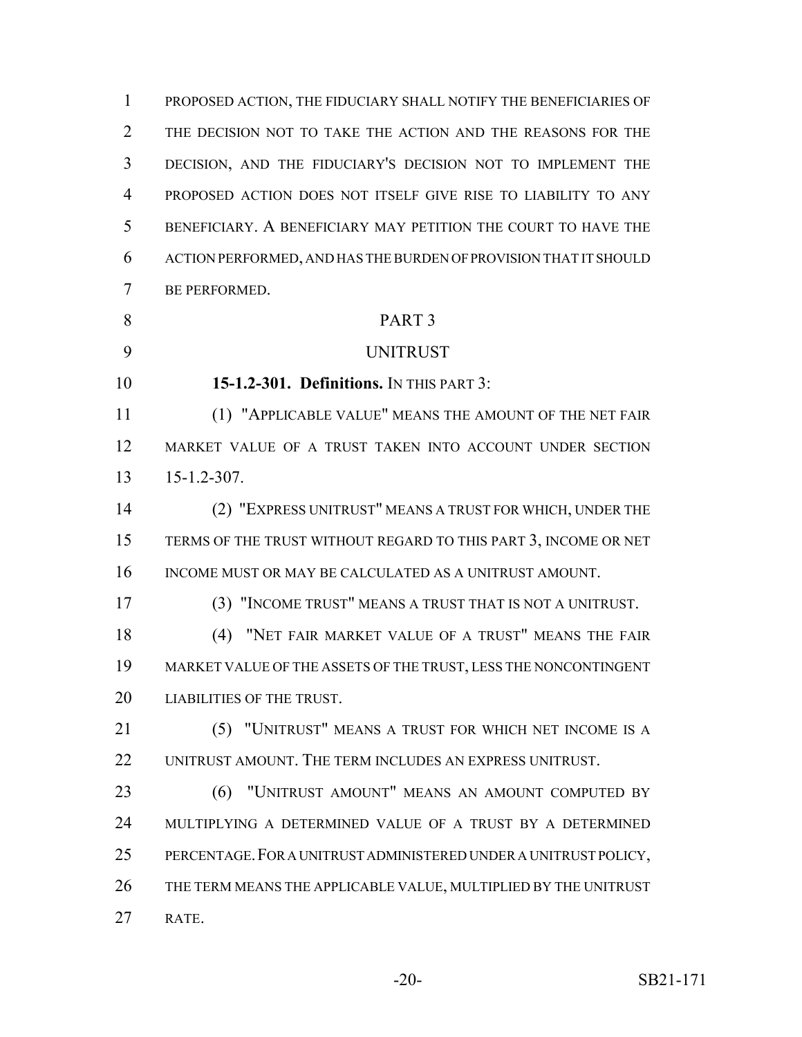PROPOSED ACTION, THE FIDUCIARY SHALL NOTIFY THE BENEFICIARIES OF THE DECISION NOT TO TAKE THE ACTION AND THE REASONS FOR THE DECISION, AND THE FIDUCIARY'S DECISION NOT TO IMPLEMENT THE PROPOSED ACTION DOES NOT ITSELF GIVE RISE TO LIABILITY TO ANY BENEFICIARY. A BENEFICIARY MAY PETITION THE COURT TO HAVE THE ACTION PERFORMED, AND HAS THE BURDEN OF PROVISION THAT IT SHOULD BE PERFORMED.

PART 3

UNITRUST

**15-1.2-301. Definitions.** IN THIS PART 3:

(1) "APPLICABLE VALUE" MEANS THE AMOUNT OF THE NET FAIR MARKET VALUE OF A TRUST TAKEN INTO ACCOUNT UNDER SECTION 15-1.2-307.

(2) "EXPRESS UNITRUST" MEANS A TRUST FOR WHICH, UNDER THE TERMS OF THE TRUST WITHOUT REGARD TO THIS PART 3, INCOME OR NET INCOME MUST OR MAY BE CALCULATED AS A UNITRUST AMOUNT.

(3) "INCOME TRUST" MEANS A TRUST THAT IS NOT A UNITRUST.

(4) "NET FAIR MARKET VALUE OF A TRUST" MEANS THE FAIR MARKET VALUE OF THE ASSETS OF THE TRUST, LESS THE NONCONTINGENT LIABILITIES OF THE TRUST.

(5) "UNITRUST" MEANS A TRUST FOR WHICH NET INCOME IS A UNITRUST AMOUNT. THE TERM INCLUDES AN EXPRESS UNITRUST.

(6) "UNITRUST AMOUNT" MEANS AN AMOUNT COMPUTED BY MULTIPLYING A DETERMINED VALUE OF A TRUST BY A DETERMINED PERCENTAGE. FOR A UNITRUST ADMINISTERED UNDER A UNITRUST POLICY, THE TERM MEANS THE APPLICABLE VALUE, MULTIPLIED BY THE UNITRUST RATE.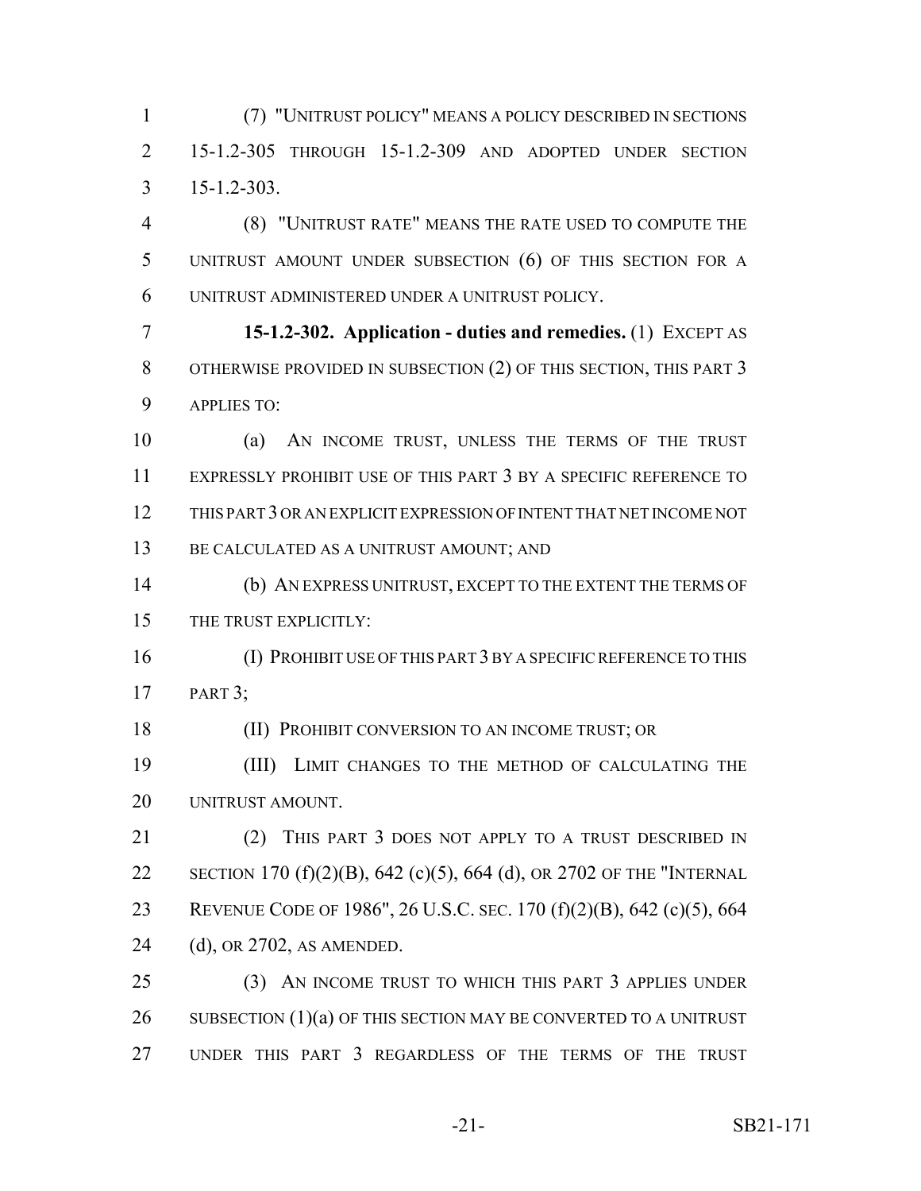(7) "UNITRUST POLICY" MEANS A POLICY DESCRIBED IN SECTIONS 15-1.2-305 THROUGH 15-1.2-309 AND ADOPTED UNDER SECTION 15-1.2-303.

(8) "UNITRUST RATE" MEANS THE RATE USED TO COMPUTE THE UNITRUST AMOUNT UNDER SUBSECTION (6) OF THIS SECTION FOR A UNITRUST ADMINISTERED UNDER A UNITRUST POLICY.

**15-1.2-302. Application - duties and remedies.** (1) EXCEPT AS OTHERWISE PROVIDED IN SUBSECTION (2) OF THIS SECTION, THIS PART 3 APPLIES TO:

(a) AN INCOME TRUST, UNLESS THE TERMS OF THE TRUST EXPRESSLY PROHIBIT USE OF THIS PART 3 BY A SPECIFIC REFERENCE TO THIS PART 3 OR AN EXPLICIT EXPRESSION OF INTENT THAT NET INCOME NOT BE CALCULATED AS A UNITRUST AMOUNT; AND

(b) AN EXPRESS UNITRUST, EXCEPT TO THE EXTENT THE TERMS OF THE TRUST EXPLICITLY:

(I) PROHIBIT USE OF THIS PART 3 BY A SPECIFIC REFERENCE TO THIS PART 3;

(II) PROHIBIT CONVERSION TO AN INCOME TRUST; OR

(III) LIMIT CHANGES TO THE METHOD OF CALCULATING THE UNITRUST AMOUNT.

(2) THIS PART 3 DOES NOT APPLY TO A TRUST DESCRIBED IN SECTION 170 (f)(2)(B), 642 (c)(5), 664 (d), OR 2702 OF THE "INTERNAL REVENUE CODE OF 1986", 26 U.S.C. SEC. 170 (f)(2)(B), 642 (c)(5), 664 (d), OR 2702, AS AMENDED.

(3) AN INCOME TRUST TO WHICH THIS PART 3 APPLIES UNDER SUBSECTION (1)(a) OF THIS SECTION MAY BE CONVERTED TO A UNITRUST UNDER THIS PART 3 REGARDLESS OF THE TERMS OF THE TRUST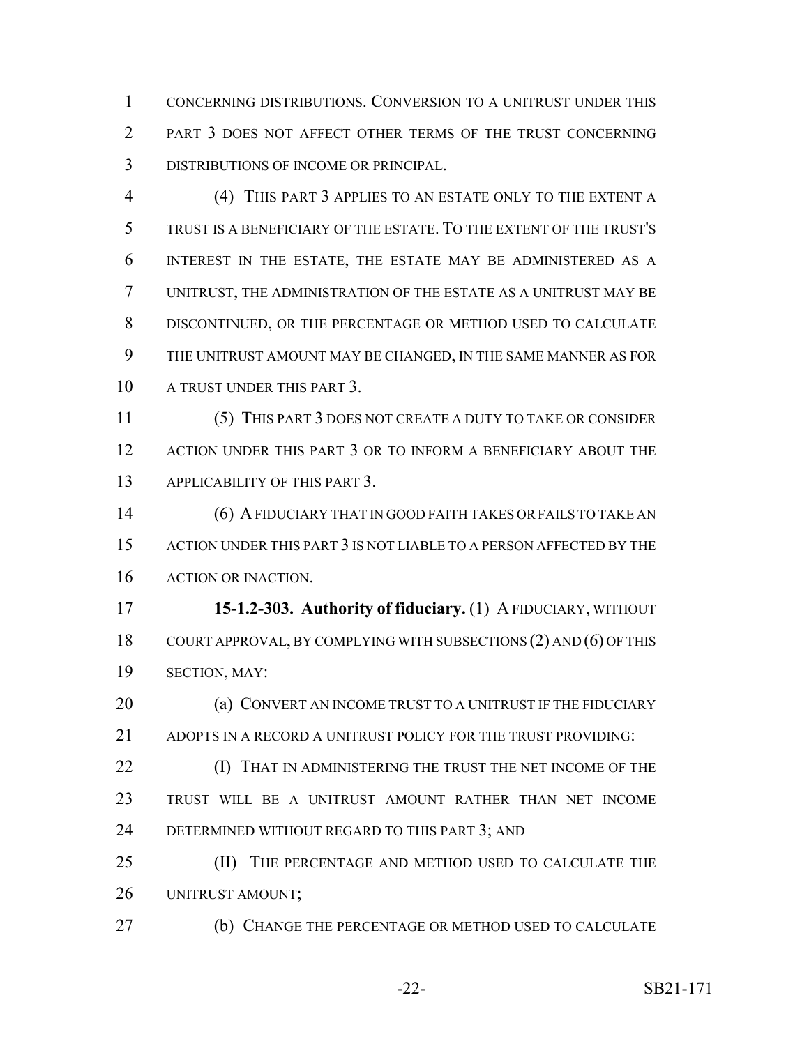CONCERNING DISTRIBUTIONS. CONVERSION TO A UNITRUST UNDER THIS PART 3 DOES NOT AFFECT OTHER TERMS OF THE TRUST CONCERNING DISTRIBUTIONS OF INCOME OR PRINCIPAL.

(4) THIS PART 3 APPLIES TO AN ESTATE ONLY TO THE EXTENT A TRUST IS A BENEFICIARY OF THE ESTATE. TO THE EXTENT OF THE TRUST'S INTEREST IN THE ESTATE, THE ESTATE MAY BE ADMINISTERED AS A UNITRUST, THE ADMINISTRATION OF THE ESTATE AS A UNITRUST MAY BE DISCONTINUED, OR THE PERCENTAGE OR METHOD USED TO CALCULATE THE UNITRUST AMOUNT MAY BE CHANGED, IN THE SAME MANNER AS FOR A TRUST UNDER THIS PART 3.

(5) THIS PART 3 DOES NOT CREATE A DUTY TO TAKE OR CONSIDER ACTION UNDER THIS PART 3 OR TO INFORM A BENEFICIARY ABOUT THE APPLICABILITY OF THIS PART 3.

(6) A FIDUCIARY THAT IN GOOD FAITH TAKES OR FAILS TO TAKE AN ACTION UNDER THIS PART 3 IS NOT LIABLE TO A PERSON AFFECTED BY THE ACTION OR INACTION.

**15-1.2-303. Authority of fiduciary.** (1) A FIDUCIARY, WITHOUT COURT APPROVAL, BY COMPLYING WITH SUBSECTIONS (2) AND (6) OF THIS SECTION, MAY:

(a) CONVERT AN INCOME TRUST TO A UNITRUST IF THE FIDUCIARY ADOPTS IN A RECORD A UNITRUST POLICY FOR THE TRUST PROVIDING:

(I) THAT IN ADMINISTERING THE TRUST THE NET INCOME OF THE TRUST WILL BE A UNITRUST AMOUNT RATHER THAN NET INCOME DETERMINED WITHOUT REGARD TO THIS PART 3; AND

(II) THE PERCENTAGE AND METHOD USED TO CALCULATE THE UNITRUST AMOUNT;

(b) CHANGE THE PERCENTAGE OR METHOD USED TO CALCULATE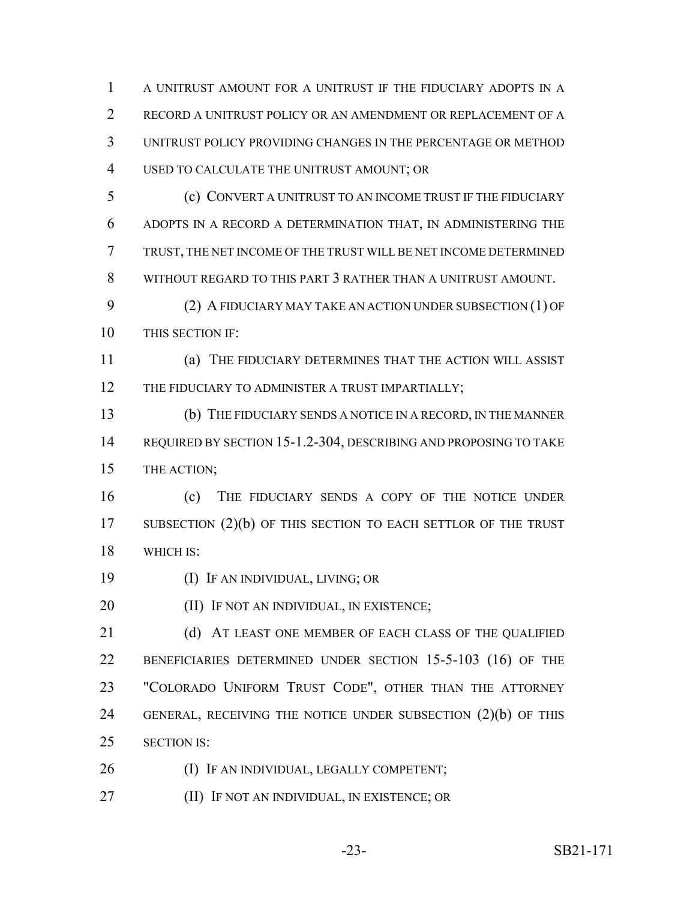A UNITRUST AMOUNT FOR A UNITRUST IF THE FIDUCIARY ADOPTS IN A RECORD A UNITRUST POLICY OR AN AMENDMENT OR REPLACEMENT OF A UNITRUST POLICY PROVIDING CHANGES IN THE PERCENTAGE OR METHOD USED TO CALCULATE THE UNITRUST AMOUNT; OR

(c) CONVERT A UNITRUST TO AN INCOME TRUST IF THE FIDUCIARY ADOPTS IN A RECORD A DETERMINATION THAT, IN ADMINISTERING THE TRUST, THE NET INCOME OF THE TRUST WILL BE NET INCOME DETERMINED WITHOUT REGARD TO THIS PART 3 RATHER THAN A UNITRUST AMOUNT.

(2) A FIDUCIARY MAY TAKE AN ACTION UNDER SUBSECTION (1) OF THIS SECTION IF:

(a) THE FIDUCIARY DETERMINES THAT THE ACTION WILL ASSIST THE FIDUCIARY TO ADMINISTER A TRUST IMPARTIALLY;

(b) THE FIDUCIARY SENDS A NOTICE IN A RECORD, IN THE MANNER REQUIRED BY SECTION 15-1.2-304, DESCRIBING AND PROPOSING TO TAKE THE ACTION;

(c) THE FIDUCIARY SENDS A COPY OF THE NOTICE UNDER SUBSECTION (2)(b) OF THIS SECTION TO EACH SETTLOR OF THE TRUST WHICH IS:

(I) IF AN INDIVIDUAL, LIVING; OR

(II) IF NOT AN INDIVIDUAL, IN EXISTENCE;

(d) AT LEAST ONE MEMBER OF EACH CLASS OF THE QUALIFIED BENEFICIARIES DETERMINED UNDER SECTION 15-5-103 (16) OF THE "COLORADO UNIFORM TRUST CODE", OTHER THAN THE ATTORNEY GENERAL, RECEIVING THE NOTICE UNDER SUBSECTION (2)(b) OF THIS SECTION IS:

(I) IF AN INDIVIDUAL, LEGALLY COMPETENT;

(II) IF NOT AN INDIVIDUAL, IN EXISTENCE; OR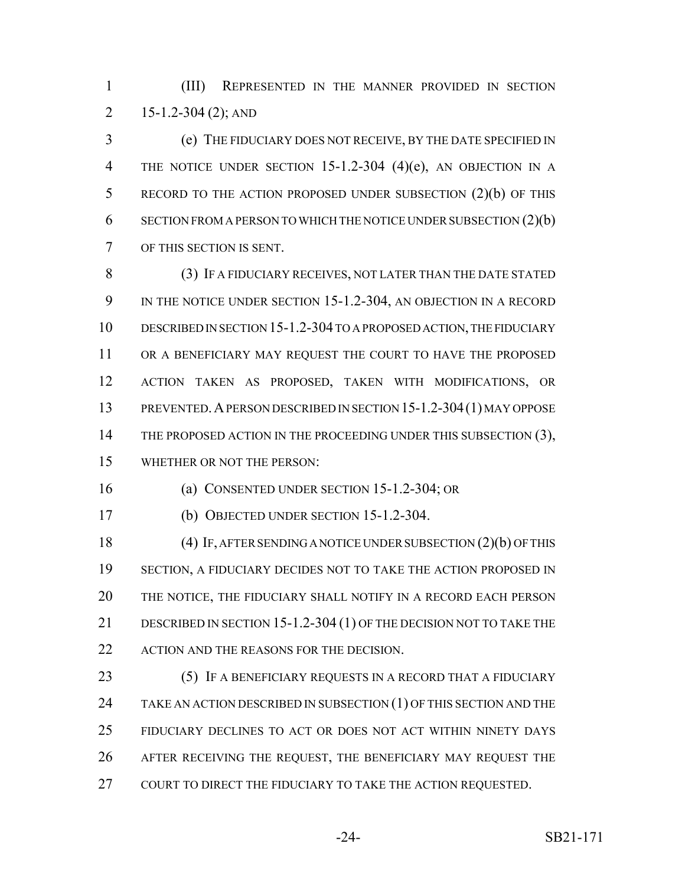(III) REPRESENTED IN THE MANNER PROVIDED IN SECTION 15-1.2-304 (2); AND

(e) THE FIDUCIARY DOES NOT RECEIVE, BY THE DATE SPECIFIED IN THE NOTICE UNDER SECTION 15-1.2-304 (4)(e), AN OBJECTION IN A RECORD TO THE ACTION PROPOSED UNDER SUBSECTION (2)(b) OF THIS SECTION FROM A PERSON TO WHICH THE NOTICE UNDER SUBSECTION (2)(b) OF THIS SECTION IS SENT.

(3) IF A FIDUCIARY RECEIVES, NOT LATER THAN THE DATE STATED IN THE NOTICE UNDER SECTION 15-1.2-304, AN OBJECTION IN A RECORD DESCRIBED IN SECTION 15-1.2-304 TO A PROPOSED ACTION, THE FIDUCIARY OR A BENEFICIARY MAY REQUEST THE COURT TO HAVE THE PROPOSED ACTION TAKEN AS PROPOSED, TAKEN WITH MODIFICATIONS, OR PREVENTED. A PERSON DESCRIBED IN SECTION 15-1.2-304 (1) MAY OPPOSE THE PROPOSED ACTION IN THE PROCEEDING UNDER THIS SUBSECTION (3), WHETHER OR NOT THE PERSON:

(a) CONSENTED UNDER SECTION 15-1.2-304; OR

(b) OBJECTED UNDER SECTION 15-1.2-304.

(4) IF, AFTER SENDING A NOTICE UNDER SUBSECTION (2)(b) OF THIS SECTION, A FIDUCIARY DECIDES NOT TO TAKE THE ACTION PROPOSED IN THE NOTICE, THE FIDUCIARY SHALL NOTIFY IN A RECORD EACH PERSON DESCRIBED IN SECTION 15-1.2-304 (1) OF THE DECISION NOT TO TAKE THE ACTION AND THE REASONS FOR THE DECISION.

(5) IF A BENEFICIARY REQUESTS IN A RECORD THAT A FIDUCIARY TAKE AN ACTION DESCRIBED IN SUBSECTION (1) OF THIS SECTION AND THE FIDUCIARY DECLINES TO ACT OR DOES NOT ACT WITHIN NINETY DAYS AFTER RECEIVING THE REQUEST, THE BENEFICIARY MAY REQUEST THE COURT TO DIRECT THE FIDUCIARY TO TAKE THE ACTION REQUESTED.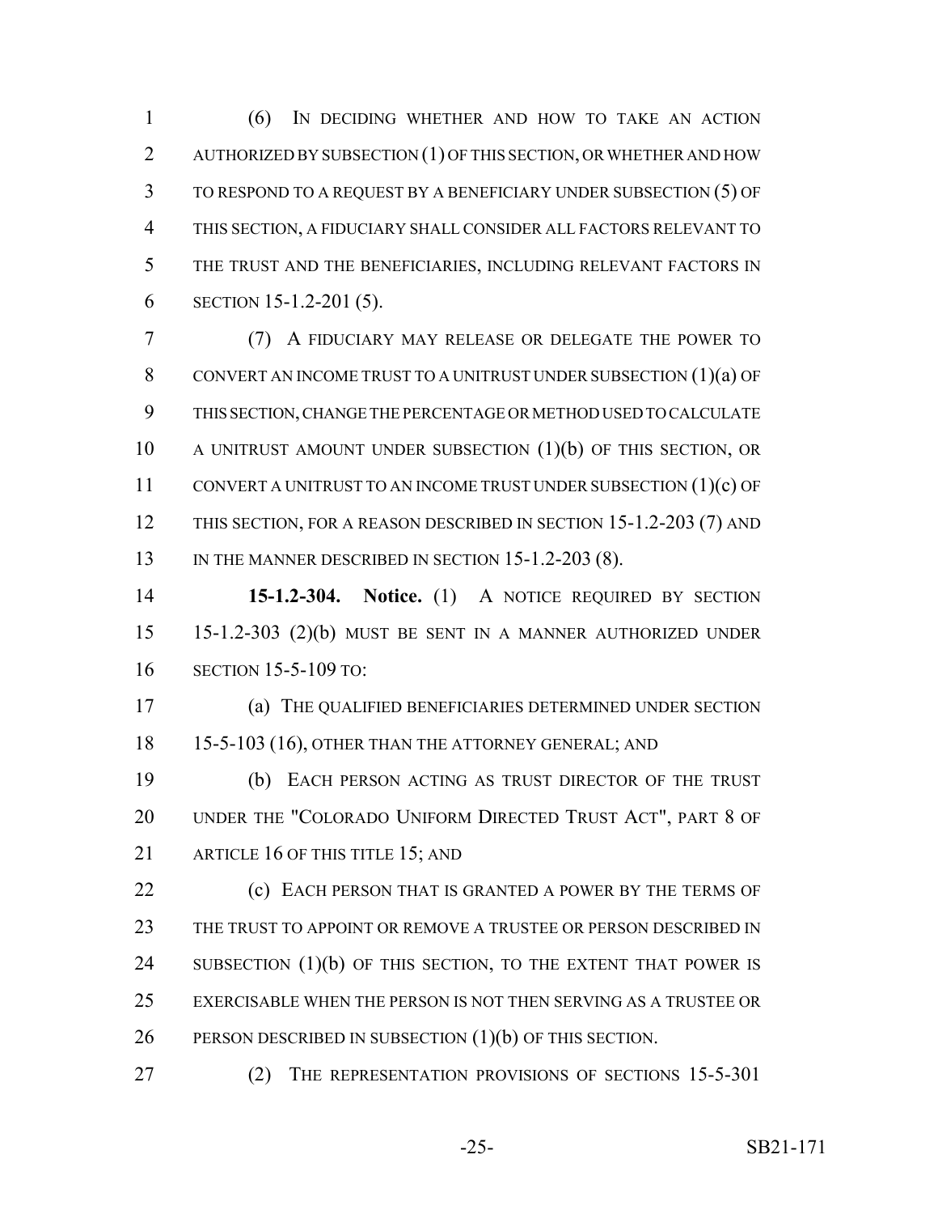(6) IN DECIDING WHETHER AND HOW TO TAKE AN ACTION AUTHORIZED BY SUBSECTION (1) OF THIS SECTION, OR WHETHER AND HOW TO RESPOND TO A REQUEST BY A BENEFICIARY UNDER SUBSECTION (5) OF THIS SECTION, A FIDUCIARY SHALL CONSIDER ALL FACTORS RELEVANT TO THE TRUST AND THE BENEFICIARIES, INCLUDING RELEVANT FACTORS IN SECTION 15-1.2-201 (5).

(7) A FIDUCIARY MAY RELEASE OR DELEGATE THE POWER TO CONVERT AN INCOME TRUST TO A UNITRUST UNDER SUBSECTION (1)(a) OF THIS SECTION, CHANGE THE PERCENTAGE OR METHOD USED TO CALCULATE A UNITRUST AMOUNT UNDER SUBSECTION (1)(b) OF THIS SECTION, OR CONVERT A UNITRUST TO AN INCOME TRUST UNDER SUBSECTION (1)(c) OF THIS SECTION, FOR A REASON DESCRIBED IN SECTION 15-1.2-203 (7) AND IN THE MANNER DESCRIBED IN SECTION 15-1.2-203 (8).

**15-1.2-304. Notice.** (1) A NOTICE REQUIRED BY SECTION 15-1.2-303 (2)(b) MUST BE SENT IN A MANNER AUTHORIZED UNDER SECTION 15-5-109 TO:

(a) THE QUALIFIED BENEFICIARIES DETERMINED UNDER SECTION 15-5-103 (16), OTHER THAN THE ATTORNEY GENERAL; AND

(b) EACH PERSON ACTING AS TRUST DIRECTOR OF THE TRUST UNDER THE "COLORADO UNIFORM DIRECTED TRUST ACT", PART 8 OF ARTICLE 16 OF THIS TITLE 15; AND

(c) EACH PERSON THAT IS GRANTED A POWER BY THE TERMS OF THE TRUST TO APPOINT OR REMOVE A TRUSTEE OR PERSON DESCRIBED IN SUBSECTION (1)(b) OF THIS SECTION, TO THE EXTENT THAT POWER IS EXERCISABLE WHEN THE PERSON IS NOT THEN SERVING AS A TRUSTEE OR PERSON DESCRIBED IN SUBSECTION (1)(b) OF THIS SECTION.

(2) THE REPRESENTATION PROVISIONS OF SECTIONS 15-5-301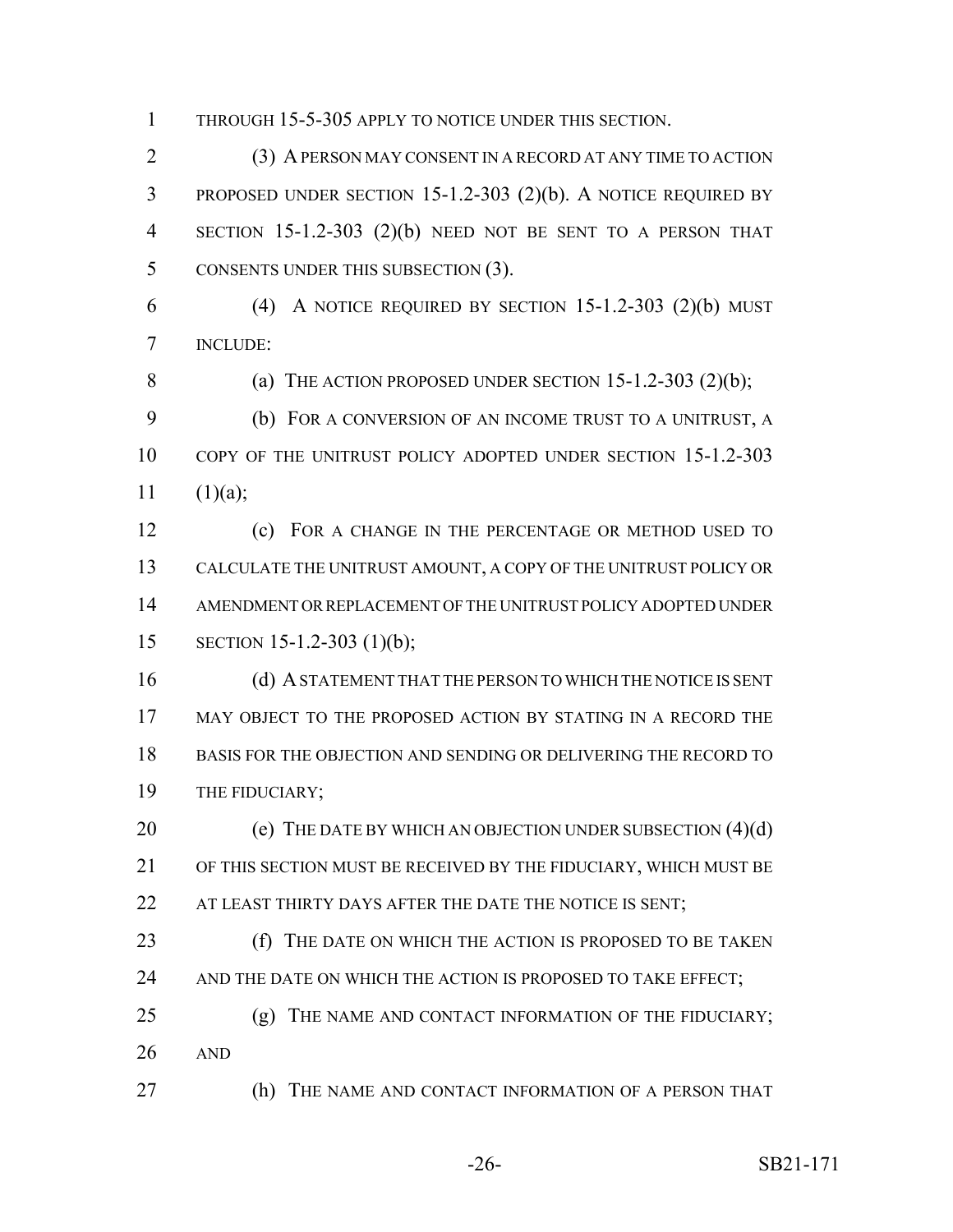THROUGH 15-5-305 APPLY TO NOTICE UNDER THIS SECTION.

(3) A PERSON MAY CONSENT IN A RECORD AT ANY TIME TO ACTION PROPOSED UNDER SECTION 15-1.2-303 (2)(b). A NOTICE REQUIRED BY SECTION 15-1.2-303 (2)(b) NEED NOT BE SENT TO A PERSON THAT CONSENTS UNDER THIS SUBSECTION (3).

(4) A NOTICE REQUIRED BY SECTION 15-1.2-303 (2)(b) MUST INCLUDE:

(a) THE ACTION PROPOSED UNDER SECTION 15-1.2-303 (2)(b);

(b) FOR A CONVERSION OF AN INCOME TRUST TO A UNITRUST, A COPY OF THE UNITRUST POLICY ADOPTED UNDER SECTION 15-1.2-303 (1)(a);

(c) FOR A CHANGE IN THE PERCENTAGE OR METHOD USED TO CALCULATE THE UNITRUST AMOUNT, A COPY OF THE UNITRUST POLICY OR AMENDMENT OR REPLACEMENT OF THE UNITRUST POLICY ADOPTED UNDER SECTION 15-1.2-303 (1)(b);

(d) A STATEMENT THAT THE PERSON TO WHICH THE NOTICE IS SENT MAY OBJECT TO THE PROPOSED ACTION BY STATING IN A RECORD THE BASIS FOR THE OBJECTION AND SENDING OR DELIVERING THE RECORD TO THE FIDUCIARY;

(e) THE DATE BY WHICH AN OBJECTION UNDER SUBSECTION (4)(d) OF THIS SECTION MUST BE RECEIVED BY THE FIDUCIARY, WHICH MUST BE AT LEAST THIRTY DAYS AFTER THE DATE THE NOTICE IS SENT;

(f) THE DATE ON WHICH THE ACTION IS PROPOSED TO BE TAKEN AND THE DATE ON WHICH THE ACTION IS PROPOSED TO TAKE EFFECT;

(g) THE NAME AND CONTACT INFORMATION OF THE FIDUCIARY; AND

(h) THE NAME AND CONTACT INFORMATION OF A PERSON THAT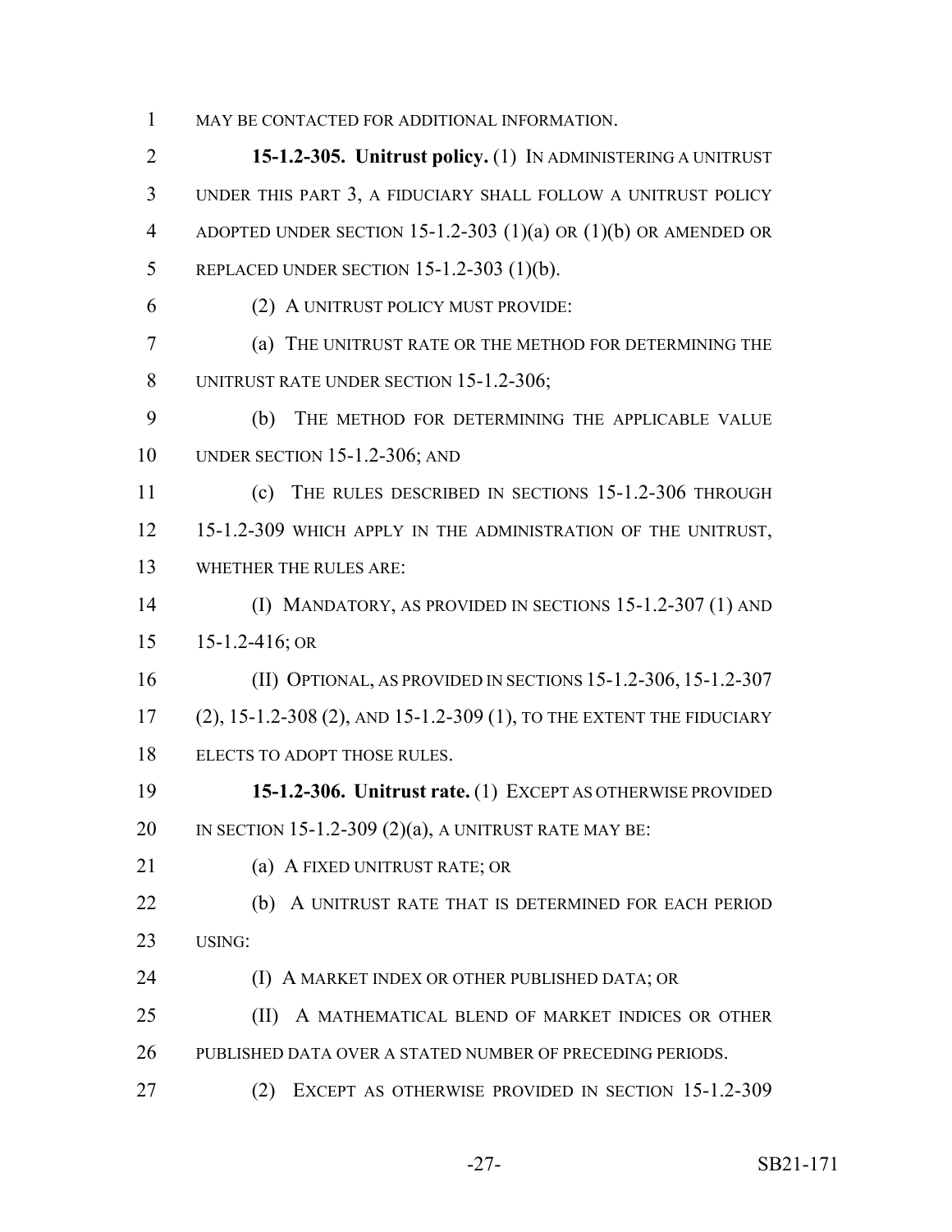MAY BE CONTACTED FOR ADDITIONAL INFORMATION.

**15-1.2-305. Unitrust policy.** (1) IN ADMINISTERING A UNITRUST UNDER THIS PART 3, A FIDUCIARY SHALL FOLLOW A UNITRUST POLICY ADOPTED UNDER SECTION 15-1.2-303 (1)(a) OR (1)(b) OR AMENDED OR REPLACED UNDER SECTION 15-1.2-303 (1)(b).

(2) A UNITRUST POLICY MUST PROVIDE:

(a) THE UNITRUST RATE OR THE METHOD FOR DETERMINING THE UNITRUST RATE UNDER SECTION 15-1.2-306;

(b) THE METHOD FOR DETERMINING THE APPLICABLE VALUE UNDER SECTION 15-1.2-306; AND

(c) THE RULES DESCRIBED IN SECTIONS 15-1.2-306 THROUGH 15-1.2-309 WHICH APPLY IN THE ADMINISTRATION OF THE UNITRUST, WHETHER THE RULES ARE:

(I) MANDATORY, AS PROVIDED IN SECTIONS 15-1.2-307 (1) AND 15-1.2-416; OR

(II) OPTIONAL, AS PROVIDED IN SECTIONS 15-1.2-306, 15-1.2-307 (2), 15-1.2-308 (2), AND 15-1.2-309 (1), TO THE EXTENT THE FIDUCIARY ELECTS TO ADOPT THOSE RULES.

**15-1.2-306. Unitrust rate.** (1) EXCEPT AS OTHERWISE PROVIDED IN SECTION 15-1.2-309 (2)(a), A UNITRUST RATE MAY BE:

(a) A FIXED UNITRUST RATE; OR

(b) A UNITRUST RATE THAT IS DETERMINED FOR EACH PERIOD USING:

(I) A MARKET INDEX OR OTHER PUBLISHED DATA; OR

(II) A MATHEMATICAL BLEND OF MARKET INDICES OR OTHER PUBLISHED DATA OVER A STATED NUMBER OF PRECEDING PERIODS.

(2) EXCEPT AS OTHERWISE PROVIDED IN SECTION 15-1.2-309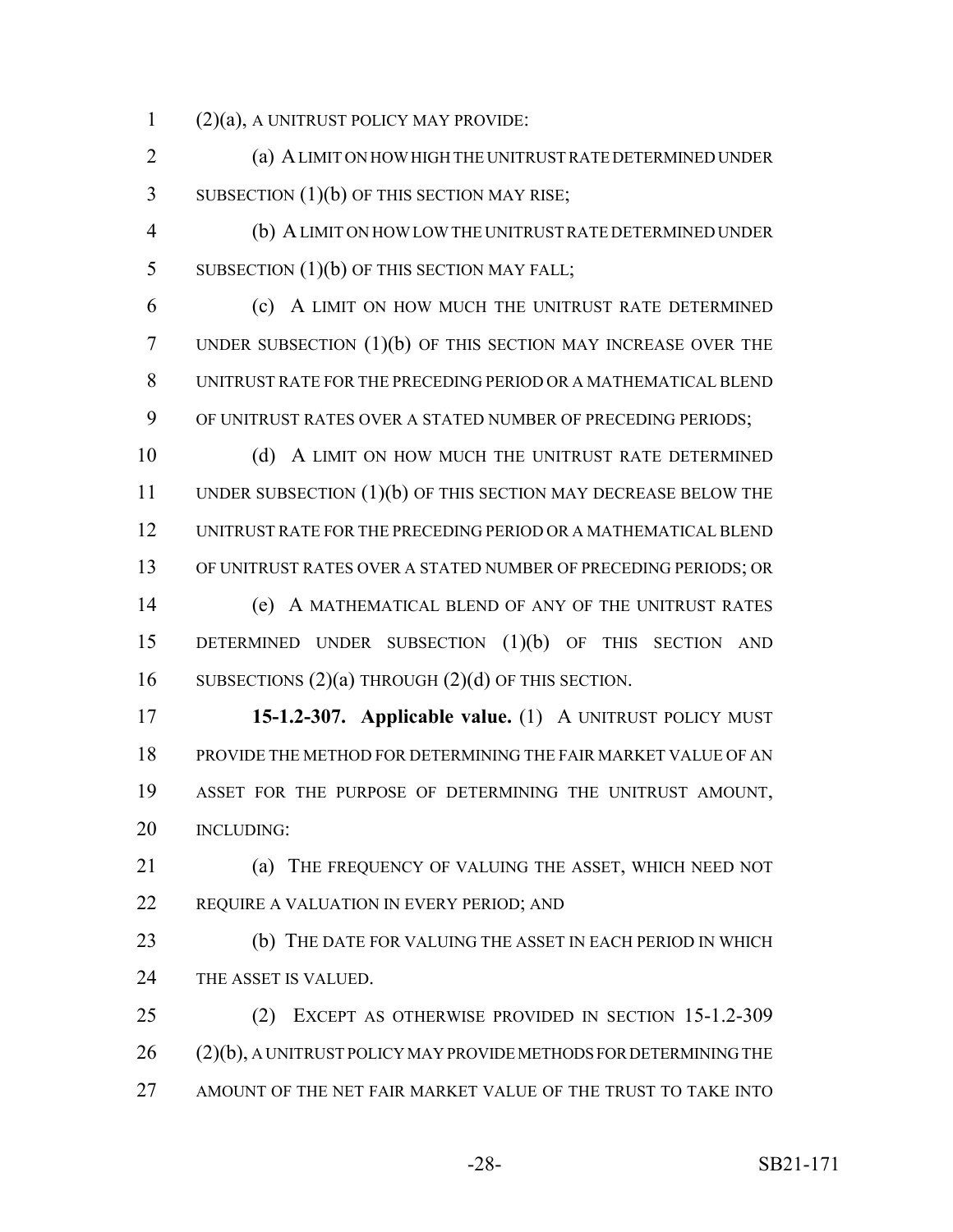(2)(a), A UNITRUST POLICY MAY PROVIDE:

(a) A LIMIT ON HOW HIGH THE UNITRUST RATE DETERMINED UNDER SUBSECTION (1)(b) OF THIS SECTION MAY RISE;

(b) A LIMIT ON HOW LOW THE UNITRUST RATE DETERMINED UNDER SUBSECTION (1)(b) OF THIS SECTION MAY FALL;

(c) A LIMIT ON HOW MUCH THE UNITRUST RATE DETERMINED UNDER SUBSECTION (1)(b) OF THIS SECTION MAY INCREASE OVER THE UNITRUST RATE FOR THE PRECEDING PERIOD OR A MATHEMATICAL BLEND OF UNITRUST RATES OVER A STATED NUMBER OF PRECEDING PERIODS;

(d) A LIMIT ON HOW MUCH THE UNITRUST RATE DETERMINED UNDER SUBSECTION (1)(b) OF THIS SECTION MAY DECREASE BELOW THE UNITRUST RATE FOR THE PRECEDING PERIOD OR A MATHEMATICAL BLEND OF UNITRUST RATES OVER A STATED NUMBER OF PRECEDING PERIODS; OR

(e) A MATHEMATICAL BLEND OF ANY OF THE UNITRUST RATES DETERMINED UNDER SUBSECTION (1)(b) OF THIS SECTION AND SUBSECTIONS (2)(a) THROUGH (2)(d) OF THIS SECTION.

**15-1.2-307. Applicable value.** (1) A UNITRUST POLICY MUST PROVIDE THE METHOD FOR DETERMINING THE FAIR MARKET VALUE OF AN ASSET FOR THE PURPOSE OF DETERMINING THE UNITRUST AMOUNT, INCLUDING:

(a) THE FREQUENCY OF VALUING THE ASSET, WHICH NEED NOT REQUIRE A VALUATION IN EVERY PERIOD; AND

(b) THE DATE FOR VALUING THE ASSET IN EACH PERIOD IN WHICH THE ASSET IS VALUED.

(2) EXCEPT AS OTHERWISE PROVIDED IN SECTION 15-1.2-309 (2)(b), A UNITRUST POLICY MAY PROVIDE METHODS FOR DETERMINING THE AMOUNT OF THE NET FAIR MARKET VALUE OF THE TRUST TO TAKE INTO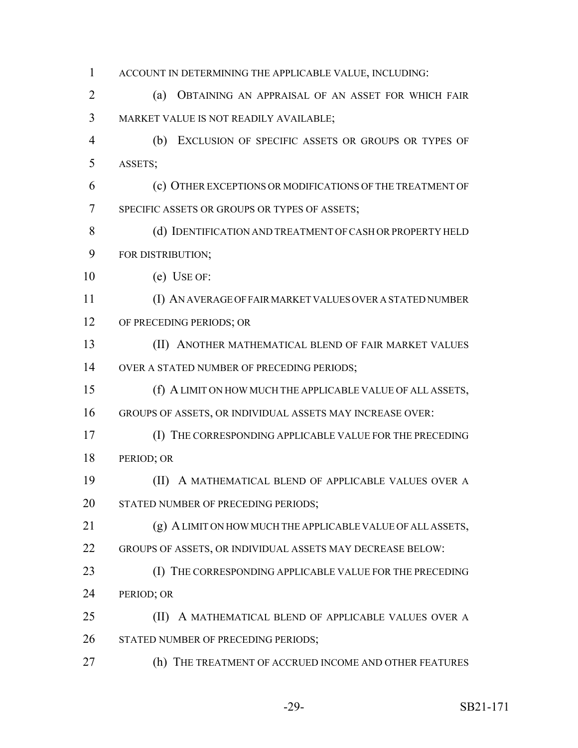ACCOUNT IN DETERMINING THE APPLICABLE VALUE, INCLUDING:

(a) OBTAINING AN APPRAISAL OF AN ASSET FOR WHICH FAIR MARKET VALUE IS NOT READILY AVAILABLE;

(b) EXCLUSION OF SPECIFIC ASSETS OR GROUPS OR TYPES OF ASSETS;

(c) OTHER EXCEPTIONS OR MODIFICATIONS OF THE TREATMENT OF SPECIFIC ASSETS OR GROUPS OR TYPES OF ASSETS;

(d) IDENTIFICATION AND TREATMENT OF CASH OR PROPERTY HELD FOR DISTRIBUTION;

(e) USE OF:

(I) AN AVERAGE OF FAIR MARKET VALUES OVER A STATED NUMBER OF PRECEDING PERIODS; OR

(II) ANOTHER MATHEMATICAL BLEND OF FAIR MARKET VALUES OVER A STATED NUMBER OF PRECEDING PERIODS;

(f) A LIMIT ON HOW MUCH THE APPLICABLE VALUE OF ALL ASSETS, GROUPS OF ASSETS, OR INDIVIDUAL ASSETS MAY INCREASE OVER:

(I) THE CORRESPONDING APPLICABLE VALUE FOR THE PRECEDING PERIOD; OR

(II) A MATHEMATICAL BLEND OF APPLICABLE VALUES OVER A STATED NUMBER OF PRECEDING PERIODS;

(g) A LIMIT ON HOW MUCH THE APPLICABLE VALUE OF ALL ASSETS, GROUPS OF ASSETS, OR INDIVIDUAL ASSETS MAY DECREASE BELOW:

(I) THE CORRESPONDING APPLICABLE VALUE FOR THE PRECEDING PERIOD; OR

(II) A MATHEMATICAL BLEND OF APPLICABLE VALUES OVER A STATED NUMBER OF PRECEDING PERIODS;

(h) THE TREATMENT OF ACCRUED INCOME AND OTHER FEATURES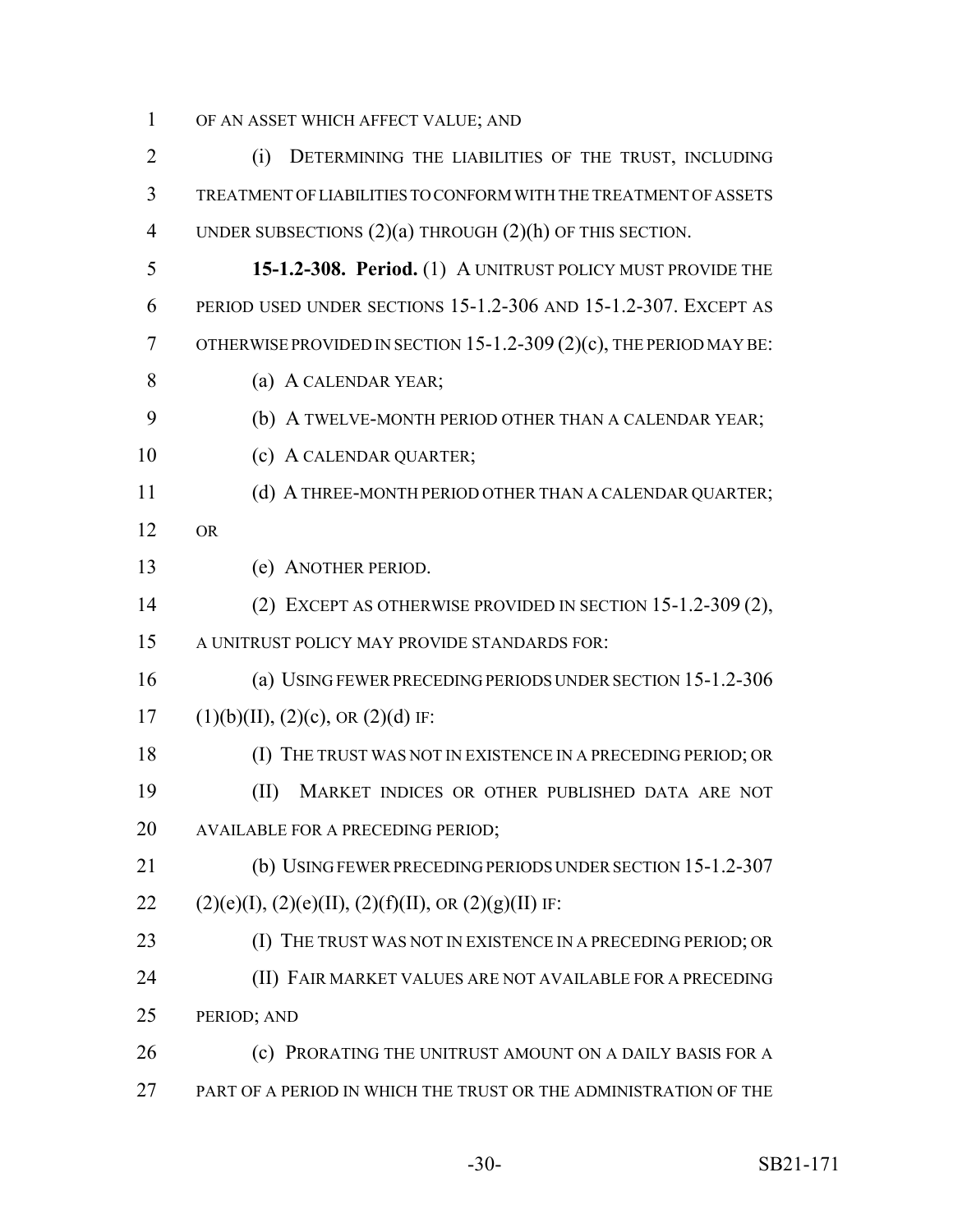OF AN ASSET WHICH AFFECT VALUE; AND

(i) DETERMINING THE LIABILITIES OF THE TRUST, INCLUDING TREATMENT OF LIABILITIES TO CONFORM WITH THE TREATMENT OF ASSETS UNDER SUBSECTIONS (2)(a) THROUGH (2)(h) OF THIS SECTION.

**15-1.2-308. Period.** (1) A UNITRUST POLICY MUST PROVIDE THE PERIOD USED UNDER SECTIONS 15-1.2-306 AND 15-1.2-307. EXCEPT AS OTHERWISE PROVIDED IN SECTION 15-1.2-309 (2)(c), THE PERIOD MAY BE:

(a) A CALENDAR YEAR;

(b) A TWELVE-MONTH PERIOD OTHER THAN A CALENDAR YEAR;

(c) A CALENDAR QUARTER;

(d) A THREE-MONTH PERIOD OTHER THAN A CALENDAR QUARTER; OR

(e) ANOTHER PERIOD.

(2) EXCEPT AS OTHERWISE PROVIDED IN SECTION 15-1.2-309 (2), A UNITRUST POLICY MAY PROVIDE STANDARDS FOR:

(a) USING FEWER PRECEDING PERIODS UNDER SECTION 15-1.2-306 (1)(b)(II), (2)(c), OR (2)(d) IF:

(I) THE TRUST WAS NOT IN EXISTENCE IN A PRECEDING PERIOD; OR

(II) MARKET INDICES OR OTHER PUBLISHED DATA ARE NOT AVAILABLE FOR A PRECEDING PERIOD;

(b) USING FEWER PRECEDING PERIODS UNDER SECTION 15-1.2-307 (2)(e)(I), (2)(e)(II), (2)(f)(II), OR (2)(g)(II) IF:

(I) THE TRUST WAS NOT IN EXISTENCE IN A PRECEDING PERIOD; OR

(II) FAIR MARKET VALUES ARE NOT AVAILABLE FOR A PRECEDING PERIOD; AND

(c) PRORATING THE UNITRUST AMOUNT ON A DAILY BASIS FOR A PART OF A PERIOD IN WHICH THE TRUST OR THE ADMINISTRATION OF THE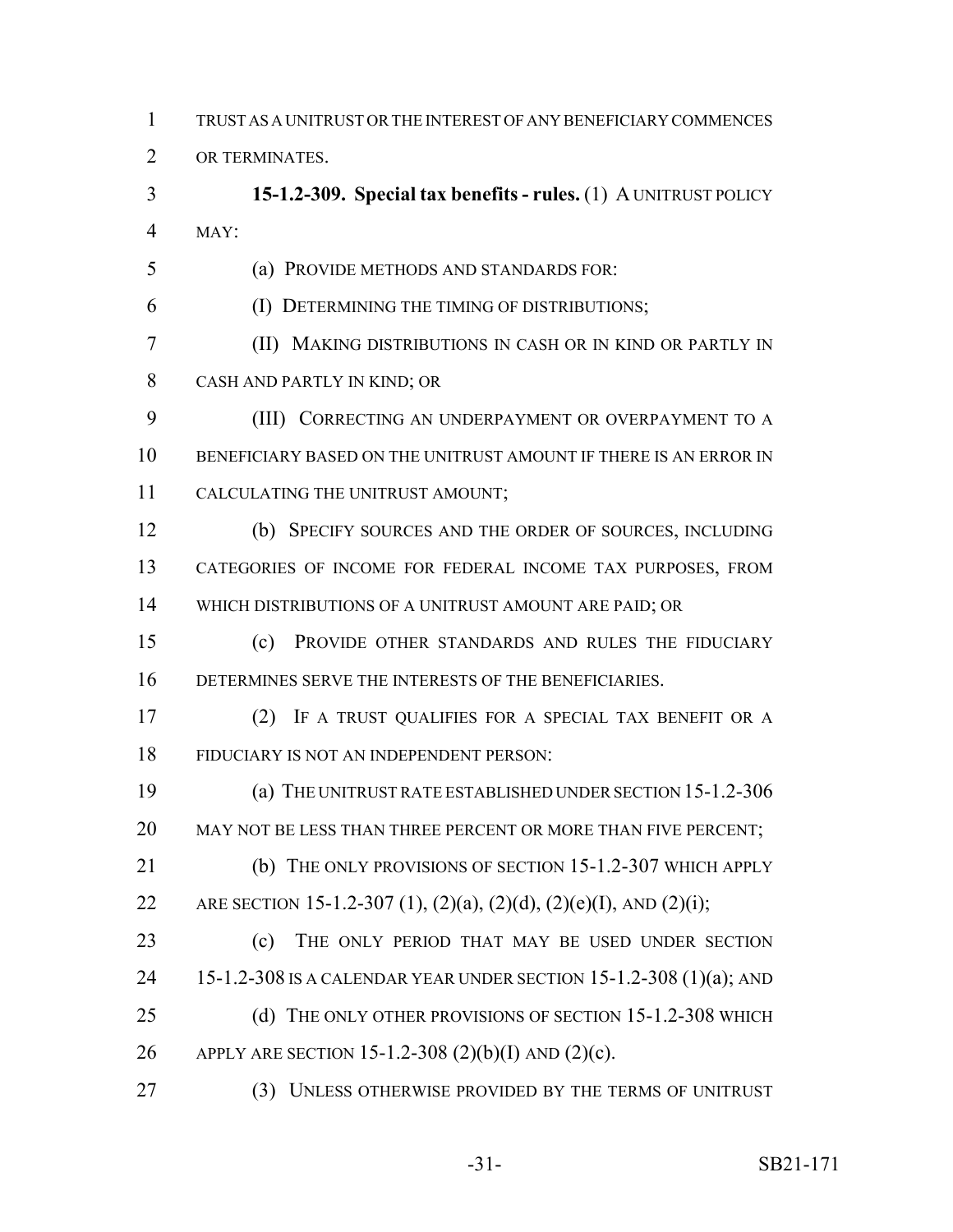TRUST AS A UNITRUST OR THE INTEREST OF ANY BENEFICIARY COMMENCES OR TERMINATES.

**15-1.2-309. Special tax benefits - rules.** (1) A UNITRUST POLICY MAY:

(a) PROVIDE METHODS AND STANDARDS FOR:

(I) DETERMINING THE TIMING OF DISTRIBUTIONS;

(II) MAKING DISTRIBUTIONS IN CASH OR IN KIND OR PARTLY IN CASH AND PARTLY IN KIND; OR

(III) CORRECTING AN UNDERPAYMENT OR OVERPAYMENT TO A BENEFICIARY BASED ON THE UNITRUST AMOUNT IF THERE IS AN ERROR IN CALCULATING THE UNITRUST AMOUNT;

(b) SPECIFY SOURCES AND THE ORDER OF SOURCES, INCLUDING CATEGORIES OF INCOME FOR FEDERAL INCOME TAX PURPOSES, FROM WHICH DISTRIBUTIONS OF A UNITRUST AMOUNT ARE PAID; OR

(c) PROVIDE OTHER STANDARDS AND RULES THE FIDUCIARY DETERMINES SERVE THE INTERESTS OF THE BENEFICIARIES.

(2) IF A TRUST QUALIFIES FOR A SPECIAL TAX BENEFIT OR A FIDUCIARY IS NOT AN INDEPENDENT PERSON:

(a) THE UNITRUST RATE ESTABLISHED UNDER SECTION 15-1.2-306 MAY NOT BE LESS THAN THREE PERCENT OR MORE THAN FIVE PERCENT;

(b) THE ONLY PROVISIONS OF SECTION 15-1.2-307 WHICH APPLY ARE SECTION 15-1.2-307 (1), (2)(a), (2)(d), (2)(e)(I), AND (2)(i);

(c) THE ONLY PERIOD THAT MAY BE USED UNDER SECTION 15-1.2-308 IS A CALENDAR YEAR UNDER SECTION 15-1.2-308 (1)(a); AND

(d) THE ONLY OTHER PROVISIONS OF SECTION 15-1.2-308 WHICH APPLY ARE SECTION 15-1.2-308 (2)(b)(I) AND (2)(c).

(3) UNLESS OTHERWISE PROVIDED BY THE TERMS OF UNITRUST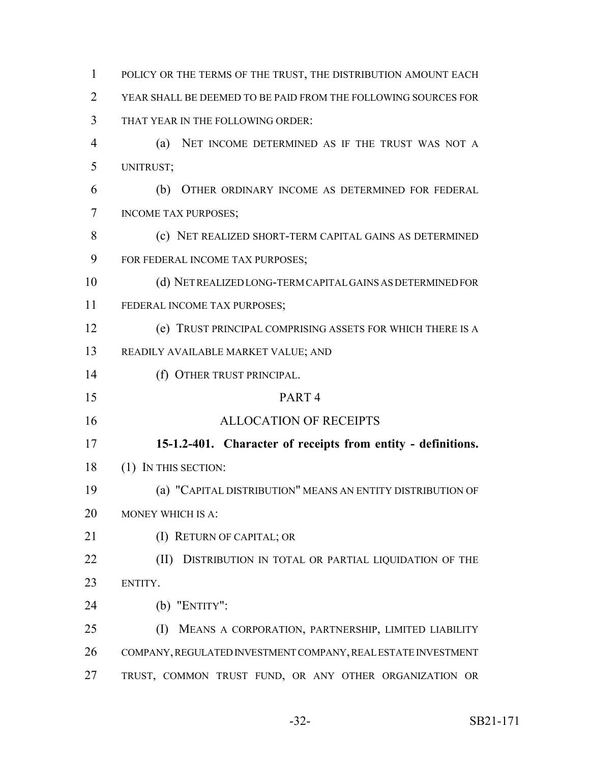POLICY OR THE TERMS OF THE TRUST, THE DISTRIBUTION AMOUNT EACH YEAR SHALL BE DEEMED TO BE PAID FROM THE FOLLOWING SOURCES FOR THAT YEAR IN THE FOLLOWING ORDER:

(a) NET INCOME DETERMINED AS IF THE TRUST WAS NOT A UNITRUST;

(b) OTHER ORDINARY INCOME AS DETERMINED FOR FEDERAL INCOME TAX PURPOSES;

(c) NET REALIZED SHORT-TERM CAPITAL GAINS AS DETERMINED FOR FEDERAL INCOME TAX PURPOSES;

(d) NET REALIZED LONG-TERM CAPITAL GAINS AS DETERMINED FOR FEDERAL INCOME TAX PURPOSES;

(e) TRUST PRINCIPAL COMPRISING ASSETS FOR WHICH THERE IS A READILY AVAILABLE MARKET VALUE; AND

(f) OTHER TRUST PRINCIPAL.

PART 4

ALLOCATION OF RECEIPTS

**15-1.2-401. Character of receipts from entity - definitions.** (1) IN THIS SECTION:

(a) "CAPITAL DISTRIBUTION" MEANS AN ENTITY DISTRIBUTION OF MONEY WHICH IS A:

(I) RETURN OF CAPITAL; OR

(II) DISTRIBUTION IN TOTAL OR PARTIAL LIQUIDATION OF THE ENTITY.

(b) "ENTITY":

(I) MEANS A CORPORATION, PARTNERSHIP, LIMITED LIABILITY COMPANY, REGULATED INVESTMENT COMPANY, REAL ESTATE INVESTMENT TRUST, COMMON TRUST FUND, OR ANY OTHER ORGANIZATION OR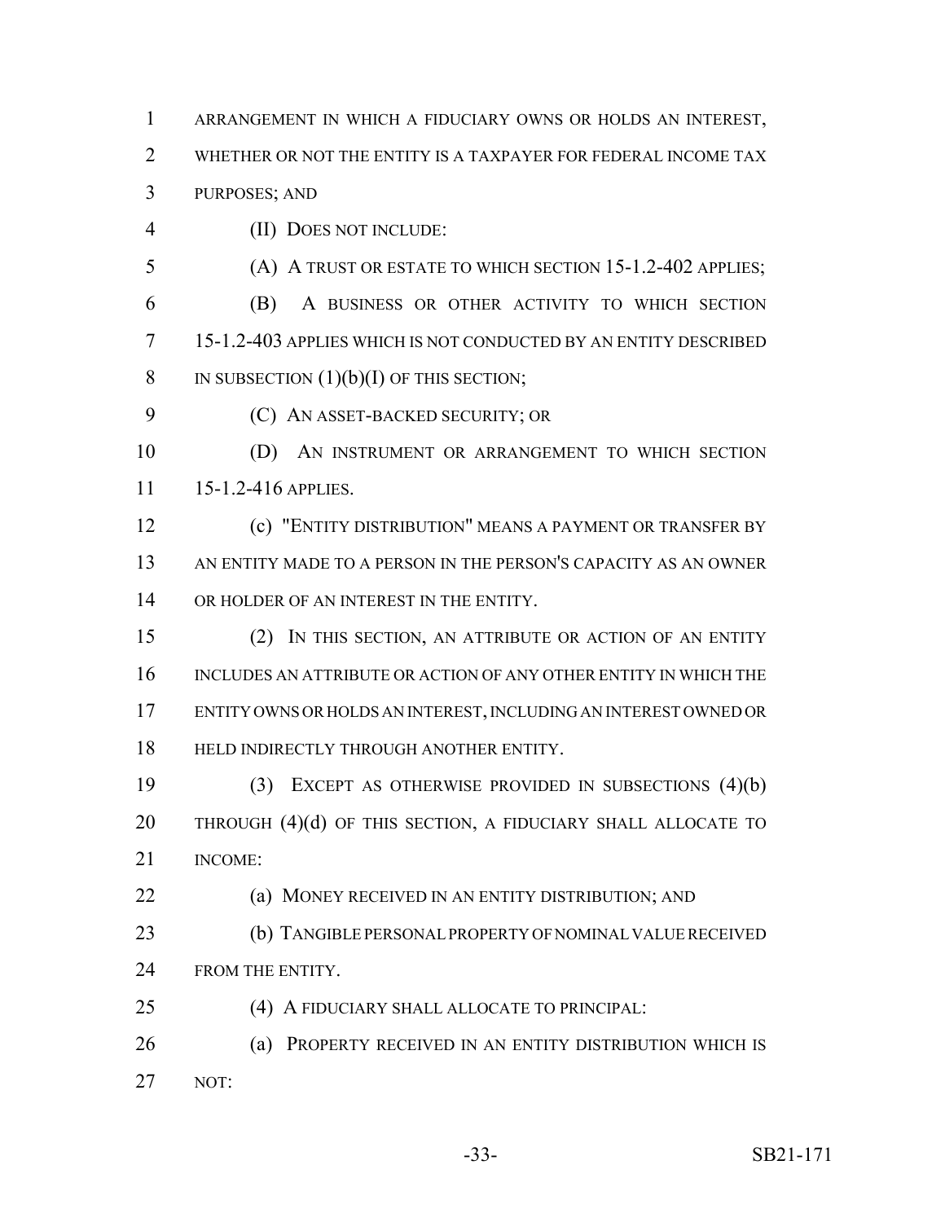ARRANGEMENT IN WHICH A FIDUCIARY OWNS OR HOLDS AN INTEREST, WHETHER OR NOT THE ENTITY IS A TAXPAYER FOR FEDERAL INCOME TAX PURPOSES; AND

(II) DOES NOT INCLUDE:

(A) A TRUST OR ESTATE TO WHICH SECTION 15-1.2-402 APPLIES;

(B) A BUSINESS OR OTHER ACTIVITY TO WHICH SECTION 15-1.2-403 APPLIES WHICH IS NOT CONDUCTED BY AN ENTITY DESCRIBED IN SUBSECTION (1)(b)(I) OF THIS SECTION;

(C) AN ASSET-BACKED SECURITY; OR

(D) AN INSTRUMENT OR ARRANGEMENT TO WHICH SECTION 15-1.2-416 APPLIES.

(c) "ENTITY DISTRIBUTION" MEANS A PAYMENT OR TRANSFER BY AN ENTITY MADE TO A PERSON IN THE PERSON'S CAPACITY AS AN OWNER OR HOLDER OF AN INTEREST IN THE ENTITY.

(2) IN THIS SECTION, AN ATTRIBUTE OR ACTION OF AN ENTITY INCLUDES AN ATTRIBUTE OR ACTION OF ANY OTHER ENTITY IN WHICH THE ENTITY OWNS OR HOLDS AN INTEREST, INCLUDING AN INTEREST OWNED OR HELD INDIRECTLY THROUGH ANOTHER ENTITY.

(3) EXCEPT AS OTHERWISE PROVIDED IN SUBSECTIONS (4)(b) THROUGH (4)(d) OF THIS SECTION, A FIDUCIARY SHALL ALLOCATE TO INCOME:

(a) MONEY RECEIVED IN AN ENTITY DISTRIBUTION; AND

(b) TANGIBLE PERSONAL PROPERTY OF NOMINAL VALUE RECEIVED FROM THE ENTITY.

(4) A FIDUCIARY SHALL ALLOCATE TO PRINCIPAL:

(a) PROPERTY RECEIVED IN AN ENTITY DISTRIBUTION WHICH IS NOT: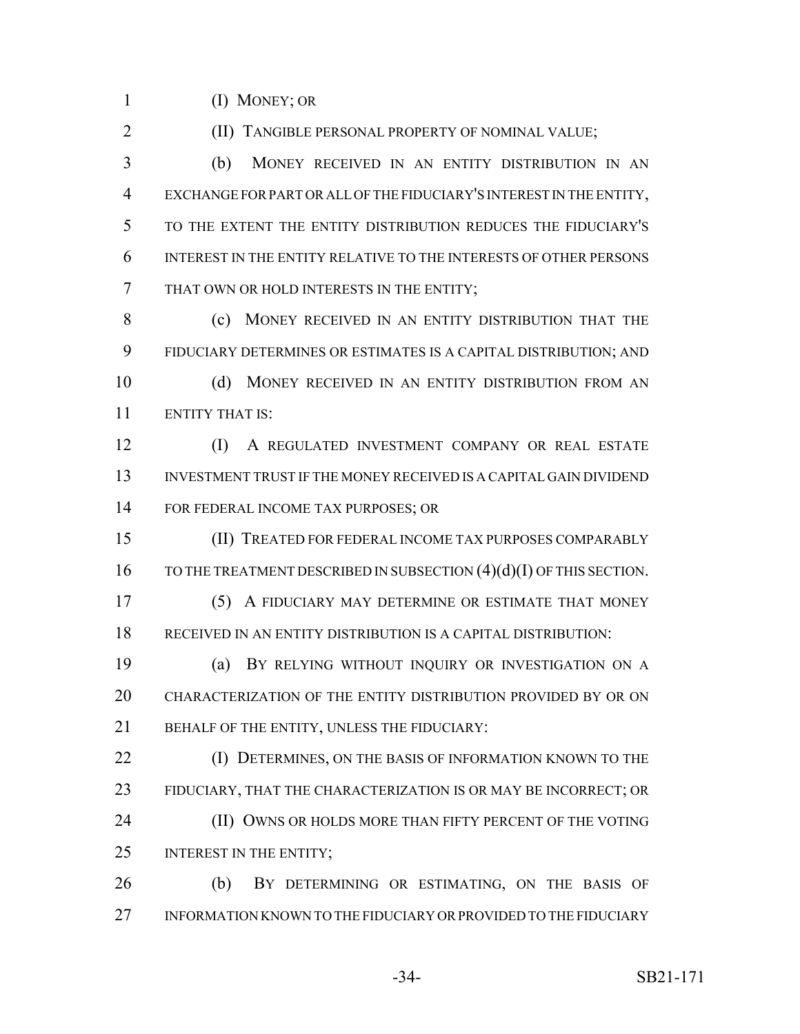(I) MONEY; OR

(II) TANGIBLE PERSONAL PROPERTY OF NOMINAL VALUE;

(b) MONEY RECEIVED IN AN ENTITY DISTRIBUTION IN AN EXCHANGE FOR PART OR ALL OF THE FIDUCIARY'S INTEREST IN THE ENTITY, TO THE EXTENT THE ENTITY DISTRIBUTION REDUCES THE FIDUCIARY'S INTEREST IN THE ENTITY RELATIVE TO THE INTERESTS OF OTHER PERSONS THAT OWN OR HOLD INTERESTS IN THE ENTITY;

(c) MONEY RECEIVED IN AN ENTITY DISTRIBUTION THAT THE FIDUCIARY DETERMINES OR ESTIMATES IS A CAPITAL DISTRIBUTION; AND

(d) MONEY RECEIVED IN AN ENTITY DISTRIBUTION FROM AN ENTITY THAT IS:

(I) A REGULATED INVESTMENT COMPANY OR REAL ESTATE INVESTMENT TRUST IF THE MONEY RECEIVED IS A CAPITAL GAIN DIVIDEND FOR FEDERAL INCOME TAX PURPOSES; OR

(II) TREATED FOR FEDERAL INCOME TAX PURPOSES COMPARABLY TO THE TREATMENT DESCRIBED IN SUBSECTION (4)(d)(I) OF THIS SECTION.

(5) A FIDUCIARY MAY DETERMINE OR ESTIMATE THAT MONEY RECEIVED IN AN ENTITY DISTRIBUTION IS A CAPITAL DISTRIBUTION:

(a) BY RELYING WITHOUT INQUIRY OR INVESTIGATION ON A CHARACTERIZATION OF THE ENTITY DISTRIBUTION PROVIDED BY OR ON BEHALF OF THE ENTITY, UNLESS THE FIDUCIARY:

(I) DETERMINES, ON THE BASIS OF INFORMATION KNOWN TO THE FIDUCIARY, THAT THE CHARACTERIZATION IS OR MAY BE INCORRECT; OR

(II) OWNS OR HOLDS MORE THAN FIFTY PERCENT OF THE VOTING INTEREST IN THE ENTITY;

(b) BY DETERMINING OR ESTIMATING, ON THE BASIS OF INFORMATION KNOWN TO THE FIDUCIARY OR PROVIDED TO THE FIDUCIARY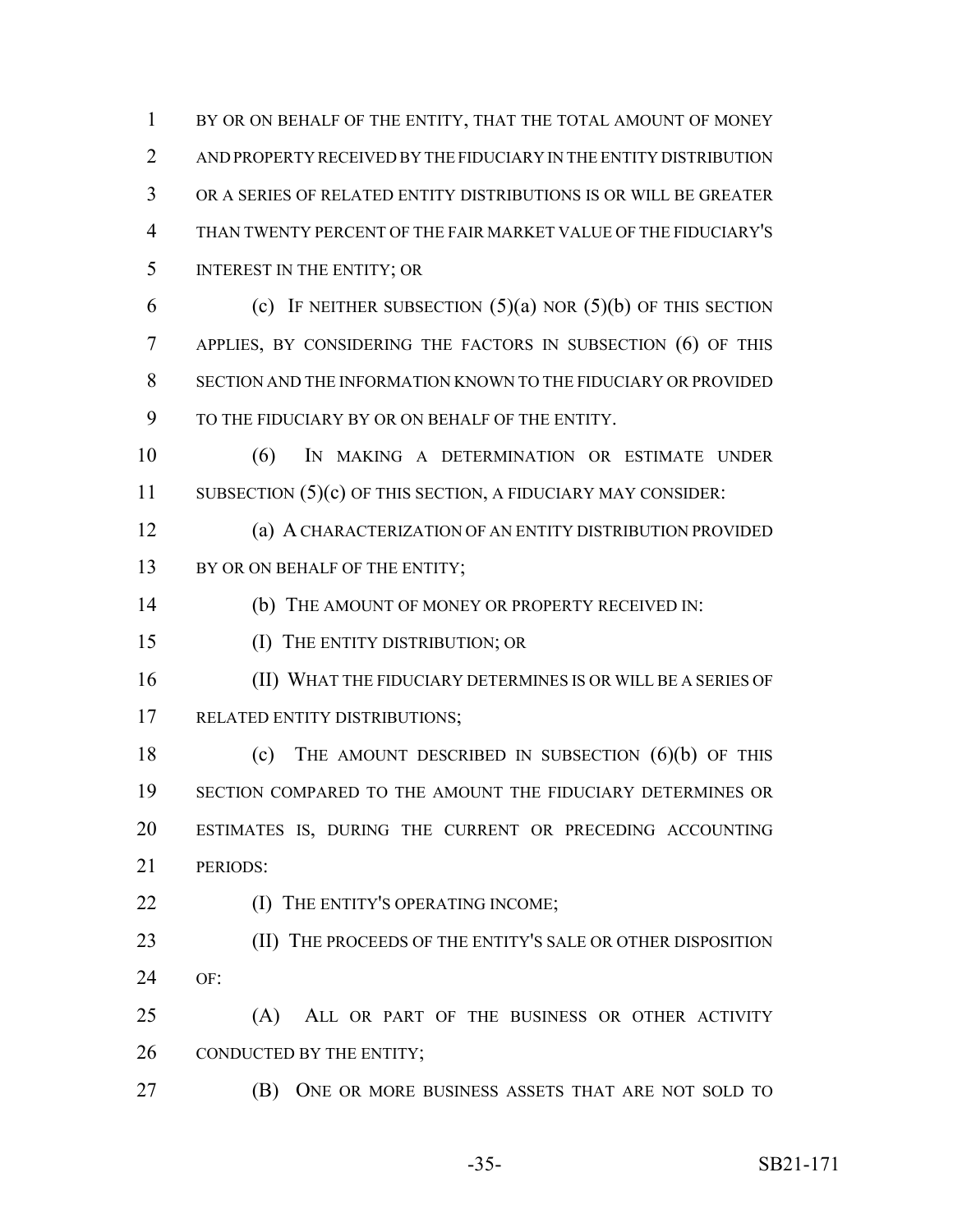BY OR ON BEHALF OF THE ENTITY, THAT THE TOTAL AMOUNT OF MONEY AND PROPERTY RECEIVED BY THE FIDUCIARY IN THE ENTITY DISTRIBUTION OR A SERIES OF RELATED ENTITY DISTRIBUTIONS IS OR WILL BE GREATER THAN TWENTY PERCENT OF THE FAIR MARKET VALUE OF THE FIDUCIARY'S INTEREST IN THE ENTITY; OR

(c) IF NEITHER SUBSECTION (5)(a) NOR (5)(b) OF THIS SECTION APPLIES, BY CONSIDERING THE FACTORS IN SUBSECTION (6) OF THIS SECTION AND THE INFORMATION KNOWN TO THE FIDUCIARY OR PROVIDED TO THE FIDUCIARY BY OR ON BEHALF OF THE ENTITY.

(6) IN MAKING A DETERMINATION OR ESTIMATE UNDER SUBSECTION (5)(c) OF THIS SECTION, A FIDUCIARY MAY CONSIDER:

(a) A CHARACTERIZATION OF AN ENTITY DISTRIBUTION PROVIDED BY OR ON BEHALF OF THE ENTITY;

(b) THE AMOUNT OF MONEY OR PROPERTY RECEIVED IN:

(I) THE ENTITY DISTRIBUTION; OR

(II) WHAT THE FIDUCIARY DETERMINES IS OR WILL BE A SERIES OF RELATED ENTITY DISTRIBUTIONS;

(c) THE AMOUNT DESCRIBED IN SUBSECTION (6)(b) OF THIS SECTION COMPARED TO THE AMOUNT THE FIDUCIARY DETERMINES OR ESTIMATES IS, DURING THE CURRENT OR PRECEDING ACCOUNTING PERIODS:

(I) THE ENTITY'S OPERATING INCOME;

(II) THE PROCEEDS OF THE ENTITY'S SALE OR OTHER DISPOSITION OF:

(A) ALL OR PART OF THE BUSINESS OR OTHER ACTIVITY CONDUCTED BY THE ENTITY;

(B) ONE OR MORE BUSINESS ASSETS THAT ARE NOT SOLD TO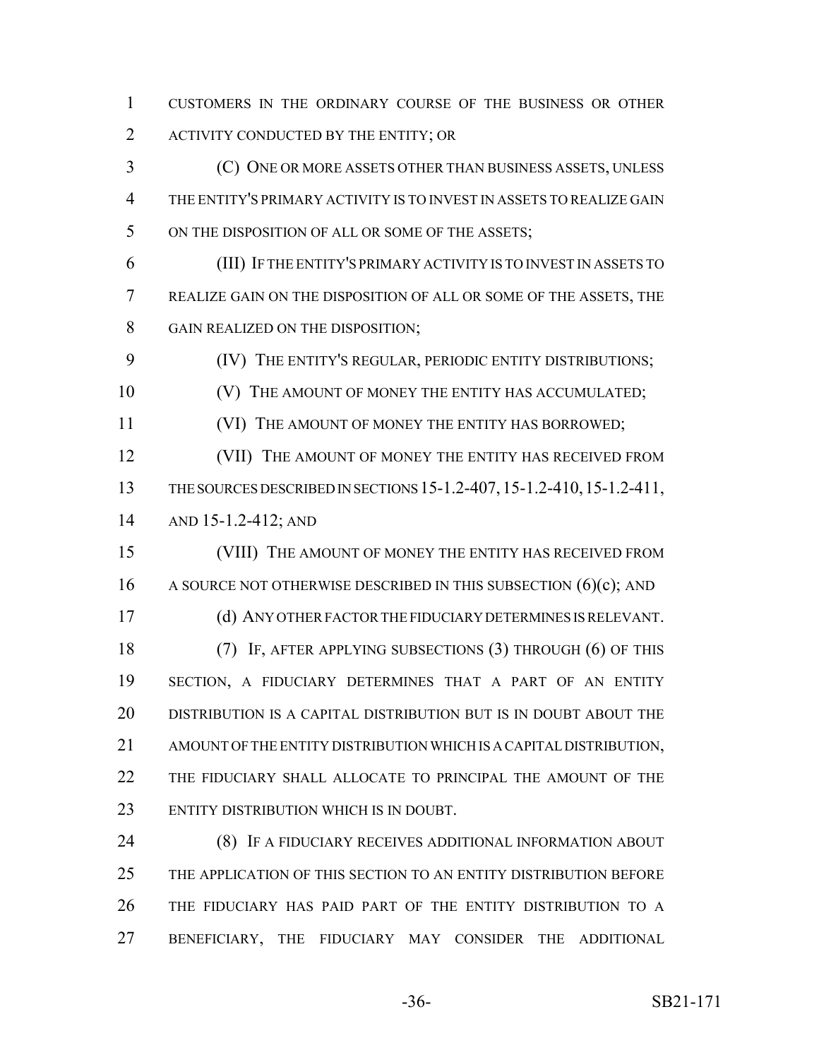CUSTOMERS IN THE ORDINARY COURSE OF THE BUSINESS OR OTHER ACTIVITY CONDUCTED BY THE ENTITY; OR

(C) ONE OR MORE ASSETS OTHER THAN BUSINESS ASSETS, UNLESS THE ENTITY'S PRIMARY ACTIVITY IS TO INVEST IN ASSETS TO REALIZE GAIN ON THE DISPOSITION OF ALL OR SOME OF THE ASSETS;

(III) IF THE ENTITY'S PRIMARY ACTIVITY IS TO INVEST IN ASSETS TO REALIZE GAIN ON THE DISPOSITION OF ALL OR SOME OF THE ASSETS, THE GAIN REALIZED ON THE DISPOSITION;

(IV) THE ENTITY'S REGULAR, PERIODIC ENTITY DISTRIBUTIONS;

(V) THE AMOUNT OF MONEY THE ENTITY HAS ACCUMULATED;

(VI) THE AMOUNT OF MONEY THE ENTITY HAS BORROWED;

(VII) THE AMOUNT OF MONEY THE ENTITY HAS RECEIVED FROM THE SOURCES DESCRIBED IN SECTIONS 15-1.2-407, 15-1.2-410, 15-1.2-411, AND 15-1.2-412; AND

(VIII) THE AMOUNT OF MONEY THE ENTITY HAS RECEIVED FROM A SOURCE NOT OTHERWISE DESCRIBED IN THIS SUBSECTION (6)(c); AND

(d) ANY OTHER FACTOR THE FIDUCIARY DETERMINES IS RELEVANT.

(7) IF, AFTER APPLYING SUBSECTIONS (3) THROUGH (6) OF THIS SECTION, A FIDUCIARY DETERMINES THAT A PART OF AN ENTITY DISTRIBUTION IS A CAPITAL DISTRIBUTION BUT IS IN DOUBT ABOUT THE AMOUNT OF THE ENTITY DISTRIBUTION WHICH IS A CAPITAL DISTRIBUTION, THE FIDUCIARY SHALL ALLOCATE TO PRINCIPAL THE AMOUNT OF THE ENTITY DISTRIBUTION WHICH IS IN DOUBT.

(8) IF A FIDUCIARY RECEIVES ADDITIONAL INFORMATION ABOUT THE APPLICATION OF THIS SECTION TO AN ENTITY DISTRIBUTION BEFORE THE FIDUCIARY HAS PAID PART OF THE ENTITY DISTRIBUTION TO A BENEFICIARY, THE FIDUCIARY MAY CONSIDER THE ADDITIONAL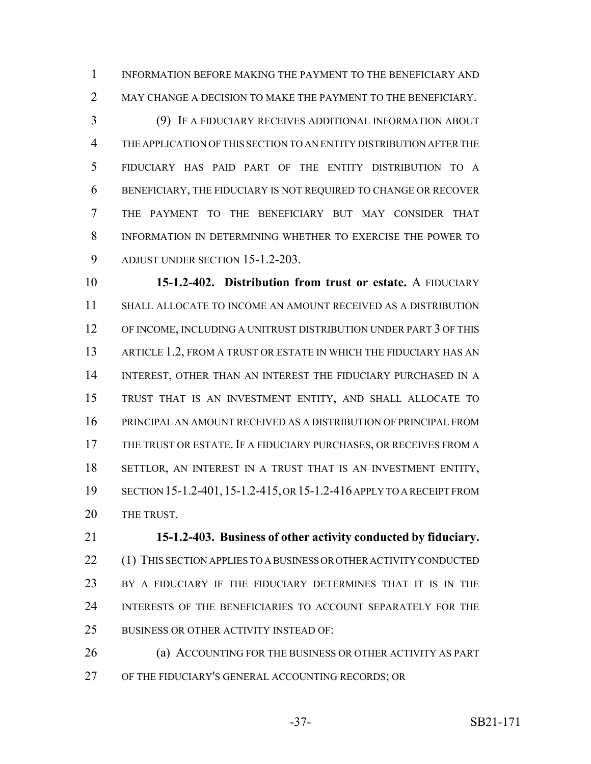INFORMATION BEFORE MAKING THE PAYMENT TO THE BENEFICIARY AND MAY CHANGE A DECISION TO MAKE THE PAYMENT TO THE BENEFICIARY.

(9) IF A FIDUCIARY RECEIVES ADDITIONAL INFORMATION ABOUT THE APPLICATION OF THIS SECTION TO AN ENTITY DISTRIBUTION AFTER THE FIDUCIARY HAS PAID PART OF THE ENTITY DISTRIBUTION TO A BENEFICIARY, THE FIDUCIARY IS NOT REQUIRED TO CHANGE OR RECOVER THE PAYMENT TO THE BENEFICIARY BUT MAY CONSIDER THAT INFORMATION IN DETERMINING WHETHER TO EXERCISE THE POWER TO ADJUST UNDER SECTION 15-1.2-203.

**15-1.2-402. Distribution from trust or estate.** A FIDUCIARY SHALL ALLOCATE TO INCOME AN AMOUNT RECEIVED AS A DISTRIBUTION OF INCOME, INCLUDING A UNITRUST DISTRIBUTION UNDER PART 3 OF THIS ARTICLE 1.2, FROM A TRUST OR ESTATE IN WHICH THE FIDUCIARY HAS AN INTEREST, OTHER THAN AN INTEREST THE FIDUCIARY PURCHASED IN A TRUST THAT IS AN INVESTMENT ENTITY, AND SHALL ALLOCATE TO PRINCIPAL AN AMOUNT RECEIVED AS A DISTRIBUTION OF PRINCIPAL FROM THE TRUST OR ESTATE. IF A FIDUCIARY PURCHASES, OR RECEIVES FROM A SETTLOR, AN INTEREST IN A TRUST THAT IS AN INVESTMENT ENTITY, SECTION 15-1.2-401, 15-1.2-415, OR 15-1.2-416 APPLY TO A RECEIPT FROM THE TRUST.

**15-1.2-403. Business of other activity conducted by fiduciary.** (1) THIS SECTION APPLIES TO A BUSINESS OR OTHER ACTIVITY CONDUCTED BY A FIDUCIARY IF THE FIDUCIARY DETERMINES THAT IT IS IN THE INTERESTS OF THE BENEFICIARIES TO ACCOUNT SEPARATELY FOR THE BUSINESS OR OTHER ACTIVITY INSTEAD OF:

(a) ACCOUNTING FOR THE BUSINESS OR OTHER ACTIVITY AS PART OF THE FIDUCIARY'S GENERAL ACCOUNTING RECORDS; OR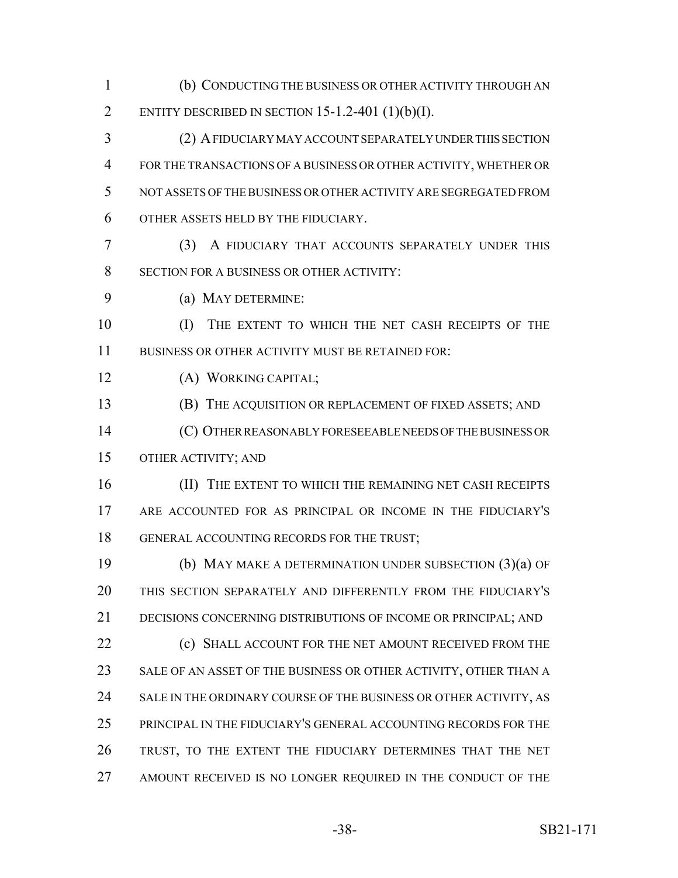(b) CONDUCTING THE BUSINESS OR OTHER ACTIVITY THROUGH AN ENTITY DESCRIBED IN SECTION 15-1.2-401 (1)(b)(I).

(2) A FIDUCIARY MAY ACCOUNT SEPARATELY UNDER THIS SECTION FOR THE TRANSACTIONS OF A BUSINESS OR OTHER ACTIVITY, WHETHER OR NOT ASSETS OF THE BUSINESS OR OTHER ACTIVITY ARE SEGREGATED FROM OTHER ASSETS HELD BY THE FIDUCIARY.

(3) A FIDUCIARY THAT ACCOUNTS SEPARATELY UNDER THIS SECTION FOR A BUSINESS OR OTHER ACTIVITY:

(a) MAY DETERMINE:

(I) THE EXTENT TO WHICH THE NET CASH RECEIPTS OF THE BUSINESS OR OTHER ACTIVITY MUST BE RETAINED FOR:

(A) WORKING CAPITAL;

(B) THE ACQUISITION OR REPLACEMENT OF FIXED ASSETS; AND

(C) OTHER REASONABLY FORESEEABLE NEEDS OF THE BUSINESS OR OTHER ACTIVITY; AND

(II) THE EXTENT TO WHICH THE REMAINING NET CASH RECEIPTS ARE ACCOUNTED FOR AS PRINCIPAL OR INCOME IN THE FIDUCIARY'S GENERAL ACCOUNTING RECORDS FOR THE TRUST;

(b) MAY MAKE A DETERMINATION UNDER SUBSECTION (3)(a) OF THIS SECTION SEPARATELY AND DIFFERENTLY FROM THE FIDUCIARY'S DECISIONS CONCERNING DISTRIBUTIONS OF INCOME OR PRINCIPAL; AND

(c) SHALL ACCOUNT FOR THE NET AMOUNT RECEIVED FROM THE SALE OF AN ASSET OF THE BUSINESS OR OTHER ACTIVITY, OTHER THAN A SALE IN THE ORDINARY COURSE OF THE BUSINESS OR OTHER ACTIVITY, AS PRINCIPAL IN THE FIDUCIARY'S GENERAL ACCOUNTING RECORDS FOR THE TRUST, TO THE EXTENT THE FIDUCIARY DETERMINES THAT THE NET AMOUNT RECEIVED IS NO LONGER REQUIRED IN THE CONDUCT OF THE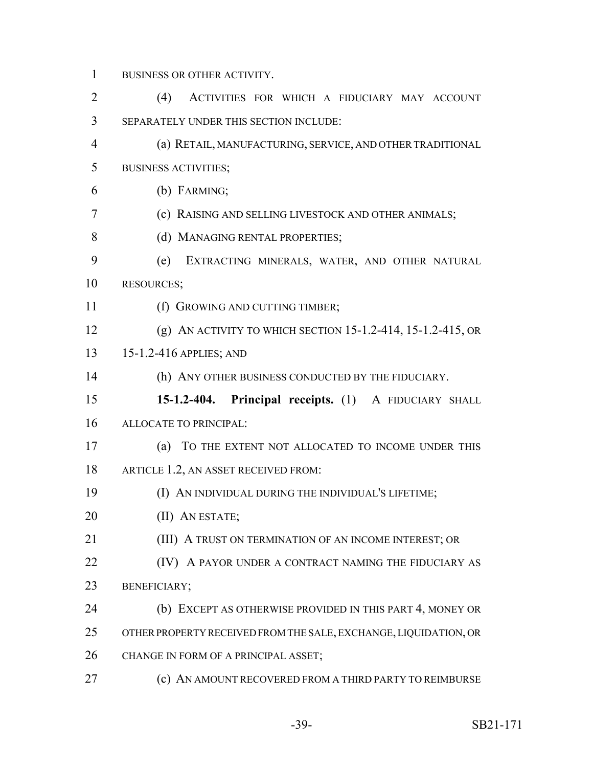BUSINESS OR OTHER ACTIVITY.

(4) ACTIVITIES FOR WHICH A FIDUCIARY MAY ACCOUNT SEPARATELY UNDER THIS SECTION INCLUDE:

(a) RETAIL, MANUFACTURING, SERVICE, AND OTHER TRADITIONAL BUSINESS ACTIVITIES;

(b) FARMING;

(c) RAISING AND SELLING LIVESTOCK AND OTHER ANIMALS;

(d) MANAGING RENTAL PROPERTIES;

(e) EXTRACTING MINERALS, WATER, AND OTHER NATURAL RESOURCES;

(f) GROWING AND CUTTING TIMBER;

(g) AN ACTIVITY TO WHICH SECTION 15-1.2-414, 15-1.2-415, OR 15-1.2-416 APPLIES; AND

(h) ANY OTHER BUSINESS CONDUCTED BY THE FIDUCIARY.

**15-1.2-404. Principal receipts.** (1) A FIDUCIARY SHALL ALLOCATE TO PRINCIPAL:

(a) TO THE EXTENT NOT ALLOCATED TO INCOME UNDER THIS ARTICLE 1.2, AN ASSET RECEIVED FROM:

(I) AN INDIVIDUAL DURING THE INDIVIDUAL'S LIFETIME;

(II) AN ESTATE;

(III) A TRUST ON TERMINATION OF AN INCOME INTEREST; OR

(IV) A PAYOR UNDER A CONTRACT NAMING THE FIDUCIARY AS BENEFICIARY;

(b) EXCEPT AS OTHERWISE PROVIDED IN THIS PART 4, MONEY OR OTHER PROPERTY RECEIVED FROM THE SALE, EXCHANGE, LIQUIDATION, OR CHANGE IN FORM OF A PRINCIPAL ASSET;

(c) AN AMOUNT RECOVERED FROM A THIRD PARTY TO REIMBURSE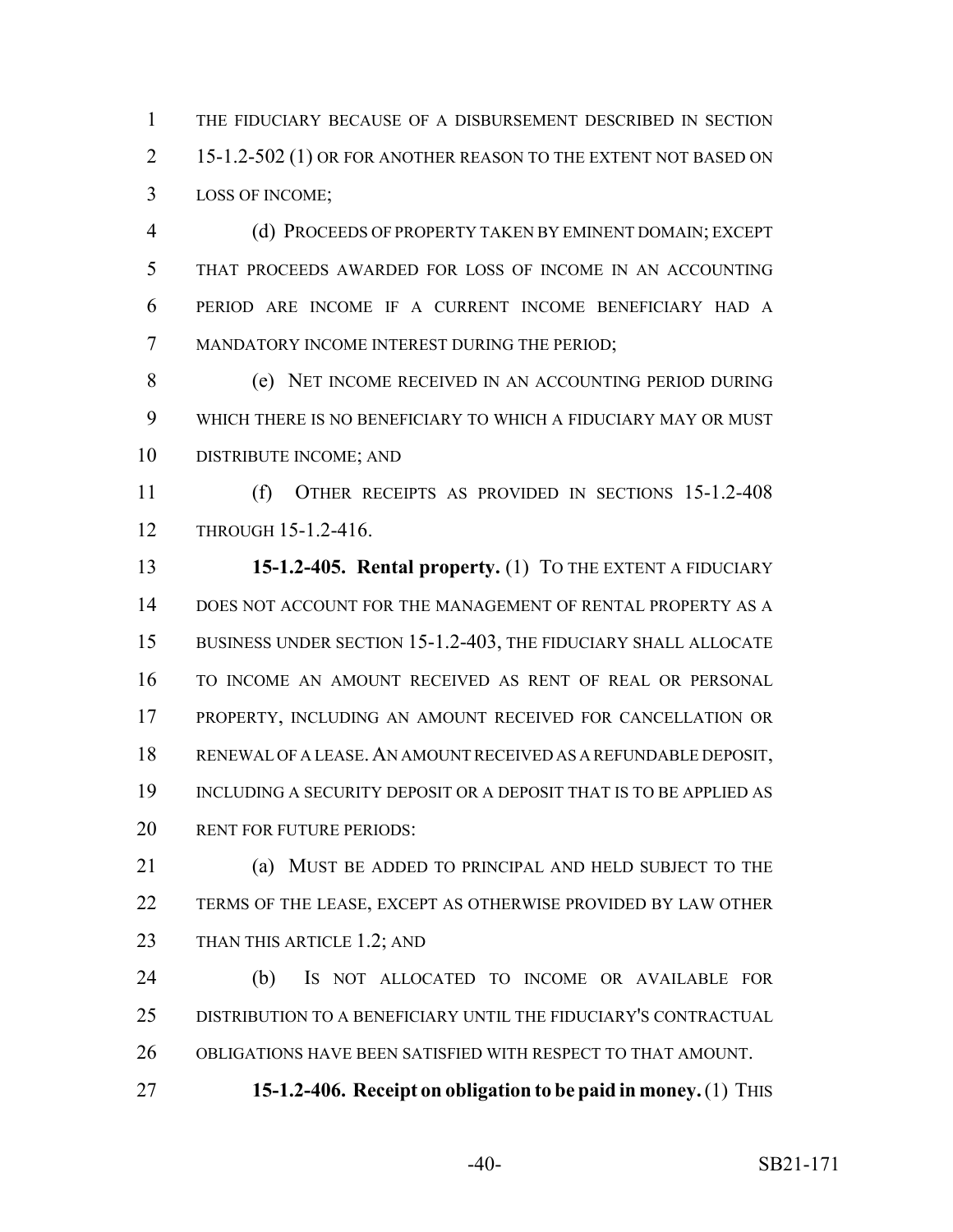THE FIDUCIARY BECAUSE OF A DISBURSEMENT DESCRIBED IN SECTION 15-1.2-502 (1) OR FOR ANOTHER REASON TO THE EXTENT NOT BASED ON LOSS OF INCOME;

(d) PROCEEDS OF PROPERTY TAKEN BY EMINENT DOMAIN; EXCEPT THAT PROCEEDS AWARDED FOR LOSS OF INCOME IN AN ACCOUNTING PERIOD ARE INCOME IF A CURRENT INCOME BENEFICIARY HAD A MANDATORY INCOME INTEREST DURING THE PERIOD;

(e) NET INCOME RECEIVED IN AN ACCOUNTING PERIOD DURING WHICH THERE IS NO BENEFICIARY TO WHICH A FIDUCIARY MAY OR MUST DISTRIBUTE INCOME; AND

(f) OTHER RECEIPTS AS PROVIDED IN SECTIONS 15-1.2-408 THROUGH 15-1.2-416.

**15-1.2-405. Rental property.** (1) TO THE EXTENT A FIDUCIARY DOES NOT ACCOUNT FOR THE MANAGEMENT OF RENTAL PROPERTY AS A BUSINESS UNDER SECTION 15-1.2-403, THE FIDUCIARY SHALL ALLOCATE TO INCOME AN AMOUNT RECEIVED AS RENT OF REAL OR PERSONAL PROPERTY, INCLUDING AN AMOUNT RECEIVED FOR CANCELLATION OR RENEWAL OF A LEASE. AN AMOUNT RECEIVED AS A REFUNDABLE DEPOSIT, INCLUDING A SECURITY DEPOSIT OR A DEPOSIT THAT IS TO BE APPLIED AS RENT FOR FUTURE PERIODS:

(a) MUST BE ADDED TO PRINCIPAL AND HELD SUBJECT TO THE TERMS OF THE LEASE, EXCEPT AS OTHERWISE PROVIDED BY LAW OTHER THAN THIS ARTICLE 1.2; AND

(b) IS NOT ALLOCATED TO INCOME OR AVAILABLE FOR DISTRIBUTION TO A BENEFICIARY UNTIL THE FIDUCIARY'S CONTRACTUAL OBLIGATIONS HAVE BEEN SATISFIED WITH RESPECT TO THAT AMOUNT.

**15-1.2-406. Receipt on obligation to be paid in money.** (1) THIS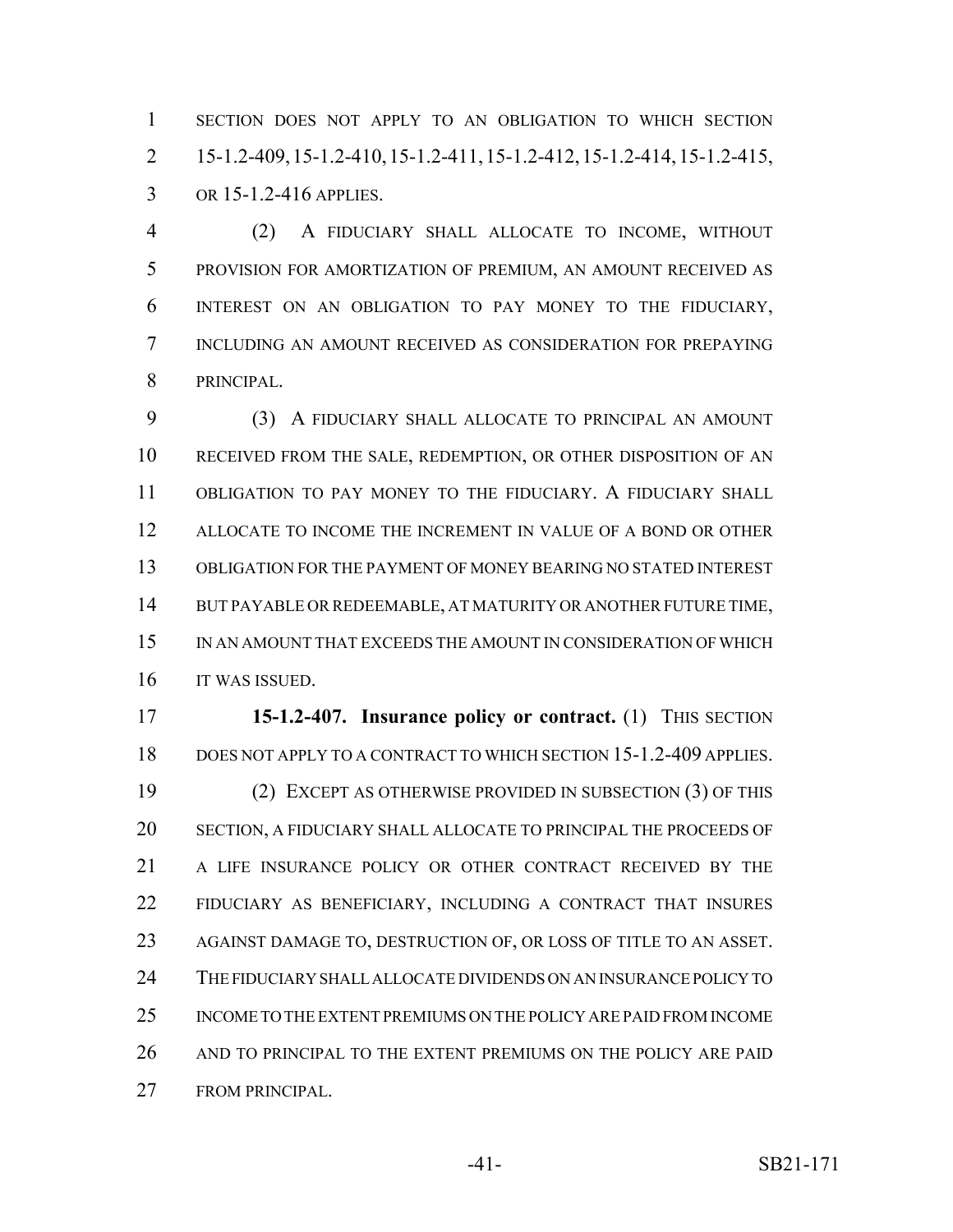SECTION DOES NOT APPLY TO AN OBLIGATION TO WHICH SECTION 15-1.2-409, 15-1.2-410, 15-1.2-411, 15-1.2-412, 15-1.2-414, 15-1.2-415, OR 15-1.2-416 APPLIES.

(2) A FIDUCIARY SHALL ALLOCATE TO INCOME, WITHOUT PROVISION FOR AMORTIZATION OF PREMIUM, AN AMOUNT RECEIVED AS INTEREST ON AN OBLIGATION TO PAY MONEY TO THE FIDUCIARY, INCLUDING AN AMOUNT RECEIVED AS CONSIDERATION FOR PREPAYING PRINCIPAL.

(3) A FIDUCIARY SHALL ALLOCATE TO PRINCIPAL AN AMOUNT RECEIVED FROM THE SALE, REDEMPTION, OR OTHER DISPOSITION OF AN OBLIGATION TO PAY MONEY TO THE FIDUCIARY. A FIDUCIARY SHALL ALLOCATE TO INCOME THE INCREMENT IN VALUE OF A BOND OR OTHER OBLIGATION FOR THE PAYMENT OF MONEY BEARING NO STATED INTEREST BUT PAYABLE OR REDEEMABLE, AT MATURITY OR ANOTHER FUTURE TIME, IN AN AMOUNT THAT EXCEEDS THE AMOUNT IN CONSIDERATION OF WHICH IT WAS ISSUED.

**15-1.2-407. Insurance policy or contract.** (1) THIS SECTION DOES NOT APPLY TO A CONTRACT TO WHICH SECTION 15-1.2-409 APPLIES.

(2) EXCEPT AS OTHERWISE PROVIDED IN SUBSECTION (3) OF THIS SECTION, A FIDUCIARY SHALL ALLOCATE TO PRINCIPAL THE PROCEEDS OF A LIFE INSURANCE POLICY OR OTHER CONTRACT RECEIVED BY THE FIDUCIARY AS BENEFICIARY, INCLUDING A CONTRACT THAT INSURES AGAINST DAMAGE TO, DESTRUCTION OF, OR LOSS OF TITLE TO AN ASSET. THE FIDUCIARY SHALL ALLOCATE DIVIDENDS ON AN INSURANCE POLICY TO INCOME TO THE EXTENT PREMIUMS ON THE POLICY ARE PAID FROM INCOME AND TO PRINCIPAL TO THE EXTENT PREMIUMS ON THE POLICY ARE PAID FROM PRINCIPAL.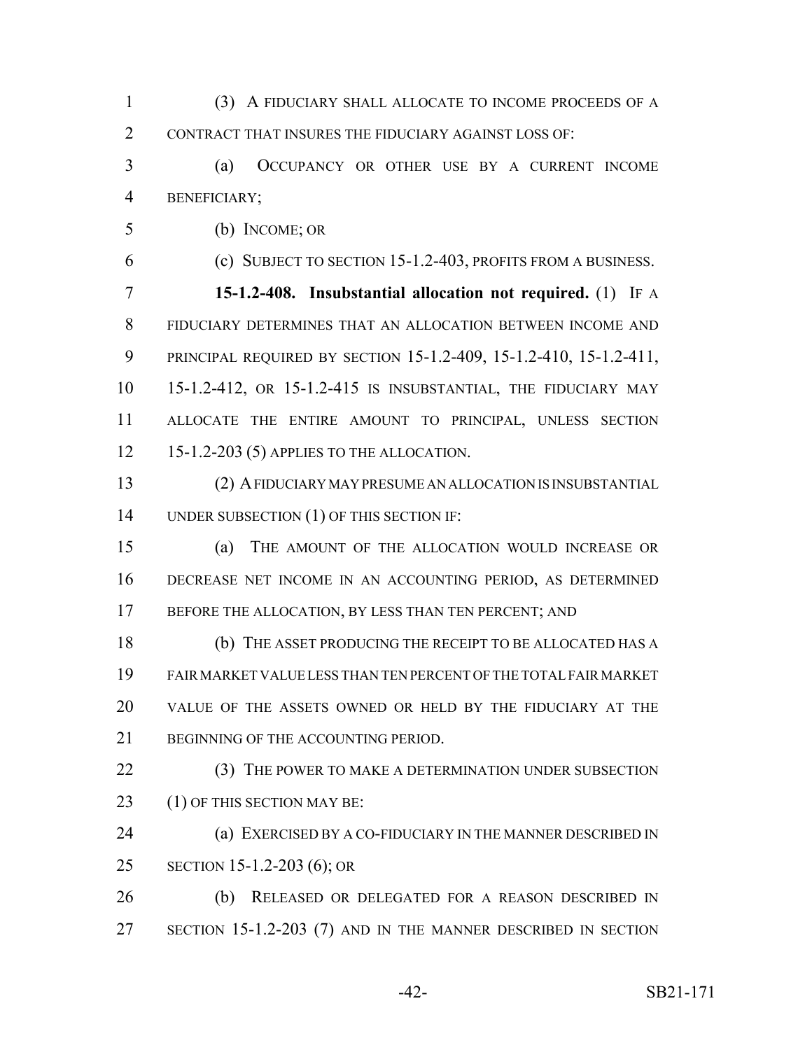(3) A FIDUCIARY SHALL ALLOCATE TO INCOME PROCEEDS OF A CONTRACT THAT INSURES THE FIDUCIARY AGAINST LOSS OF:

(a) OCCUPANCY OR OTHER USE BY A CURRENT INCOME BENEFICIARY;

(b) INCOME; OR

(c) SUBJECT TO SECTION 15-1.2-403, PROFITS FROM A BUSINESS.

**15-1.2-408. Insubstantial allocation not required.** (1) IF A FIDUCIARY DETERMINES THAT AN ALLOCATION BETWEEN INCOME AND PRINCIPAL REQUIRED BY SECTION 15-1.2-409, 15-1.2-410, 15-1.2-411, 15-1.2-412, OR 15-1.2-415 IS INSUBSTANTIAL, THE FIDUCIARY MAY ALLOCATE THE ENTIRE AMOUNT TO PRINCIPAL, UNLESS SECTION 15-1.2-203 (5) APPLIES TO THE ALLOCATION.

(2) A FIDUCIARY MAY PRESUME AN ALLOCATION IS INSUBSTANTIAL UNDER SUBSECTION (1) OF THIS SECTION IF:

(a) THE AMOUNT OF THE ALLOCATION WOULD INCREASE OR DECREASE NET INCOME IN AN ACCOUNTING PERIOD, AS DETERMINED BEFORE THE ALLOCATION, BY LESS THAN TEN PERCENT; AND

(b) THE ASSET PRODUCING THE RECEIPT TO BE ALLOCATED HAS A FAIR MARKET VALUE LESS THAN TEN PERCENT OF THE TOTAL FAIR MARKET VALUE OF THE ASSETS OWNED OR HELD BY THE FIDUCIARY AT THE BEGINNING OF THE ACCOUNTING PERIOD.

(3) THE POWER TO MAKE A DETERMINATION UNDER SUBSECTION (1) OF THIS SECTION MAY BE:

(a) EXERCISED BY A CO-FIDUCIARY IN THE MANNER DESCRIBED IN SECTION 15-1.2-203 (6); OR

(b) RELEASED OR DELEGATED FOR A REASON DESCRIBED IN SECTION 15-1.2-203 (7) AND IN THE MANNER DESCRIBED IN SECTION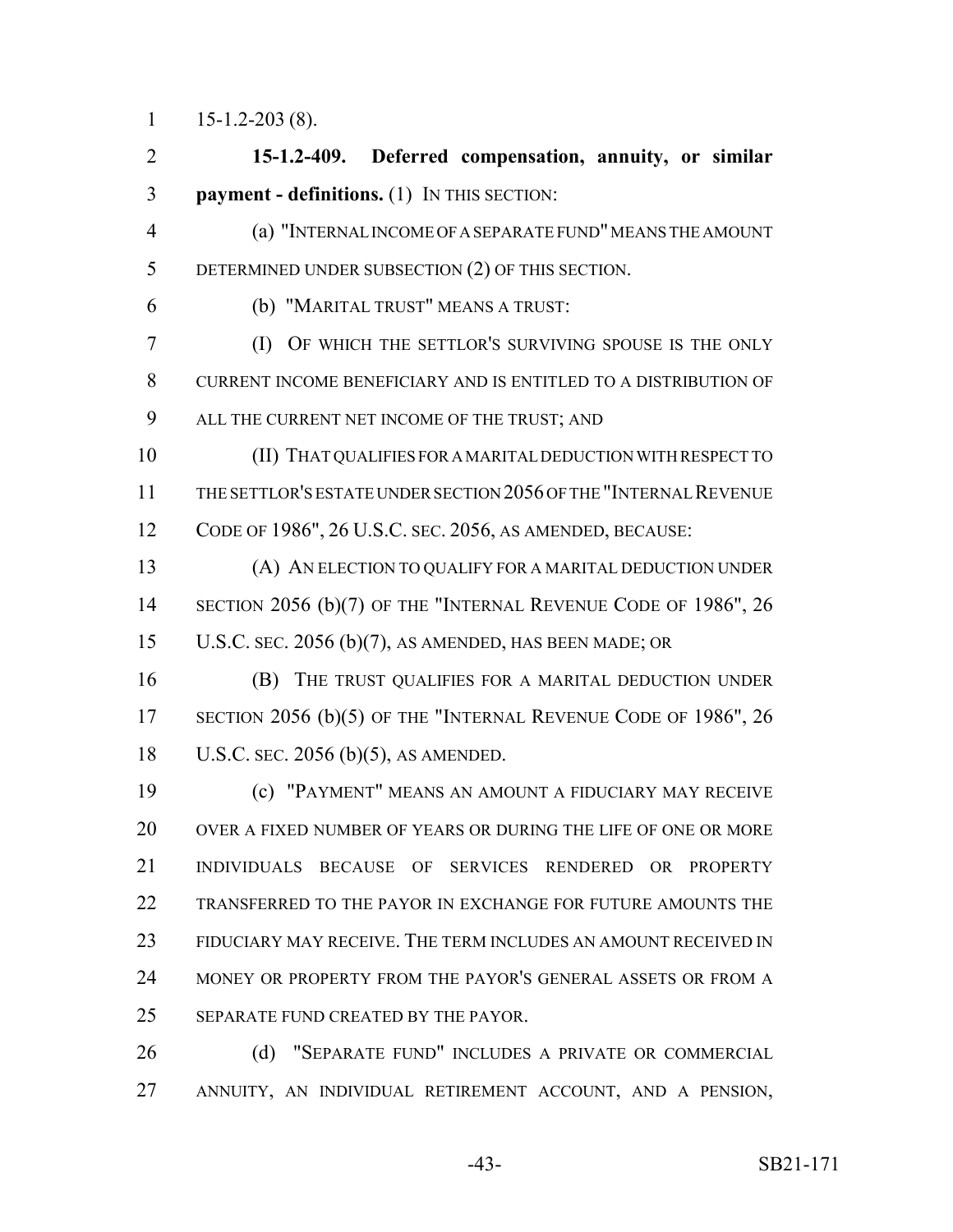15-1.2-203 (8).

**15-1.2-409. Deferred compensation, annuity, or similar payment - definitions.** (1) IN THIS SECTION:

(a) "INTERNAL INCOME OF A SEPARATE FUND" MEANS THE AMOUNT DETERMINED UNDER SUBSECTION (2) OF THIS SECTION.

(b) "MARITAL TRUST" MEANS A TRUST:

(I) OF WHICH THE SETTLOR'S SURVIVING SPOUSE IS THE ONLY CURRENT INCOME BENEFICIARY AND IS ENTITLED TO A DISTRIBUTION OF ALL THE CURRENT NET INCOME OF THE TRUST; AND

(II) THAT QUALIFIES FOR A MARITAL DEDUCTION WITH RESPECT TO THE SETTLOR'S ESTATE UNDER SECTION 2056 OF THE "INTERNAL REVENUE CODE OF 1986", 26 U.S.C. SEC. 2056, AS AMENDED, BECAUSE:

(A) AN ELECTION TO QUALIFY FOR A MARITAL DEDUCTION UNDER SECTION 2056 (b)(7) OF THE "INTERNAL REVENUE CODE OF 1986", 26 U.S.C. SEC. 2056 (b)(7), AS AMENDED, HAS BEEN MADE; OR

(B) THE TRUST QUALIFIES FOR A MARITAL DEDUCTION UNDER SECTION 2056 (b)(5) OF THE "INTERNAL REVENUE CODE OF 1986", 26 U.S.C. SEC. 2056 (b)(5), AS AMENDED.

(c) "PAYMENT" MEANS AN AMOUNT A FIDUCIARY MAY RECEIVE OVER A FIXED NUMBER OF YEARS OR DURING THE LIFE OF ONE OR MORE INDIVIDUALS BECAUSE OF SERVICES RENDERED OR PROPERTY TRANSFERRED TO THE PAYOR IN EXCHANGE FOR FUTURE AMOUNTS THE FIDUCIARY MAY RECEIVE. THE TERM INCLUDES AN AMOUNT RECEIVED IN MONEY OR PROPERTY FROM THE PAYOR'S GENERAL ASSETS OR FROM A SEPARATE FUND CREATED BY THE PAYOR.

(d) "SEPARATE FUND" INCLUDES A PRIVATE OR COMMERCIAL ANNUITY, AN INDIVIDUAL RETIREMENT ACCOUNT, AND A PENSION,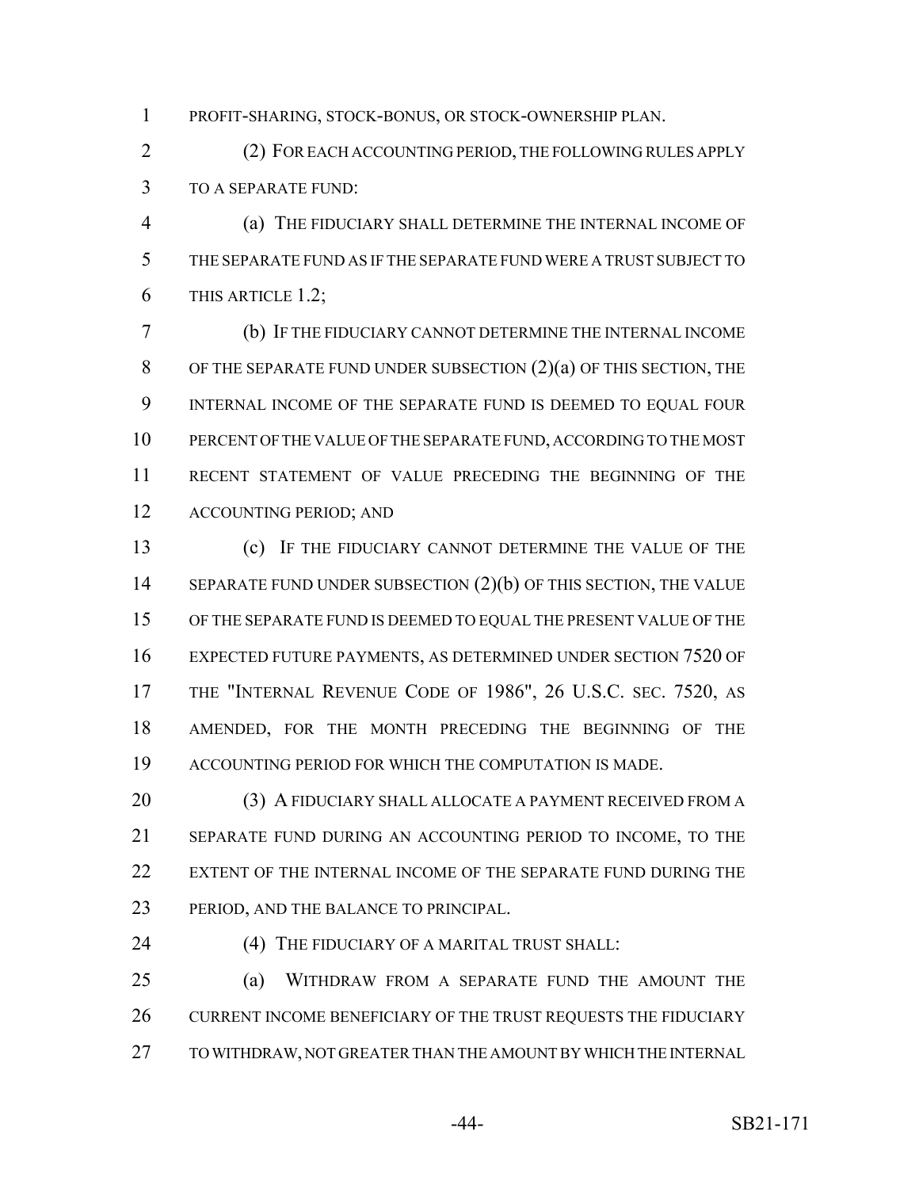PROFIT-SHARING, STOCK-BONUS, OR STOCK-OWNERSHIP PLAN.

(2) FOR EACH ACCOUNTING PERIOD, THE FOLLOWING RULES APPLY TO A SEPARATE FUND:

(a) THE FIDUCIARY SHALL DETERMINE THE INTERNAL INCOME OF THE SEPARATE FUND AS IF THE SEPARATE FUND WERE A TRUST SUBJECT TO THIS ARTICLE 1.2;

(b) IF THE FIDUCIARY CANNOT DETERMINE THE INTERNAL INCOME OF THE SEPARATE FUND UNDER SUBSECTION (2)(a) OF THIS SECTION, THE INTERNAL INCOME OF THE SEPARATE FUND IS DEEMED TO EQUAL FOUR PERCENT OF THE VALUE OF THE SEPARATE FUND, ACCORDING TO THE MOST RECENT STATEMENT OF VALUE PRECEDING THE BEGINNING OF THE ACCOUNTING PERIOD; AND

(c) IF THE FIDUCIARY CANNOT DETERMINE THE VALUE OF THE SEPARATE FUND UNDER SUBSECTION (2)(b) OF THIS SECTION, THE VALUE OF THE SEPARATE FUND IS DEEMED TO EQUAL THE PRESENT VALUE OF THE EXPECTED FUTURE PAYMENTS, AS DETERMINED UNDER SECTION 7520 OF THE "INTERNAL REVENUE CODE OF 1986", 26 U.S.C. SEC. 7520, AS AMENDED, FOR THE MONTH PRECEDING THE BEGINNING OF THE ACCOUNTING PERIOD FOR WHICH THE COMPUTATION IS MADE.

(3) A FIDUCIARY SHALL ALLOCATE A PAYMENT RECEIVED FROM A SEPARATE FUND DURING AN ACCOUNTING PERIOD TO INCOME, TO THE EXTENT OF THE INTERNAL INCOME OF THE SEPARATE FUND DURING THE PERIOD, AND THE BALANCE TO PRINCIPAL.

(4) THE FIDUCIARY OF A MARITAL TRUST SHALL:

(a) WITHDRAW FROM A SEPARATE FUND THE AMOUNT THE CURRENT INCOME BENEFICIARY OF THE TRUST REQUESTS THE FIDUCIARY TO WITHDRAW, NOT GREATER THAN THE AMOUNT BY WHICH THE INTERNAL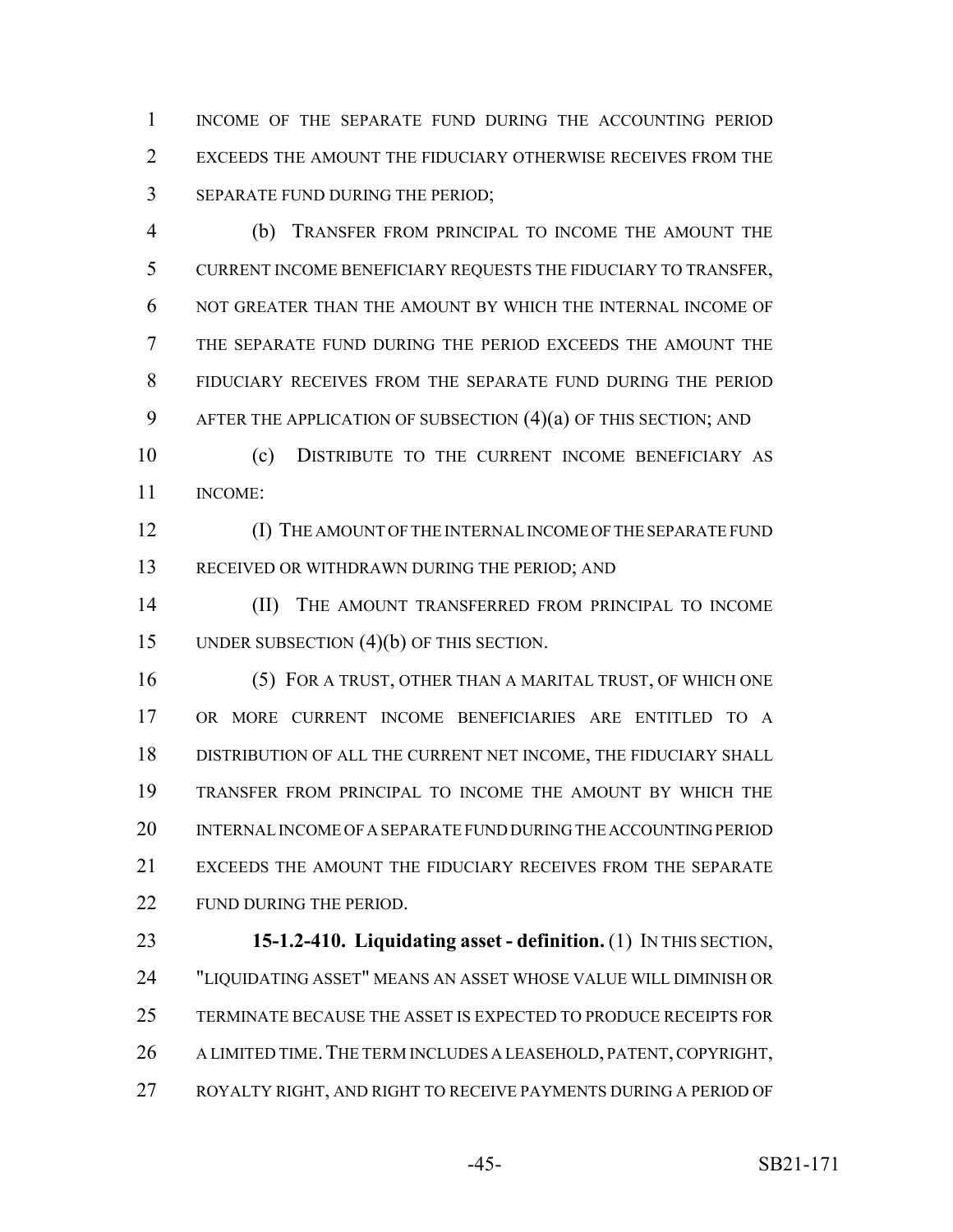INCOME OF THE SEPARATE FUND DURING THE ACCOUNTING PERIOD EXCEEDS THE AMOUNT THE FIDUCIARY OTHERWISE RECEIVES FROM THE SEPARATE FUND DURING THE PERIOD;

(b) TRANSFER FROM PRINCIPAL TO INCOME THE AMOUNT THE CURRENT INCOME BENEFICIARY REQUESTS THE FIDUCIARY TO TRANSFER, NOT GREATER THAN THE AMOUNT BY WHICH THE INTERNAL INCOME OF THE SEPARATE FUND DURING THE PERIOD EXCEEDS THE AMOUNT THE FIDUCIARY RECEIVES FROM THE SEPARATE FUND DURING THE PERIOD AFTER THE APPLICATION OF SUBSECTION (4)(a) OF THIS SECTION; AND

(c) DISTRIBUTE TO THE CURRENT INCOME BENEFICIARY AS INCOME:

(I) THE AMOUNT OF THE INTERNAL INCOME OF THE SEPARATE FUND RECEIVED OR WITHDRAWN DURING THE PERIOD; AND

(II) THE AMOUNT TRANSFERRED FROM PRINCIPAL TO INCOME UNDER SUBSECTION (4)(b) OF THIS SECTION.

(5) FOR A TRUST, OTHER THAN A MARITAL TRUST, OF WHICH ONE OR MORE CURRENT INCOME BENEFICIARIES ARE ENTITLED TO A DISTRIBUTION OF ALL THE CURRENT NET INCOME, THE FIDUCIARY SHALL TRANSFER FROM PRINCIPAL TO INCOME THE AMOUNT BY WHICH THE INTERNAL INCOME OF A SEPARATE FUND DURING THE ACCOUNTING PERIOD EXCEEDS THE AMOUNT THE FIDUCIARY RECEIVES FROM THE SEPARATE FUND DURING THE PERIOD.

**15-1.2-410. Liquidating asset - definition.** (1) IN THIS SECTION, "LIQUIDATING ASSET" MEANS AN ASSET WHOSE VALUE WILL DIMINISH OR TERMINATE BECAUSE THE ASSET IS EXPECTED TO PRODUCE RECEIPTS FOR A LIMITED TIME. THE TERM INCLUDES A LEASEHOLD, PATENT, COPYRIGHT, ROYALTY RIGHT, AND RIGHT TO RECEIVE PAYMENTS DURING A PERIOD OF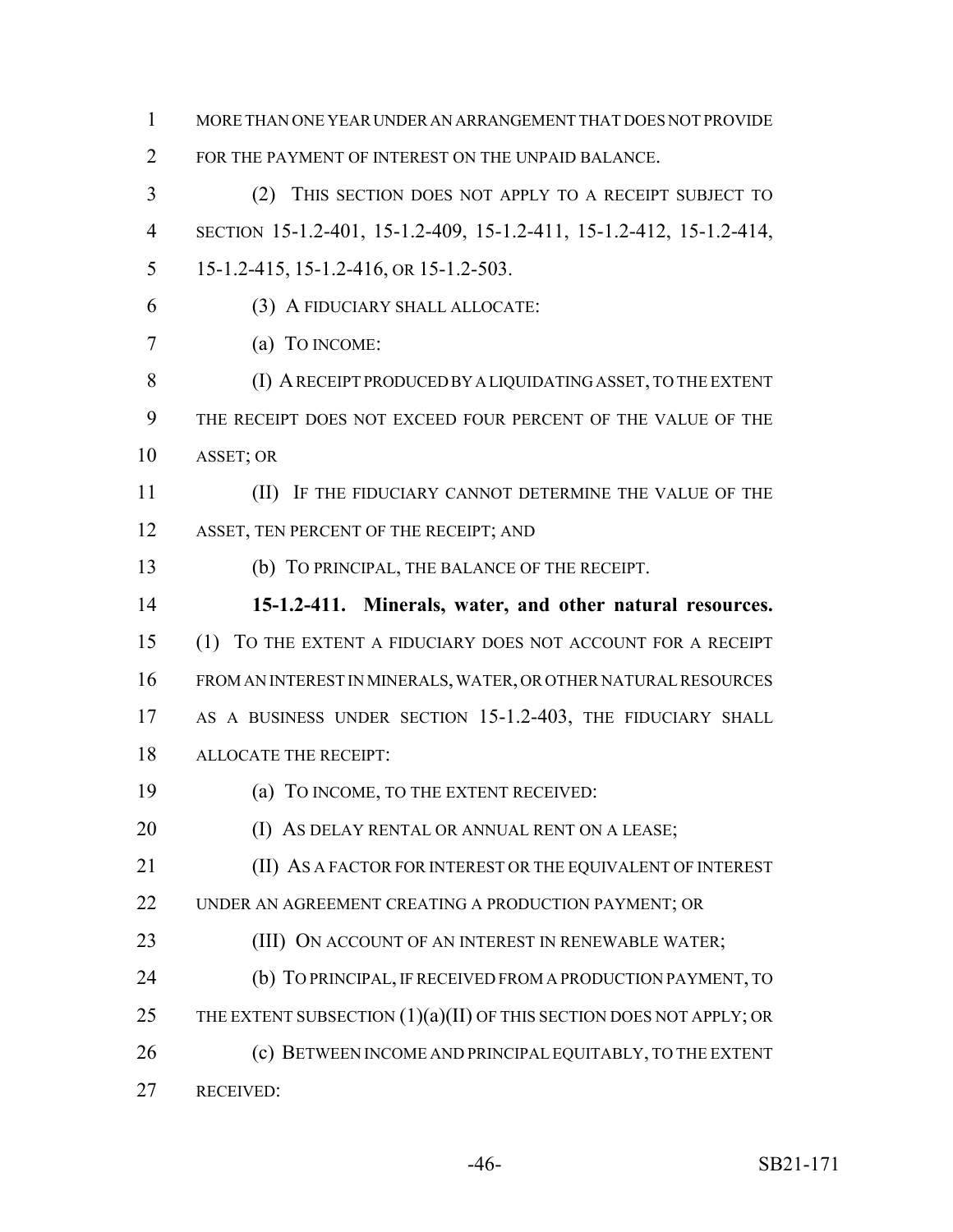MORE THAN ONE YEAR UNDER AN ARRANGEMENT THAT DOES NOT PROVIDE FOR THE PAYMENT OF INTEREST ON THE UNPAID BALANCE.

(2) THIS SECTION DOES NOT APPLY TO A RECEIPT SUBJECT TO SECTION 15-1.2-401, 15-1.2-409, 15-1.2-411, 15-1.2-412, 15-1.2-414, 15-1.2-415, 15-1.2-416, OR 15-1.2-503.

(3) A FIDUCIARY SHALL ALLOCATE:

(a) TO INCOME:

(I) A RECEIPT PRODUCED BY A LIQUIDATING ASSET, TO THE EXTENT THE RECEIPT DOES NOT EXCEED FOUR PERCENT OF THE VALUE OF THE ASSET; OR

(II) IF THE FIDUCIARY CANNOT DETERMINE THE VALUE OF THE ASSET, TEN PERCENT OF THE RECEIPT; AND

(b) TO PRINCIPAL, THE BALANCE OF THE RECEIPT.

**15-1.2-411. Minerals, water, and other natural resources.** (1) TO THE EXTENT A FIDUCIARY DOES NOT ACCOUNT FOR A RECEIPT FROM AN INTEREST IN MINERALS, WATER, OR OTHER NATURAL RESOURCES AS A BUSINESS UNDER SECTION 15-1.2-403, THE FIDUCIARY SHALL ALLOCATE THE RECEIPT:

(a) TO INCOME, TO THE EXTENT RECEIVED:

(I) AS DELAY RENTAL OR ANNUAL RENT ON A LEASE;

(II) AS A FACTOR FOR INTEREST OR THE EQUIVALENT OF INTEREST UNDER AN AGREEMENT CREATING A PRODUCTION PAYMENT; OR

(III) ON ACCOUNT OF AN INTEREST IN RENEWABLE WATER;

(b) TO PRINCIPAL, IF RECEIVED FROM A PRODUCTION PAYMENT, TO THE EXTENT SUBSECTION (1)(a)(II) OF THIS SECTION DOES NOT APPLY; OR

(c) BETWEEN INCOME AND PRINCIPAL EQUITABLY, TO THE EXTENT RECEIVED: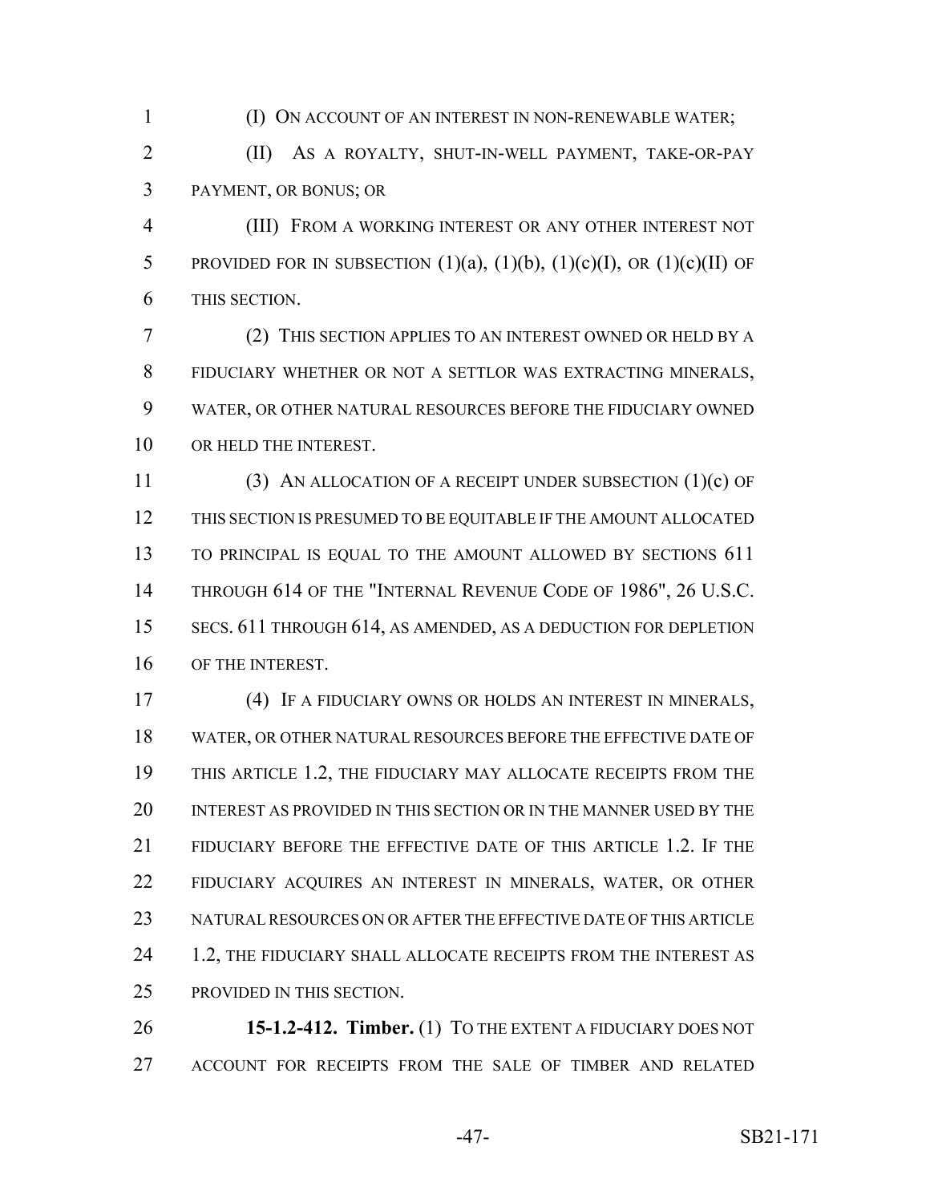(I) ON ACCOUNT OF AN INTEREST IN NON-RENEWABLE WATER;

(II) AS A ROYALTY, SHUT-IN-WELL PAYMENT, TAKE-OR-PAY PAYMENT, OR BONUS; OR

(III) FROM A WORKING INTEREST OR ANY OTHER INTEREST NOT PROVIDED FOR IN SUBSECTION (1)(a), (1)(b), (1)(c)(I), OR (1)(c)(II) OF THIS SECTION.

(2) THIS SECTION APPLIES TO AN INTEREST OWNED OR HELD BY A FIDUCIARY WHETHER OR NOT A SETTLOR WAS EXTRACTING MINERALS, WATER, OR OTHER NATURAL RESOURCES BEFORE THE FIDUCIARY OWNED OR HELD THE INTEREST.

(3) AN ALLOCATION OF A RECEIPT UNDER SUBSECTION (1)(c) OF THIS SECTION IS PRESUMED TO BE EQUITABLE IF THE AMOUNT ALLOCATED TO PRINCIPAL IS EQUAL TO THE AMOUNT ALLOWED BY SECTIONS 611 THROUGH 614 OF THE "INTERNAL REVENUE CODE OF 1986", 26 U.S.C. SECS. 611 THROUGH 614, AS AMENDED, AS A DEDUCTION FOR DEPLETION OF THE INTEREST.

(4) IF A FIDUCIARY OWNS OR HOLDS AN INTEREST IN MINERALS, WATER, OR OTHER NATURAL RESOURCES BEFORE THE EFFECTIVE DATE OF THIS ARTICLE 1.2, THE FIDUCIARY MAY ALLOCATE RECEIPTS FROM THE INTEREST AS PROVIDED IN THIS SECTION OR IN THE MANNER USED BY THE FIDUCIARY BEFORE THE EFFECTIVE DATE OF THIS ARTICLE 1.2. IF THE FIDUCIARY ACQUIRES AN INTEREST IN MINERALS, WATER, OR OTHER NATURAL RESOURCES ON OR AFTER THE EFFECTIVE DATE OF THIS ARTICLE 1.2, THE FIDUCIARY SHALL ALLOCATE RECEIPTS FROM THE INTEREST AS PROVIDED IN THIS SECTION.

**15-1.2-412. Timber.** (1) TO THE EXTENT A FIDUCIARY DOES NOT ACCOUNT FOR RECEIPTS FROM THE SALE OF TIMBER AND RELATED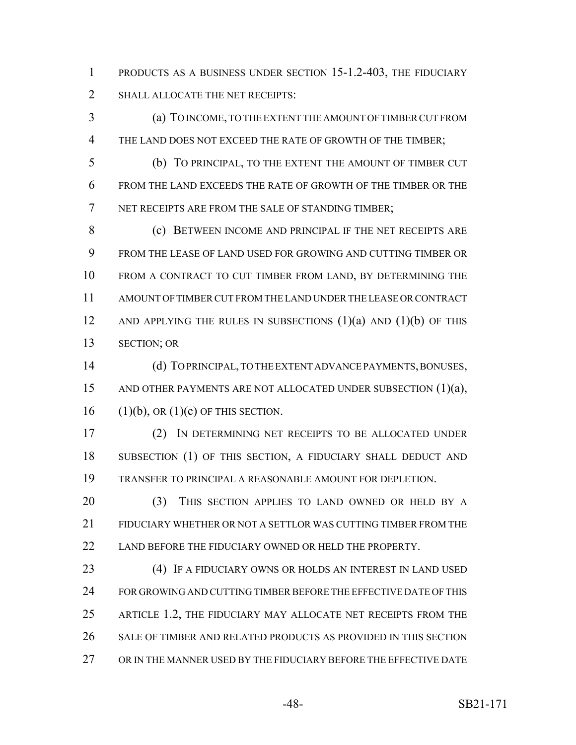PRODUCTS AS A BUSINESS UNDER SECTION 15-1.2-403, THE FIDUCIARY SHALL ALLOCATE THE NET RECEIPTS:

(a) TO INCOME, TO THE EXTENT THE AMOUNT OF TIMBER CUT FROM THE LAND DOES NOT EXCEED THE RATE OF GROWTH OF THE TIMBER;

(b) TO PRINCIPAL, TO THE EXTENT THE AMOUNT OF TIMBER CUT FROM THE LAND EXCEEDS THE RATE OF GROWTH OF THE TIMBER OR THE NET RECEIPTS ARE FROM THE SALE OF STANDING TIMBER;

(c) BETWEEN INCOME AND PRINCIPAL IF THE NET RECEIPTS ARE FROM THE LEASE OF LAND USED FOR GROWING AND CUTTING TIMBER OR FROM A CONTRACT TO CUT TIMBER FROM LAND, BY DETERMINING THE AMOUNT OF TIMBER CUT FROM THE LAND UNDER THE LEASE OR CONTRACT AND APPLYING THE RULES IN SUBSECTIONS (1)(a) AND (1)(b) OF THIS SECTION; OR

(d) TO PRINCIPAL, TO THE EXTENT ADVANCE PAYMENTS, BONUSES, AND OTHER PAYMENTS ARE NOT ALLOCATED UNDER SUBSECTION (1)(a), (1)(b), OR (1)(c) OF THIS SECTION.

(2) IN DETERMINING NET RECEIPTS TO BE ALLOCATED UNDER SUBSECTION (1) OF THIS SECTION, A FIDUCIARY SHALL DEDUCT AND TRANSFER TO PRINCIPAL A REASONABLE AMOUNT FOR DEPLETION.

(3) THIS SECTION APPLIES TO LAND OWNED OR HELD BY A FIDUCIARY WHETHER OR NOT A SETTLOR WAS CUTTING TIMBER FROM THE LAND BEFORE THE FIDUCIARY OWNED OR HELD THE PROPERTY.

(4) IF A FIDUCIARY OWNS OR HOLDS AN INTEREST IN LAND USED FOR GROWING AND CUTTING TIMBER BEFORE THE EFFECTIVE DATE OF THIS ARTICLE 1.2, THE FIDUCIARY MAY ALLOCATE NET RECEIPTS FROM THE SALE OF TIMBER AND RELATED PRODUCTS AS PROVIDED IN THIS SECTION OR IN THE MANNER USED BY THE FIDUCIARY BEFORE THE EFFECTIVE DATE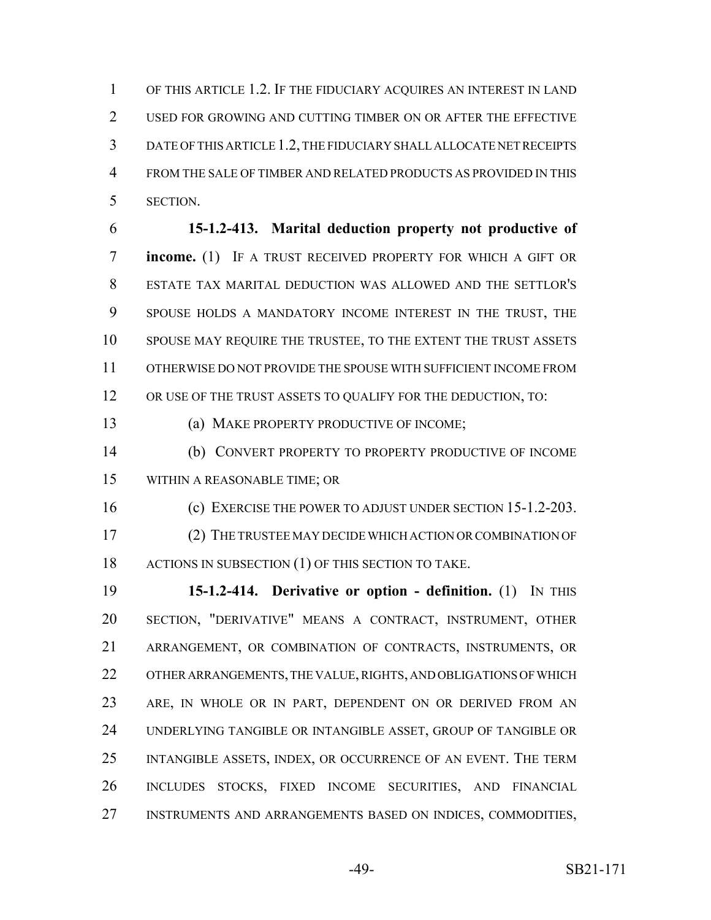OF THIS ARTICLE 1.2. IF THE FIDUCIARY ACQUIRES AN INTEREST IN LAND USED FOR GROWING AND CUTTING TIMBER ON OR AFTER THE EFFECTIVE DATE OF THIS ARTICLE 1.2, THE FIDUCIARY SHALL ALLOCATE NET RECEIPTS FROM THE SALE OF TIMBER AND RELATED PRODUCTS AS PROVIDED IN THIS SECTION.

**15-1.2-413. Marital deduction property not productive of income.** (1) IF A TRUST RECEIVED PROPERTY FOR WHICH A GIFT OR ESTATE TAX MARITAL DEDUCTION WAS ALLOWED AND THE SETTLOR'S SPOUSE HOLDS A MANDATORY INCOME INTEREST IN THE TRUST, THE SPOUSE MAY REQUIRE THE TRUSTEE, TO THE EXTENT THE TRUST ASSETS OTHERWISE DO NOT PROVIDE THE SPOUSE WITH SUFFICIENT INCOME FROM OR USE OF THE TRUST ASSETS TO QUALIFY FOR THE DEDUCTION, TO:

(a) MAKE PROPERTY PRODUCTIVE OF INCOME;

(b) CONVERT PROPERTY TO PROPERTY PRODUCTIVE OF INCOME WITHIN A REASONABLE TIME; OR

(c) EXERCISE THE POWER TO ADJUST UNDER SECTION 15-1.2-203.

(2) THE TRUSTEE MAY DECIDE WHICH ACTION OR COMBINATION OF ACTIONS IN SUBSECTION (1) OF THIS SECTION TO TAKE.

**15-1.2-414. Derivative or option - definition.** (1) IN THIS SECTION, "DERIVATIVE" MEANS A CONTRACT, INSTRUMENT, OTHER ARRANGEMENT, OR COMBINATION OF CONTRACTS, INSTRUMENTS, OR OTHER ARRANGEMENTS, THE VALUE, RIGHTS, AND OBLIGATIONS OF WHICH ARE, IN WHOLE OR IN PART, DEPENDENT ON OR DERIVED FROM AN UNDERLYING TANGIBLE OR INTANGIBLE ASSET, GROUP OF TANGIBLE OR INTANGIBLE ASSETS, INDEX, OR OCCURRENCE OF AN EVENT. THE TERM INCLUDES STOCKS, FIXED INCOME SECURITIES, AND FINANCIAL INSTRUMENTS AND ARRANGEMENTS BASED ON INDICES, COMMODITIES,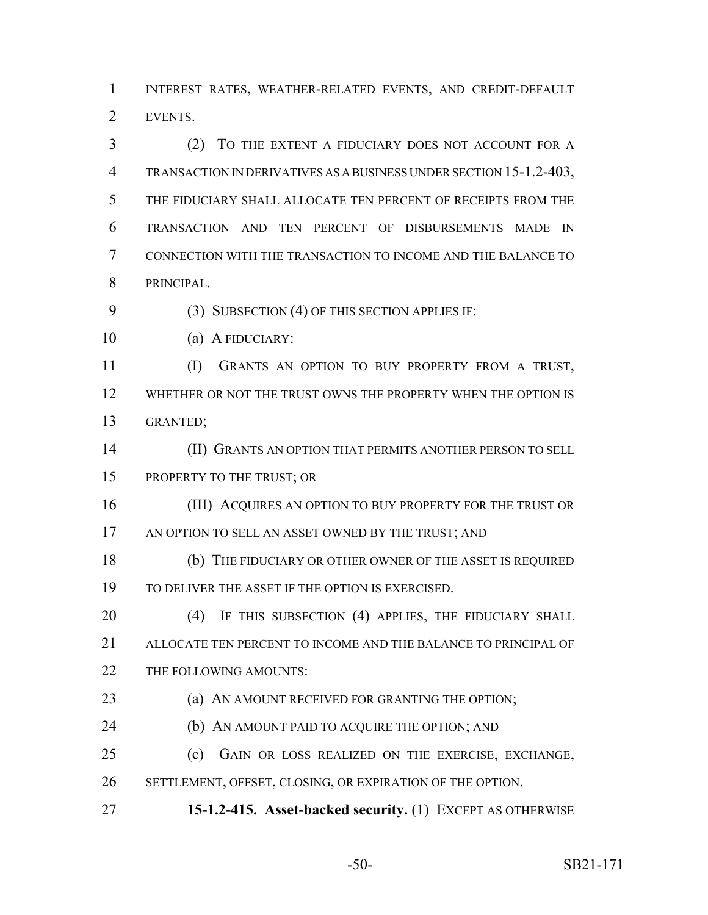INTEREST RATES, WEATHER-RELATED EVENTS, AND CREDIT-DEFAULT EVENTS.

(2) TO THE EXTENT A FIDUCIARY DOES NOT ACCOUNT FOR A TRANSACTION IN DERIVATIVES AS A BUSINESS UNDER SECTION 15-1.2-403, THE FIDUCIARY SHALL ALLOCATE TEN PERCENT OF RECEIPTS FROM THE TRANSACTION AND TEN PERCENT OF DISBURSEMENTS MADE IN CONNECTION WITH THE TRANSACTION TO INCOME AND THE BALANCE TO PRINCIPAL.

(3) SUBSECTION (4) OF THIS SECTION APPLIES IF:

(a) A FIDUCIARY:

(I) GRANTS AN OPTION TO BUY PROPERTY FROM A TRUST, WHETHER OR NOT THE TRUST OWNS THE PROPERTY WHEN THE OPTION IS GRANTED;

(II) GRANTS AN OPTION THAT PERMITS ANOTHER PERSON TO SELL PROPERTY TO THE TRUST; OR

(III) ACQUIRES AN OPTION TO BUY PROPERTY FOR THE TRUST OR AN OPTION TO SELL AN ASSET OWNED BY THE TRUST; AND

(b) THE FIDUCIARY OR OTHER OWNER OF THE ASSET IS REQUIRED TO DELIVER THE ASSET IF THE OPTION IS EXERCISED.

(4) IF THIS SUBSECTION (4) APPLIES, THE FIDUCIARY SHALL ALLOCATE TEN PERCENT TO INCOME AND THE BALANCE TO PRINCIPAL OF THE FOLLOWING AMOUNTS:

(a) AN AMOUNT RECEIVED FOR GRANTING THE OPTION;

(b) AN AMOUNT PAID TO ACQUIRE THE OPTION; AND

(c) GAIN OR LOSS REALIZED ON THE EXERCISE, EXCHANGE, SETTLEMENT, OFFSET, CLOSING, OR EXPIRATION OF THE OPTION.

**15-1.2-415. Asset-backed security.** (1) EXCEPT AS OTHERWISE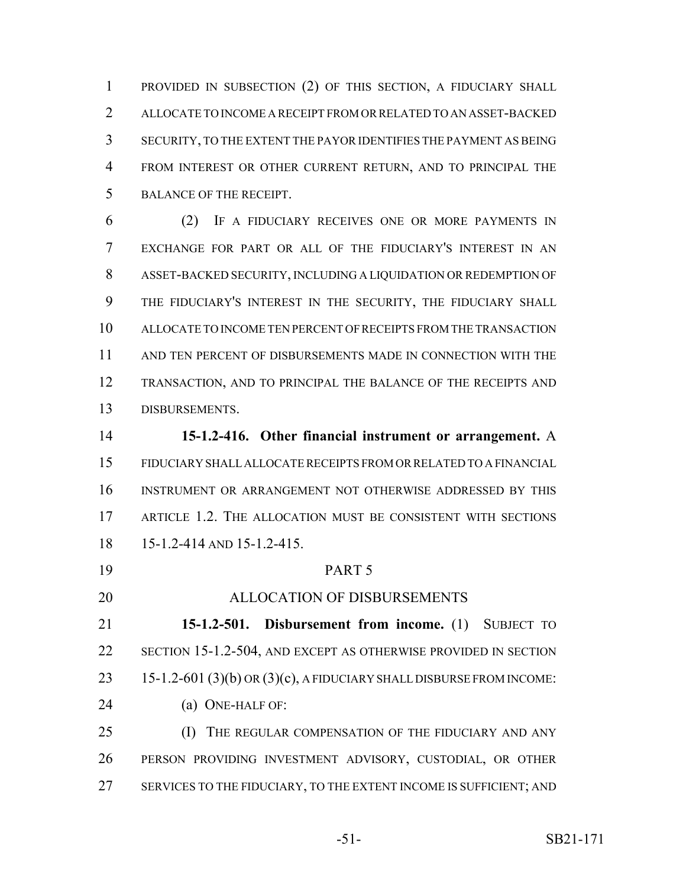PROVIDED IN SUBSECTION (2) OF THIS SECTION, A FIDUCIARY SHALL ALLOCATE TO INCOME A RECEIPT FROM OR RELATED TO AN ASSET-BACKED SECURITY, TO THE EXTENT THE PAYOR IDENTIFIES THE PAYMENT AS BEING FROM INTEREST OR OTHER CURRENT RETURN, AND TO PRINCIPAL THE BALANCE OF THE RECEIPT.

(2) IF A FIDUCIARY RECEIVES ONE OR MORE PAYMENTS IN EXCHANGE FOR PART OR ALL OF THE FIDUCIARY'S INTEREST IN AN ASSET-BACKED SECURITY, INCLUDING A LIQUIDATION OR REDEMPTION OF THE FIDUCIARY'S INTEREST IN THE SECURITY, THE FIDUCIARY SHALL ALLOCATE TO INCOME TEN PERCENT OF RECEIPTS FROM THE TRANSACTION AND TEN PERCENT OF DISBURSEMENTS MADE IN CONNECTION WITH THE TRANSACTION, AND TO PRINCIPAL THE BALANCE OF THE RECEIPTS AND DISBURSEMENTS.

**15-1.2-416. Other financial instrument or arrangement.** A FIDUCIARY SHALL ALLOCATE RECEIPTS FROM OR RELATED TO A FINANCIAL INSTRUMENT OR ARRANGEMENT NOT OTHERWISE ADDRESSED BY THIS ARTICLE 1.2. THE ALLOCATION MUST BE CONSISTENT WITH SECTIONS 15-1.2-414 AND 15-1.2-415.

PART 5

ALLOCATION OF DISBURSEMENTS

**15-1.2-501. Disbursement from income.** (1) SUBJECT TO SECTION 15-1.2-504, AND EXCEPT AS OTHERWISE PROVIDED IN SECTION 15-1.2-601 (3)(b) OR (3)(c), A FIDUCIARY SHALL DISBURSE FROM INCOME:

(a) ONE-HALF OF:

(I) THE REGULAR COMPENSATION OF THE FIDUCIARY AND ANY PERSON PROVIDING INVESTMENT ADVISORY, CUSTODIAL, OR OTHER SERVICES TO THE FIDUCIARY, TO THE EXTENT INCOME IS SUFFICIENT; AND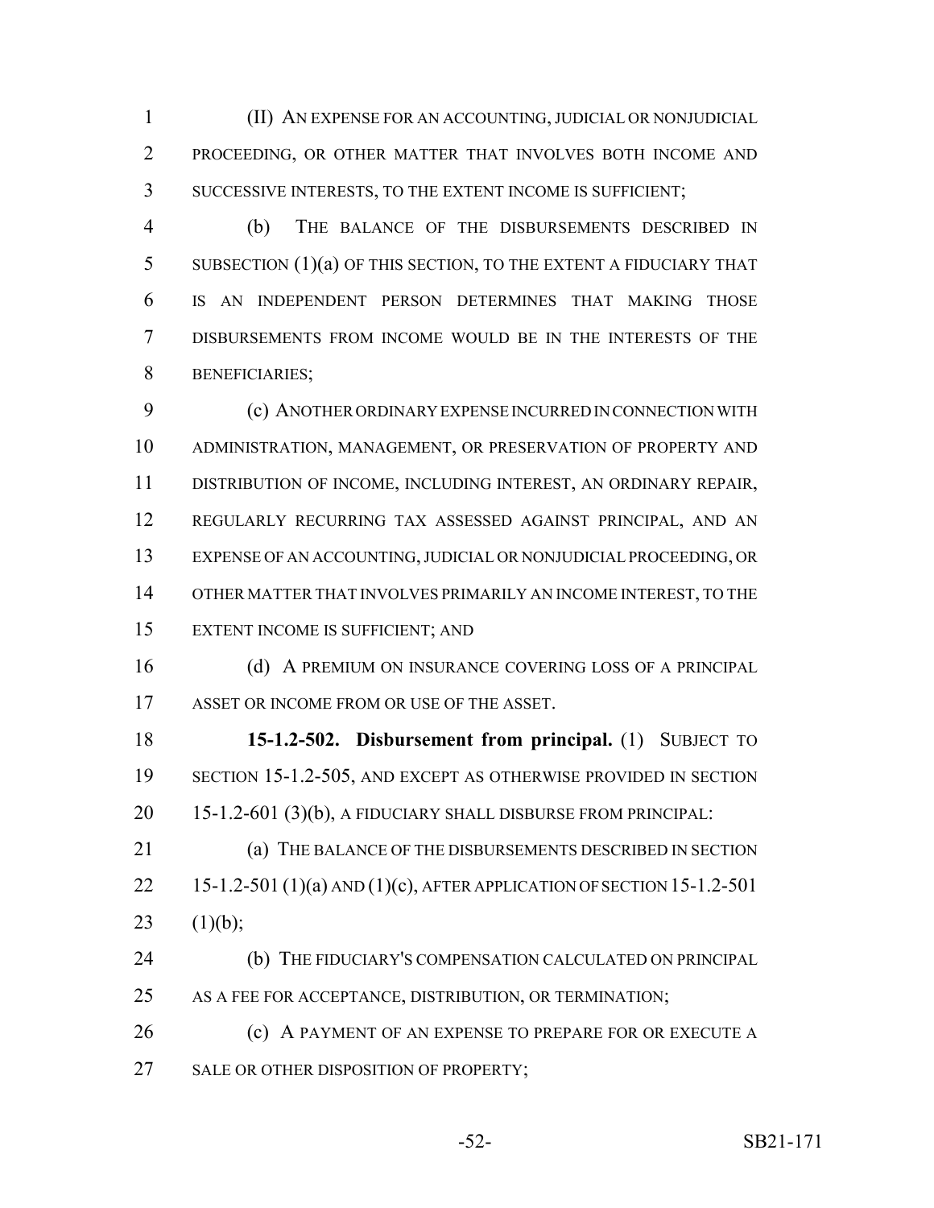(II) AN EXPENSE FOR AN ACCOUNTING, JUDICIAL OR NONJUDICIAL PROCEEDING, OR OTHER MATTER THAT INVOLVES BOTH INCOME AND SUCCESSIVE INTERESTS, TO THE EXTENT INCOME IS SUFFICIENT;

(b) THE BALANCE OF THE DISBURSEMENTS DESCRIBED IN SUBSECTION (1)(a) OF THIS SECTION, TO THE EXTENT A FIDUCIARY THAT IS AN INDEPENDENT PERSON DETERMINES THAT MAKING THOSE DISBURSEMENTS FROM INCOME WOULD BE IN THE INTERESTS OF THE BENEFICIARIES;

(c) ANOTHER ORDINARY EXPENSE INCURRED IN CONNECTION WITH ADMINISTRATION, MANAGEMENT, OR PRESERVATION OF PROPERTY AND DISTRIBUTION OF INCOME, INCLUDING INTEREST, AN ORDINARY REPAIR, REGULARLY RECURRING TAX ASSESSED AGAINST PRINCIPAL, AND AN EXPENSE OF AN ACCOUNTING, JUDICIAL OR NONJUDICIAL PROCEEDING, OR OTHER MATTER THAT INVOLVES PRIMARILY AN INCOME INTEREST, TO THE EXTENT INCOME IS SUFFICIENT; AND

(d) A PREMIUM ON INSURANCE COVERING LOSS OF A PRINCIPAL ASSET OR INCOME FROM OR USE OF THE ASSET.

**15-1.2-502. Disbursement from principal.** (1) SUBJECT TO SECTION 15-1.2-505, AND EXCEPT AS OTHERWISE PROVIDED IN SECTION 15-1.2-601 (3)(b), A FIDUCIARY SHALL DISBURSE FROM PRINCIPAL:

(a) THE BALANCE OF THE DISBURSEMENTS DESCRIBED IN SECTION 15-1.2-501 (1)(a) AND (1)(c), AFTER APPLICATION OF SECTION 15-1.2-501 (1)(b);

(b) THE FIDUCIARY'S COMPENSATION CALCULATED ON PRINCIPAL AS A FEE FOR ACCEPTANCE, DISTRIBUTION, OR TERMINATION;

(c) A PAYMENT OF AN EXPENSE TO PREPARE FOR OR EXECUTE A SALE OR OTHER DISPOSITION OF PROPERTY;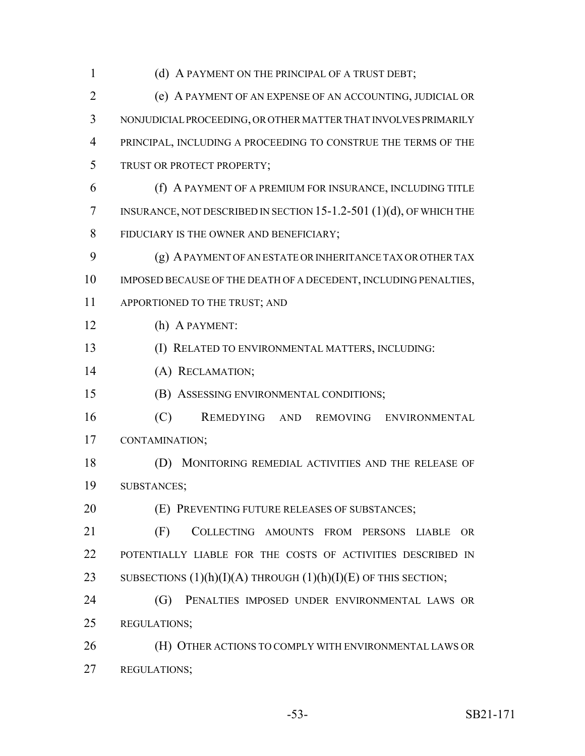(d) A PAYMENT ON THE PRINCIPAL OF A TRUST DEBT;

(e) A PAYMENT OF AN EXPENSE OF AN ACCOUNTING, JUDICIAL OR NONJUDICIAL PROCEEDING, OR OTHER MATTER THAT INVOLVES PRIMARILY PRINCIPAL, INCLUDING A PROCEEDING TO CONSTRUE THE TERMS OF THE TRUST OR PROTECT PROPERTY;

(f) A PAYMENT OF A PREMIUM FOR INSURANCE, INCLUDING TITLE INSURANCE, NOT DESCRIBED IN SECTION 15-1.2-501 (1)(d), OF WHICH THE FIDUCIARY IS THE OWNER AND BENEFICIARY;

(g) A PAYMENT OF AN ESTATE OR INHERITANCE TAX OR OTHER TAX IMPOSED BECAUSE OF THE DEATH OF A DECEDENT, INCLUDING PENALTIES, APPORTIONED TO THE TRUST; AND

(h) A PAYMENT:

(I) RELATED TO ENVIRONMENTAL MATTERS, INCLUDING:

(A) RECLAMATION;

(B) ASSESSING ENVIRONMENTAL CONDITIONS;

(C) REMEDYING AND REMOVING ENVIRONMENTAL CONTAMINATION;

(D) MONITORING REMEDIAL ACTIVITIES AND THE RELEASE OF SUBSTANCES;

(E) PREVENTING FUTURE RELEASES OF SUBSTANCES;

(F) COLLECTING AMOUNTS FROM PERSONS LIABLE OR POTENTIALLY LIABLE FOR THE COSTS OF ACTIVITIES DESCRIBED IN SUBSECTIONS (1)(h)(I)(A) THROUGH (1)(h)(I)(E) OF THIS SECTION;

(G) PENALTIES IMPOSED UNDER ENVIRONMENTAL LAWS OR REGULATIONS;

(H) OTHER ACTIONS TO COMPLY WITH ENVIRONMENTAL LAWS OR REGULATIONS;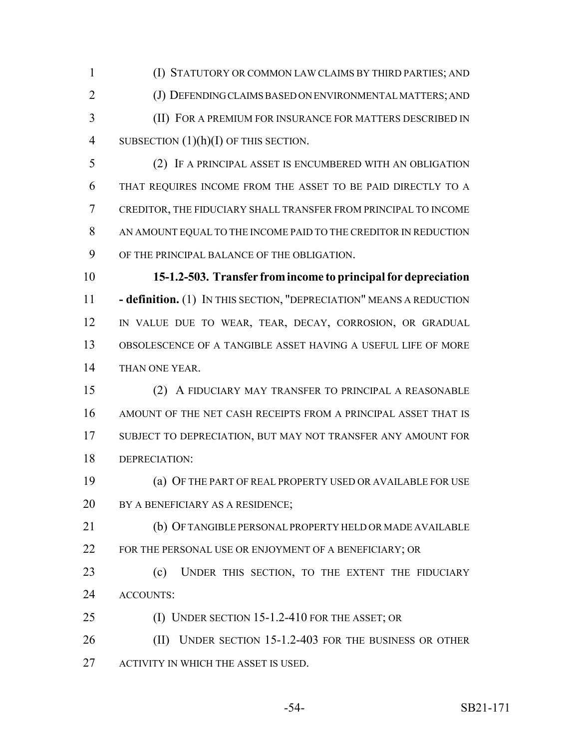(I) STATUTORY OR COMMON LAW CLAIMS BY THIRD PARTIES; AND

(J) DEFENDING CLAIMS BASED ON ENVIRONMENTAL MATTERS; AND

(II) FOR A PREMIUM FOR INSURANCE FOR MATTERS DESCRIBED IN SUBSECTION (1)(h)(I) OF THIS SECTION.

(2) IF A PRINCIPAL ASSET IS ENCUMBERED WITH AN OBLIGATION THAT REQUIRES INCOME FROM THE ASSET TO BE PAID DIRECTLY TO A CREDITOR, THE FIDUCIARY SHALL TRANSFER FROM PRINCIPAL TO INCOME AN AMOUNT EQUAL TO THE INCOME PAID TO THE CREDITOR IN REDUCTION OF THE PRINCIPAL BALANCE OF THE OBLIGATION.

**15-1.2-503. Transfer from income to principal for depreciation - definition.** (1) IN THIS SECTION, "DEPRECIATION" MEANS A REDUCTION IN VALUE DUE TO WEAR, TEAR, DECAY, CORROSION, OR GRADUAL OBSOLESCENCE OF A TANGIBLE ASSET HAVING A USEFUL LIFE OF MORE THAN ONE YEAR.

(2) A FIDUCIARY MAY TRANSFER TO PRINCIPAL A REASONABLE AMOUNT OF THE NET CASH RECEIPTS FROM A PRINCIPAL ASSET THAT IS SUBJECT TO DEPRECIATION, BUT MAY NOT TRANSFER ANY AMOUNT FOR DEPRECIATION:

(a) OF THE PART OF REAL PROPERTY USED OR AVAILABLE FOR USE BY A BENEFICIARY AS A RESIDENCE;

(b) OF TANGIBLE PERSONAL PROPERTY HELD OR MADE AVAILABLE FOR THE PERSONAL USE OR ENJOYMENT OF A BENEFICIARY; OR

(c) UNDER THIS SECTION, TO THE EXTENT THE FIDUCIARY ACCOUNTS:

(I) UNDER SECTION 15-1.2-410 FOR THE ASSET; OR

(II) UNDER SECTION 15-1.2-403 FOR THE BUSINESS OR OTHER ACTIVITY IN WHICH THE ASSET IS USED.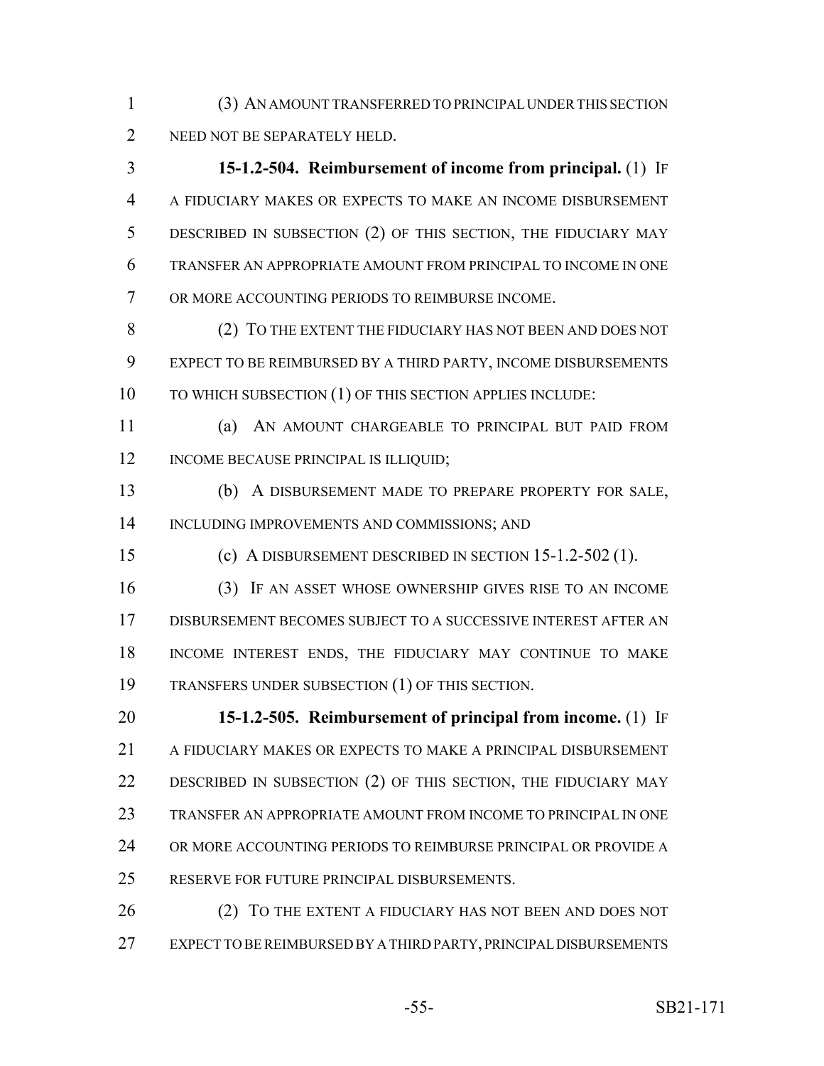(3) AN AMOUNT TRANSFERRED TO PRINCIPAL UNDER THIS SECTION NEED NOT BE SEPARATELY HELD.

**15-1.2-504. Reimbursement of income from principal.** (1) IF A FIDUCIARY MAKES OR EXPECTS TO MAKE AN INCOME DISBURSEMENT DESCRIBED IN SUBSECTION (2) OF THIS SECTION, THE FIDUCIARY MAY TRANSFER AN APPROPRIATE AMOUNT FROM PRINCIPAL TO INCOME IN ONE OR MORE ACCOUNTING PERIODS TO REIMBURSE INCOME.

(2) TO THE EXTENT THE FIDUCIARY HAS NOT BEEN AND DOES NOT EXPECT TO BE REIMBURSED BY A THIRD PARTY, INCOME DISBURSEMENTS TO WHICH SUBSECTION (1) OF THIS SECTION APPLIES INCLUDE:

(a) AN AMOUNT CHARGEABLE TO PRINCIPAL BUT PAID FROM INCOME BECAUSE PRINCIPAL IS ILLIQUID;

(b) A DISBURSEMENT MADE TO PREPARE PROPERTY FOR SALE, INCLUDING IMPROVEMENTS AND COMMISSIONS; AND

(c) A DISBURSEMENT DESCRIBED IN SECTION 15-1.2-502 (1).

(3) IF AN ASSET WHOSE OWNERSHIP GIVES RISE TO AN INCOME DISBURSEMENT BECOMES SUBJECT TO A SUCCESSIVE INTEREST AFTER AN INCOME INTEREST ENDS, THE FIDUCIARY MAY CONTINUE TO MAKE TRANSFERS UNDER SUBSECTION (1) OF THIS SECTION.

**15-1.2-505. Reimbursement of principal from income.** (1) IF A FIDUCIARY MAKES OR EXPECTS TO MAKE A PRINCIPAL DISBURSEMENT DESCRIBED IN SUBSECTION (2) OF THIS SECTION, THE FIDUCIARY MAY TRANSFER AN APPROPRIATE AMOUNT FROM INCOME TO PRINCIPAL IN ONE OR MORE ACCOUNTING PERIODS TO REIMBURSE PRINCIPAL OR PROVIDE A RESERVE FOR FUTURE PRINCIPAL DISBURSEMENTS.

(2) TO THE EXTENT A FIDUCIARY HAS NOT BEEN AND DOES NOT EXPECT TO BE REIMBURSED BY A THIRD PARTY, PRINCIPAL DISBURSEMENTS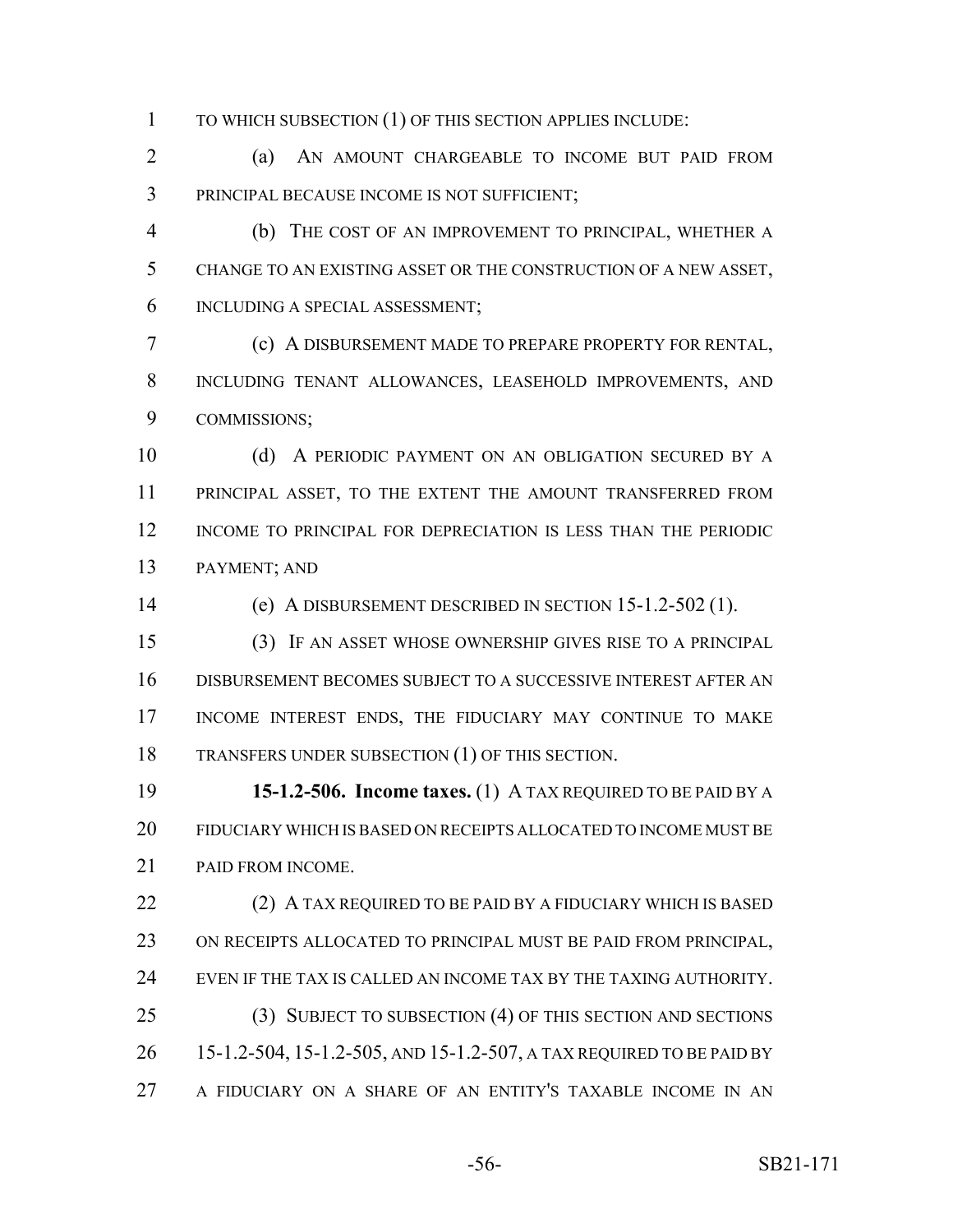TO WHICH SUBSECTION (1) OF THIS SECTION APPLIES INCLUDE:

(a) AN AMOUNT CHARGEABLE TO INCOME BUT PAID FROM PRINCIPAL BECAUSE INCOME IS NOT SUFFICIENT;

(b) THE COST OF AN IMPROVEMENT TO PRINCIPAL, WHETHER A CHANGE TO AN EXISTING ASSET OR THE CONSTRUCTION OF A NEW ASSET, INCLUDING A SPECIAL ASSESSMENT;

(c) A DISBURSEMENT MADE TO PREPARE PROPERTY FOR RENTAL, INCLUDING TENANT ALLOWANCES, LEASEHOLD IMPROVEMENTS, AND COMMISSIONS;

(d) A PERIODIC PAYMENT ON AN OBLIGATION SECURED BY A PRINCIPAL ASSET, TO THE EXTENT THE AMOUNT TRANSFERRED FROM INCOME TO PRINCIPAL FOR DEPRECIATION IS LESS THAN THE PERIODIC PAYMENT; AND

(e) A DISBURSEMENT DESCRIBED IN SECTION 15-1.2-502 (1).

(3) IF AN ASSET WHOSE OWNERSHIP GIVES RISE TO A PRINCIPAL DISBURSEMENT BECOMES SUBJECT TO A SUCCESSIVE INTEREST AFTER AN INCOME INTEREST ENDS, THE FIDUCIARY MAY CONTINUE TO MAKE TRANSFERS UNDER SUBSECTION (1) OF THIS SECTION.

**15-1.2-506. Income taxes.** (1) A TAX REQUIRED TO BE PAID BY A FIDUCIARY WHICH IS BASED ON RECEIPTS ALLOCATED TO INCOME MUST BE PAID FROM INCOME.

(2) A TAX REQUIRED TO BE PAID BY A FIDUCIARY WHICH IS BASED ON RECEIPTS ALLOCATED TO PRINCIPAL MUST BE PAID FROM PRINCIPAL, EVEN IF THE TAX IS CALLED AN INCOME TAX BY THE TAXING AUTHORITY.

(3) SUBJECT TO SUBSECTION (4) OF THIS SECTION AND SECTIONS 15-1.2-504, 15-1.2-505, AND 15-1.2-507, A TAX REQUIRED TO BE PAID BY A FIDUCIARY ON A SHARE OF AN ENTITY'S TAXABLE INCOME IN AN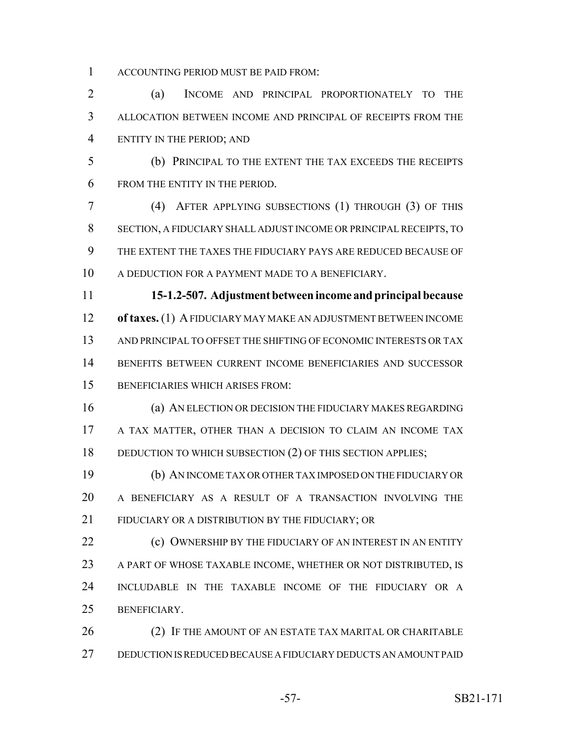ACCOUNTING PERIOD MUST BE PAID FROM:

(a) INCOME AND PRINCIPAL PROPORTIONATELY TO THE ALLOCATION BETWEEN INCOME AND PRINCIPAL OF RECEIPTS FROM THE ENTITY IN THE PERIOD; AND

(b) PRINCIPAL TO THE EXTENT THE TAX EXCEEDS THE RECEIPTS FROM THE ENTITY IN THE PERIOD.

(4) AFTER APPLYING SUBSECTIONS (1) THROUGH (3) OF THIS SECTION, A FIDUCIARY SHALL ADJUST INCOME OR PRINCIPAL RECEIPTS, TO THE EXTENT THE TAXES THE FIDUCIARY PAYS ARE REDUCED BECAUSE OF A DEDUCTION FOR A PAYMENT MADE TO A BENEFICIARY.

**15-1.2-507. Adjustment between income and principal because of taxes.** (1) A FIDUCIARY MAY MAKE AN ADJUSTMENT BETWEEN INCOME AND PRINCIPAL TO OFFSET THE SHIFTING OF ECONOMIC INTERESTS OR TAX BENEFITS BETWEEN CURRENT INCOME BENEFICIARIES AND SUCCESSOR BENEFICIARIES WHICH ARISES FROM:

(a) AN ELECTION OR DECISION THE FIDUCIARY MAKES REGARDING A TAX MATTER, OTHER THAN A DECISION TO CLAIM AN INCOME TAX DEDUCTION TO WHICH SUBSECTION (2) OF THIS SECTION APPLIES;

(b) AN INCOME TAX OR OTHER TAX IMPOSED ON THE FIDUCIARY OR A BENEFICIARY AS A RESULT OF A TRANSACTION INVOLVING THE FIDUCIARY OR A DISTRIBUTION BY THE FIDUCIARY; OR

(c) OWNERSHIP BY THE FIDUCIARY OF AN INTEREST IN AN ENTITY A PART OF WHOSE TAXABLE INCOME, WHETHER OR NOT DISTRIBUTED, IS INCLUDABLE IN THE TAXABLE INCOME OF THE FIDUCIARY OR A BENEFICIARY.

(2) IF THE AMOUNT OF AN ESTATE TAX MARITAL OR CHARITABLE DEDUCTION IS REDUCED BECAUSE A FIDUCIARY DEDUCTS AN AMOUNT PAID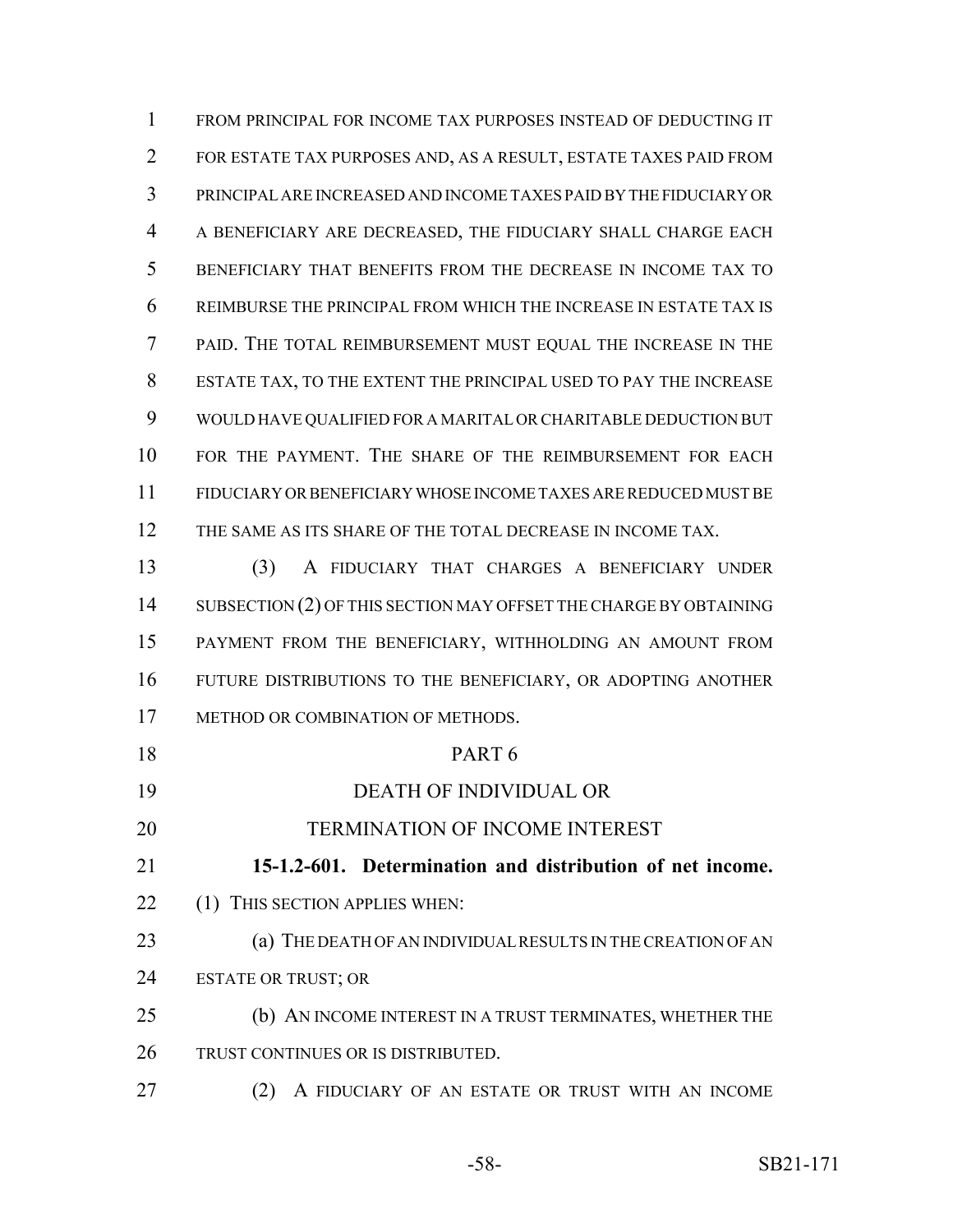FROM PRINCIPAL FOR INCOME TAX PURPOSES INSTEAD OF DEDUCTING IT FOR ESTATE TAX PURPOSES AND, AS A RESULT, ESTATE TAXES PAID FROM PRINCIPAL ARE INCREASED AND INCOME TAXES PAID BY THE FIDUCIARY OR A BENEFICIARY ARE DECREASED, THE FIDUCIARY SHALL CHARGE EACH BENEFICIARY THAT BENEFITS FROM THE DECREASE IN INCOME TAX TO REIMBURSE THE PRINCIPAL FROM WHICH THE INCREASE IN ESTATE TAX IS PAID. THE TOTAL REIMBURSEMENT MUST EQUAL THE INCREASE IN THE ESTATE TAX, TO THE EXTENT THE PRINCIPAL USED TO PAY THE INCREASE WOULD HAVE QUALIFIED FOR A MARITAL OR CHARITABLE DEDUCTION BUT FOR THE PAYMENT. THE SHARE OF THE REIMBURSEMENT FOR EACH FIDUCIARY OR BENEFICIARY WHOSE INCOME TAXES ARE REDUCED MUST BE THE SAME AS ITS SHARE OF THE TOTAL DECREASE IN INCOME TAX.

(3) A FIDUCIARY THAT CHARGES A BENEFICIARY UNDER SUBSECTION (2) OF THIS SECTION MAY OFFSET THE CHARGE BY OBTAINING PAYMENT FROM THE BENEFICIARY, WITHHOLDING AN AMOUNT FROM FUTURE DISTRIBUTIONS TO THE BENEFICIARY, OR ADOPTING ANOTHER METHOD OR COMBINATION OF METHODS.

PART 6

DEATH OF INDIVIDUAL OR

TERMINATION OF INCOME INTEREST

**15-1.2-601. Determination and distribution of net income.**

(1) THIS SECTION APPLIES WHEN:

(a) THE DEATH OF AN INDIVIDUAL RESULTS IN THE CREATION OF AN ESTATE OR TRUST; OR

(b) AN INCOME INTEREST IN A TRUST TERMINATES, WHETHER THE TRUST CONTINUES OR IS DISTRIBUTED.

(2) A FIDUCIARY OF AN ESTATE OR TRUST WITH AN INCOME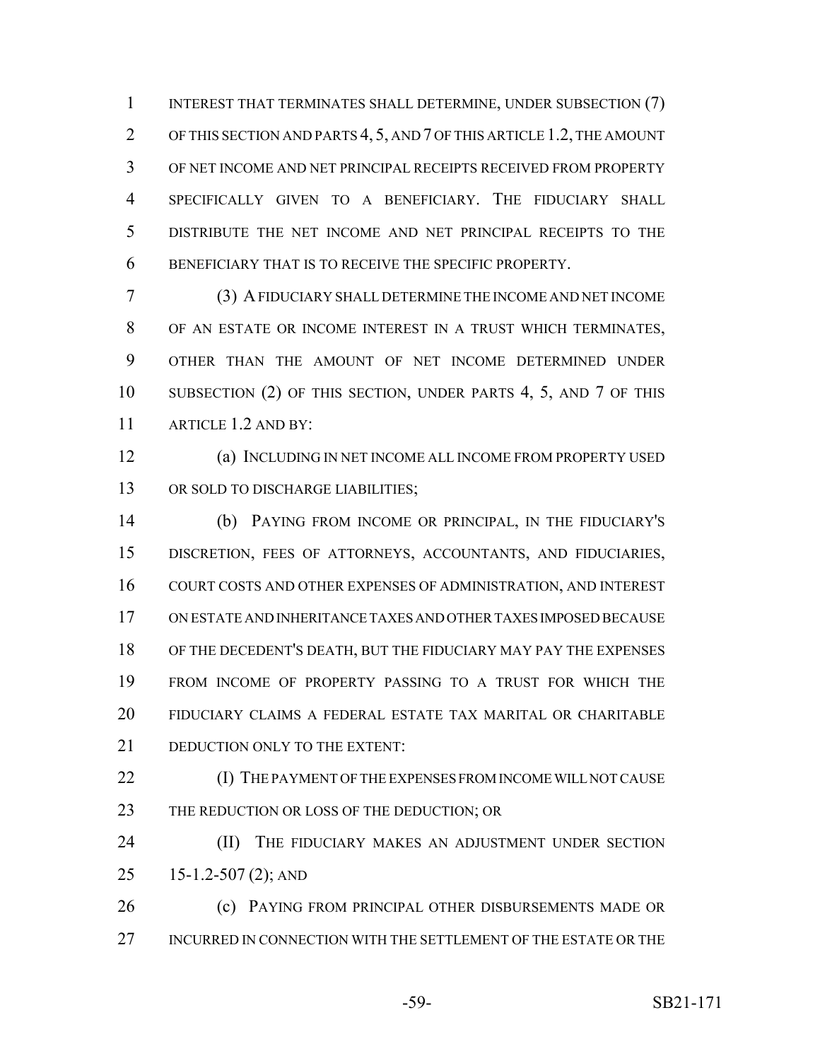INTEREST THAT TERMINATES SHALL DETERMINE, UNDER SUBSECTION (7) OF THIS SECTION AND PARTS 4, 5, AND 7 OF THIS ARTICLE 1.2, THE AMOUNT OF NET INCOME AND NET PRINCIPAL RECEIPTS RECEIVED FROM PROPERTY SPECIFICALLY GIVEN TO A BENEFICIARY. THE FIDUCIARY SHALL DISTRIBUTE THE NET INCOME AND NET PRINCIPAL RECEIPTS TO THE BENEFICIARY THAT IS TO RECEIVE THE SPECIFIC PROPERTY.

(3) A FIDUCIARY SHALL DETERMINE THE INCOME AND NET INCOME OF AN ESTATE OR INCOME INTEREST IN A TRUST WHICH TERMINATES, OTHER THAN THE AMOUNT OF NET INCOME DETERMINED UNDER SUBSECTION (2) OF THIS SECTION, UNDER PARTS 4, 5, AND 7 OF THIS ARTICLE 1.2 AND BY:

(a) INCLUDING IN NET INCOME ALL INCOME FROM PROPERTY USED OR SOLD TO DISCHARGE LIABILITIES;

(b) PAYING FROM INCOME OR PRINCIPAL, IN THE FIDUCIARY'S DISCRETION, FEES OF ATTORNEYS, ACCOUNTANTS, AND FIDUCIARIES, COURT COSTS AND OTHER EXPENSES OF ADMINISTRATION, AND INTEREST ON ESTATE AND INHERITANCE TAXES AND OTHER TAXES IMPOSED BECAUSE OF THE DECEDENT'S DEATH, BUT THE FIDUCIARY MAY PAY THE EXPENSES FROM INCOME OF PROPERTY PASSING TO A TRUST FOR WHICH THE FIDUCIARY CLAIMS A FEDERAL ESTATE TAX MARITAL OR CHARITABLE DEDUCTION ONLY TO THE EXTENT:

(I) THE PAYMENT OF THE EXPENSES FROM INCOME WILL NOT CAUSE THE REDUCTION OR LOSS OF THE DEDUCTION; OR

(II) THE FIDUCIARY MAKES AN ADJUSTMENT UNDER SECTION 15-1.2-507 (2); AND

(c) PAYING FROM PRINCIPAL OTHER DISBURSEMENTS MADE OR INCURRED IN CONNECTION WITH THE SETTLEMENT OF THE ESTATE OR THE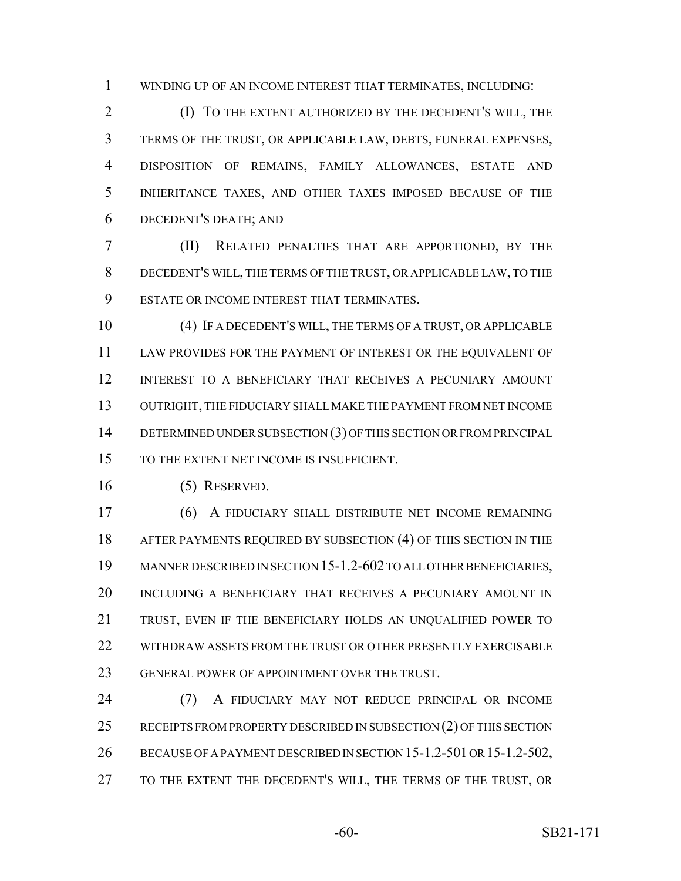WINDING UP OF AN INCOME INTEREST THAT TERMINATES, INCLUDING:

(I) TO THE EXTENT AUTHORIZED BY THE DECEDENT'S WILL, THE TERMS OF THE TRUST, OR APPLICABLE LAW, DEBTS, FUNERAL EXPENSES, DISPOSITION OF REMAINS, FAMILY ALLOWANCES, ESTATE AND INHERITANCE TAXES, AND OTHER TAXES IMPOSED BECAUSE OF THE DECEDENT'S DEATH; AND

(II) RELATED PENALTIES THAT ARE APPORTIONED, BY THE DECEDENT'S WILL, THE TERMS OF THE TRUST, OR APPLICABLE LAW, TO THE ESTATE OR INCOME INTEREST THAT TERMINATES.

(4) IF A DECEDENT'S WILL, THE TERMS OF A TRUST, OR APPLICABLE LAW PROVIDES FOR THE PAYMENT OF INTEREST OR THE EQUIVALENT OF INTEREST TO A BENEFICIARY THAT RECEIVES A PECUNIARY AMOUNT OUTRIGHT, THE FIDUCIARY SHALL MAKE THE PAYMENT FROM NET INCOME DETERMINED UNDER SUBSECTION (3) OF THIS SECTION OR FROM PRINCIPAL TO THE EXTENT NET INCOME IS INSUFFICIENT.

(5) RESERVED.

(6) A FIDUCIARY SHALL DISTRIBUTE NET INCOME REMAINING AFTER PAYMENTS REQUIRED BY SUBSECTION (4) OF THIS SECTION IN THE MANNER DESCRIBED IN SECTION 15-1.2-602 TO ALL OTHER BENEFICIARIES, INCLUDING A BENEFICIARY THAT RECEIVES A PECUNIARY AMOUNT IN TRUST, EVEN IF THE BENEFICIARY HOLDS AN UNQUALIFIED POWER TO WITHDRAW ASSETS FROM THE TRUST OR OTHER PRESENTLY EXERCISABLE GENERAL POWER OF APPOINTMENT OVER THE TRUST.

(7) A FIDUCIARY MAY NOT REDUCE PRINCIPAL OR INCOME RECEIPTS FROM PROPERTY DESCRIBED IN SUBSECTION (2) OF THIS SECTION BECAUSE OF A PAYMENT DESCRIBED IN SECTION 15-1.2-501 OR 15-1.2-502, TO THE EXTENT THE DECEDENT'S WILL, THE TERMS OF THE TRUST, OR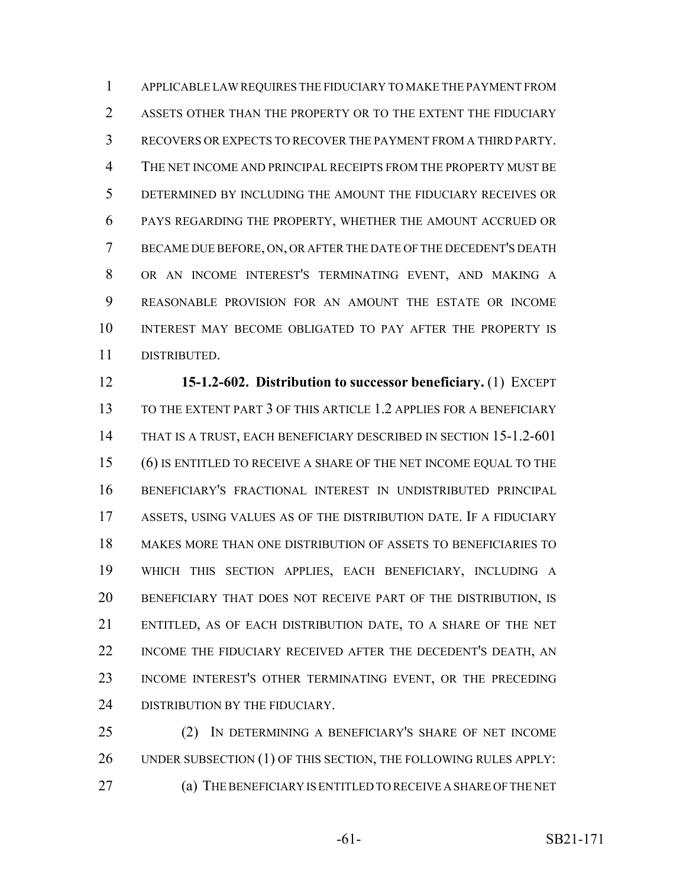APPLICABLE LAW REQUIRES THE FIDUCIARY TO MAKE THE PAYMENT FROM ASSETS OTHER THAN THE PROPERTY OR TO THE EXTENT THE FIDUCIARY RECOVERS OR EXPECTS TO RECOVER THE PAYMENT FROM A THIRD PARTY. THE NET INCOME AND PRINCIPAL RECEIPTS FROM THE PROPERTY MUST BE DETERMINED BY INCLUDING THE AMOUNT THE FIDUCIARY RECEIVES OR PAYS REGARDING THE PROPERTY, WHETHER THE AMOUNT ACCRUED OR BECAME DUE BEFORE, ON, OR AFTER THE DATE OF THE DECEDENT'S DEATH OR AN INCOME INTEREST'S TERMINATING EVENT, AND MAKING A REASONABLE PROVISION FOR AN AMOUNT THE ESTATE OR INCOME INTEREST MAY BECOME OBLIGATED TO PAY AFTER THE PROPERTY IS DISTRIBUTED.

**15-1.2-602. Distribution to successor beneficiary.** (1) EXCEPT TO THE EXTENT PART 3 OF THIS ARTICLE 1.2 APPLIES FOR A BENEFICIARY THAT IS A TRUST, EACH BENEFICIARY DESCRIBED IN SECTION 15-1.2-601 (6) IS ENTITLED TO RECEIVE A SHARE OF THE NET INCOME EQUAL TO THE BENEFICIARY'S FRACTIONAL INTEREST IN UNDISTRIBUTED PRINCIPAL ASSETS, USING VALUES AS OF THE DISTRIBUTION DATE. IF A FIDUCIARY MAKES MORE THAN ONE DISTRIBUTION OF ASSETS TO BENEFICIARIES TO WHICH THIS SECTION APPLIES, EACH BENEFICIARY, INCLUDING A BENEFICIARY THAT DOES NOT RECEIVE PART OF THE DISTRIBUTION, IS ENTITLED, AS OF EACH DISTRIBUTION DATE, TO A SHARE OF THE NET INCOME THE FIDUCIARY RECEIVED AFTER THE DECEDENT'S DEATH, AN INCOME INTEREST'S OTHER TERMINATING EVENT, OR THE PRECEDING DISTRIBUTION BY THE FIDUCIARY.

(2) IN DETERMINING A BENEFICIARY'S SHARE OF NET INCOME UNDER SUBSECTION (1) OF THIS SECTION, THE FOLLOWING RULES APPLY:

(a) THE BENEFICIARY IS ENTITLED TO RECEIVE A SHARE OF THE NET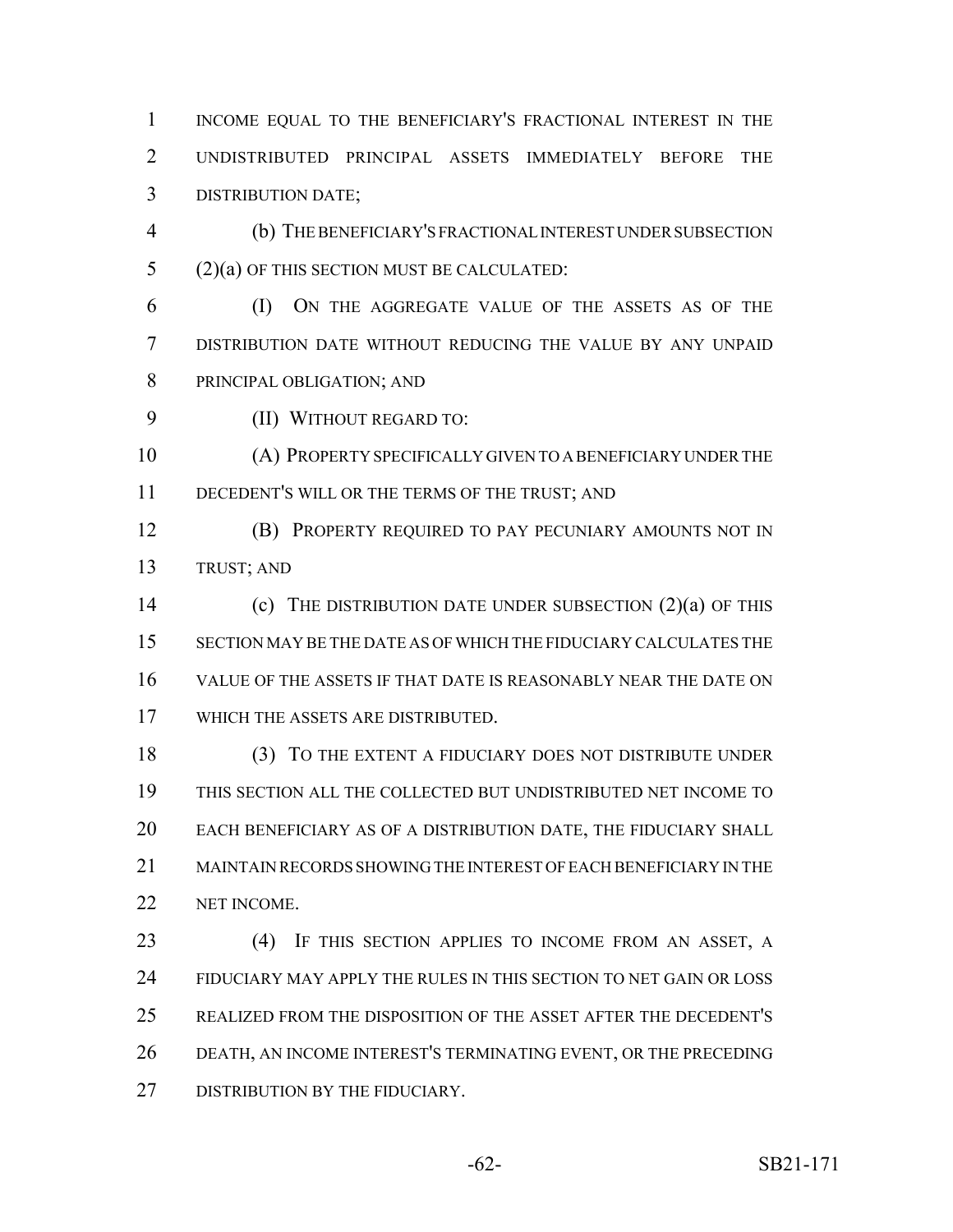INCOME EQUAL TO THE BENEFICIARY'S FRACTIONAL INTEREST IN THE UNDISTRIBUTED PRINCIPAL ASSETS IMMEDIATELY BEFORE THE DISTRIBUTION DATE;

(b) THE BENEFICIARY'S FRACTIONAL INTEREST UNDER SUBSECTION (2)(a) OF THIS SECTION MUST BE CALCULATED:

(I) ON THE AGGREGATE VALUE OF THE ASSETS AS OF THE DISTRIBUTION DATE WITHOUT REDUCING THE VALUE BY ANY UNPAID PRINCIPAL OBLIGATION; AND

(II) WITHOUT REGARD TO:

(A) PROPERTY SPECIFICALLY GIVEN TO A BENEFICIARY UNDER THE DECEDENT'S WILL OR THE TERMS OF THE TRUST; AND

(B) PROPERTY REQUIRED TO PAY PECUNIARY AMOUNTS NOT IN TRUST; AND

(c) THE DISTRIBUTION DATE UNDER SUBSECTION (2)(a) OF THIS SECTION MAY BE THE DATE AS OF WHICH THE FIDUCIARY CALCULATES THE VALUE OF THE ASSETS IF THAT DATE IS REASONABLY NEAR THE DATE ON WHICH THE ASSETS ARE DISTRIBUTED.

(3) TO THE EXTENT A FIDUCIARY DOES NOT DISTRIBUTE UNDER THIS SECTION ALL THE COLLECTED BUT UNDISTRIBUTED NET INCOME TO EACH BENEFICIARY AS OF A DISTRIBUTION DATE, THE FIDUCIARY SHALL MAINTAIN RECORDS SHOWING THE INTEREST OF EACH BENEFICIARY IN THE NET INCOME.

(4) IF THIS SECTION APPLIES TO INCOME FROM AN ASSET, A FIDUCIARY MAY APPLY THE RULES IN THIS SECTION TO NET GAIN OR LOSS REALIZED FROM THE DISPOSITION OF THE ASSET AFTER THE DECEDENT'S DEATH, AN INCOME INTEREST'S TERMINATING EVENT, OR THE PRECEDING DISTRIBUTION BY THE FIDUCIARY.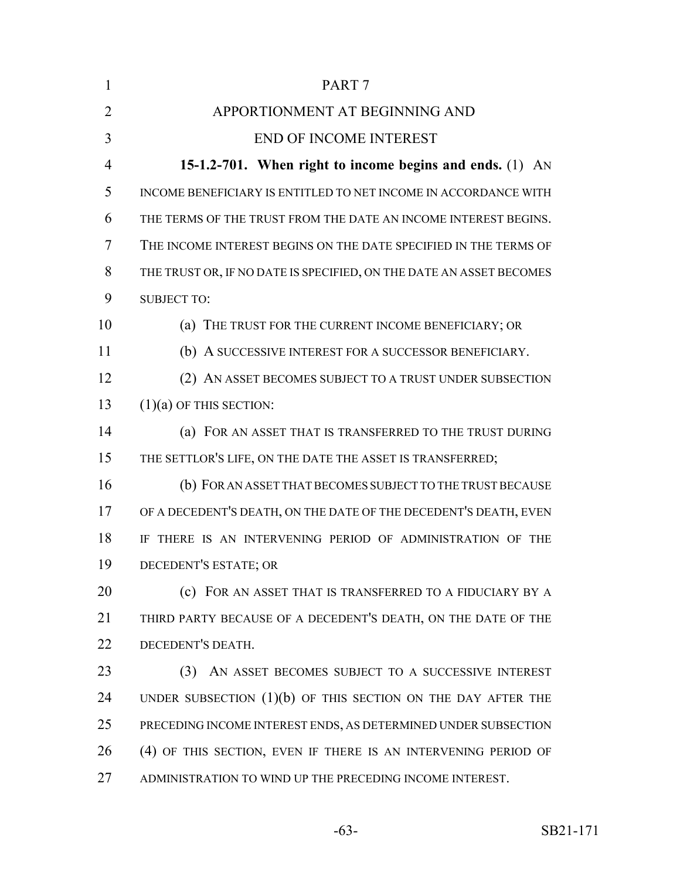PART 7

APPORTIONMENT AT BEGINNING AND END OF INCOME INTEREST

**15-1.2-701. When right to income begins and ends.** (1) AN INCOME BENEFICIARY IS ENTITLED TO NET INCOME IN ACCORDANCE WITH THE TERMS OF THE TRUST FROM THE DATE AN INCOME INTEREST BEGINS. THE INCOME INTEREST BEGINS ON THE DATE SPECIFIED IN THE TERMS OF THE TRUST OR, IF NO DATE IS SPECIFIED, ON THE DATE AN ASSET BECOMES SUBJECT TO:

(a) THE TRUST FOR THE CURRENT INCOME BENEFICIARY; OR

(b) A SUCCESSIVE INTEREST FOR A SUCCESSOR BENEFICIARY.

(2) AN ASSET BECOMES SUBJECT TO A TRUST UNDER SUBSECTION (1)(a) OF THIS SECTION:

(a) FOR AN ASSET THAT IS TRANSFERRED TO THE TRUST DURING THE SETTLOR'S LIFE, ON THE DATE THE ASSET IS TRANSFERRED;

(b) FOR AN ASSET THAT BECOMES SUBJECT TO THE TRUST BECAUSE OF A DECEDENT'S DEATH, ON THE DATE OF THE DECEDENT'S DEATH, EVEN IF THERE IS AN INTERVENING PERIOD OF ADMINISTRATION OF THE DECEDENT'S ESTATE; OR

(c) FOR AN ASSET THAT IS TRANSFERRED TO A FIDUCIARY BY A THIRD PARTY BECAUSE OF A DECEDENT'S DEATH, ON THE DATE OF THE DECEDENT'S DEATH.

(3) AN ASSET BECOMES SUBJECT TO A SUCCESSIVE INTEREST UNDER SUBSECTION (1)(b) OF THIS SECTION ON THE DAY AFTER THE PRECEDING INCOME INTEREST ENDS, AS DETERMINED UNDER SUBSECTION (4) OF THIS SECTION, EVEN IF THERE IS AN INTERVENING PERIOD OF ADMINISTRATION TO WIND UP THE PRECEDING INCOME INTEREST.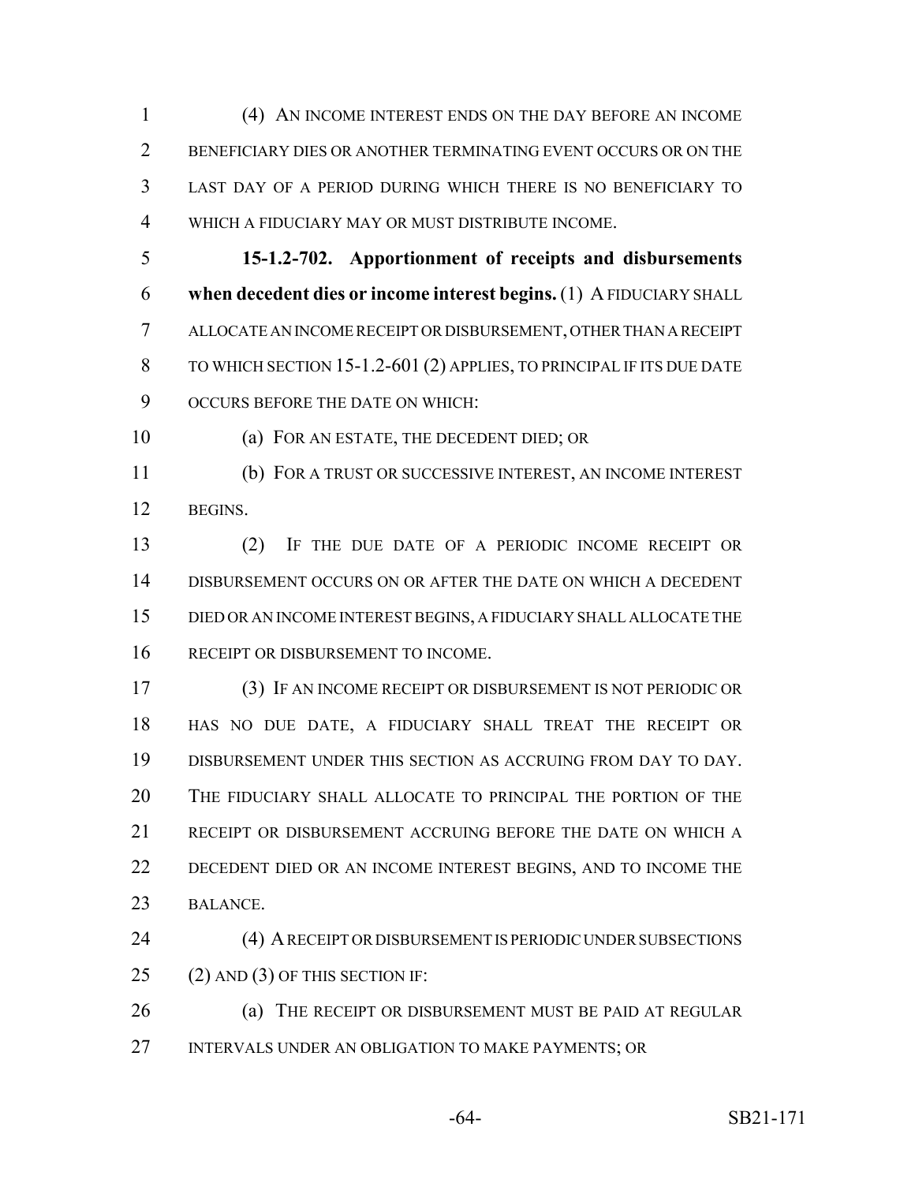(4) AN INCOME INTEREST ENDS ON THE DAY BEFORE AN INCOME BENEFICIARY DIES OR ANOTHER TERMINATING EVENT OCCURS OR ON THE LAST DAY OF A PERIOD DURING WHICH THERE IS NO BENEFICIARY TO WHICH A FIDUCIARY MAY OR MUST DISTRIBUTE INCOME.

**15-1.2-702. Apportionment of receipts and disbursements when decedent dies or income interest begins.** (1) A FIDUCIARY SHALL ALLOCATE AN INCOME RECEIPT OR DISBURSEMENT, OTHER THAN A RECEIPT TO WHICH SECTION 15-1.2-601 (2) APPLIES, TO PRINCIPAL IF ITS DUE DATE OCCURS BEFORE THE DATE ON WHICH:

(a) FOR AN ESTATE, THE DECEDENT DIED; OR

(b) FOR A TRUST OR SUCCESSIVE INTEREST, AN INCOME INTEREST BEGINS.

(2) IF THE DUE DATE OF A PERIODIC INCOME RECEIPT OR DISBURSEMENT OCCURS ON OR AFTER THE DATE ON WHICH A DECEDENT DIED OR AN INCOME INTEREST BEGINS, A FIDUCIARY SHALL ALLOCATE THE RECEIPT OR DISBURSEMENT TO INCOME.

(3) IF AN INCOME RECEIPT OR DISBURSEMENT IS NOT PERIODIC OR HAS NO DUE DATE, A FIDUCIARY SHALL TREAT THE RECEIPT OR DISBURSEMENT UNDER THIS SECTION AS ACCRUING FROM DAY TO DAY. THE FIDUCIARY SHALL ALLOCATE TO PRINCIPAL THE PORTION OF THE RECEIPT OR DISBURSEMENT ACCRUING BEFORE THE DATE ON WHICH A DECEDENT DIED OR AN INCOME INTEREST BEGINS, AND TO INCOME THE BALANCE.

(4) A RECEIPT OR DISBURSEMENT IS PERIODIC UNDER SUBSECTIONS (2) AND (3) OF THIS SECTION IF:

(a) THE RECEIPT OR DISBURSEMENT MUST BE PAID AT REGULAR INTERVALS UNDER AN OBLIGATION TO MAKE PAYMENTS; OR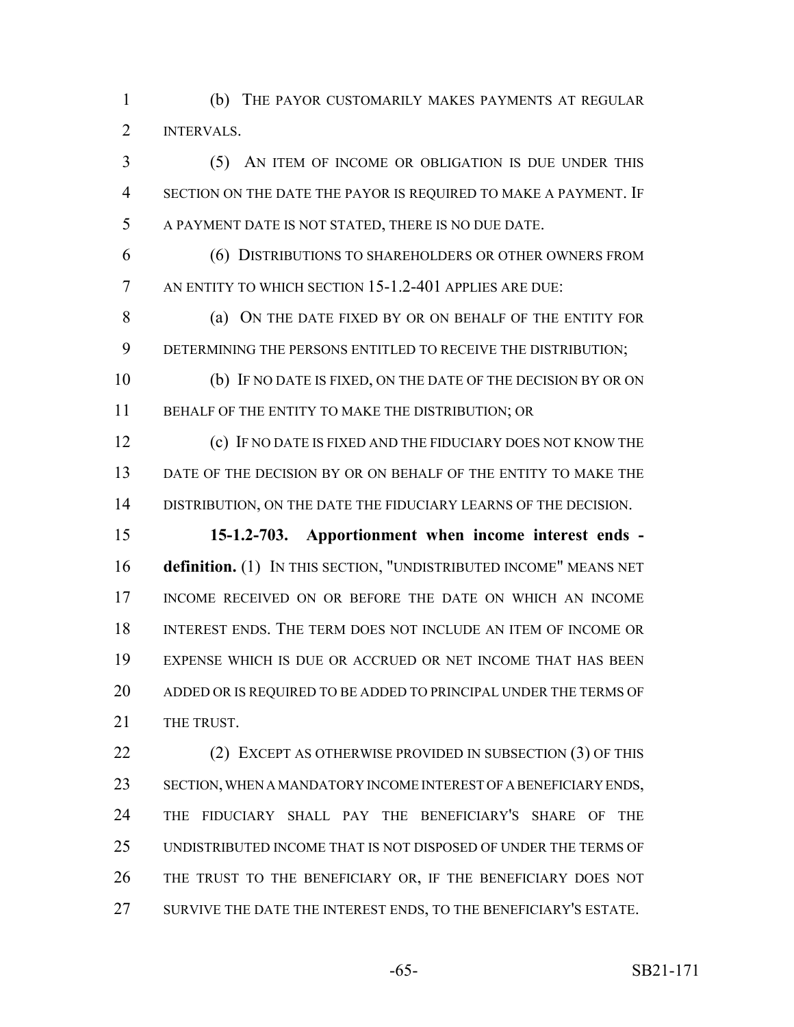(b) THE PAYOR CUSTOMARILY MAKES PAYMENTS AT REGULAR INTERVALS.

(5) AN ITEM OF INCOME OR OBLIGATION IS DUE UNDER THIS SECTION ON THE DATE THE PAYOR IS REQUIRED TO MAKE A PAYMENT. IF A PAYMENT DATE IS NOT STATED, THERE IS NO DUE DATE.

(6) DISTRIBUTIONS TO SHAREHOLDERS OR OTHER OWNERS FROM AN ENTITY TO WHICH SECTION 15-1.2-401 APPLIES ARE DUE:

(a) ON THE DATE FIXED BY OR ON BEHALF OF THE ENTITY FOR DETERMINING THE PERSONS ENTITLED TO RECEIVE THE DISTRIBUTION;

(b) IF NO DATE IS FIXED, ON THE DATE OF THE DECISION BY OR ON BEHALF OF THE ENTITY TO MAKE THE DISTRIBUTION; OR

(c) IF NO DATE IS FIXED AND THE FIDUCIARY DOES NOT KNOW THE DATE OF THE DECISION BY OR ON BEHALF OF THE ENTITY TO MAKE THE DISTRIBUTION, ON THE DATE THE FIDUCIARY LEARNS OF THE DECISION.

**15-1.2-703. Apportionment when income interest ends - definition.** (1) IN THIS SECTION, "UNDISTRIBUTED INCOME" MEANS NET INCOME RECEIVED ON OR BEFORE THE DATE ON WHICH AN INCOME INTEREST ENDS. THE TERM DOES NOT INCLUDE AN ITEM OF INCOME OR EXPENSE WHICH IS DUE OR ACCRUED OR NET INCOME THAT HAS BEEN ADDED OR IS REQUIRED TO BE ADDED TO PRINCIPAL UNDER THE TERMS OF THE TRUST.

(2) EXCEPT AS OTHERWISE PROVIDED IN SUBSECTION (3) OF THIS SECTION, WHEN A MANDATORY INCOME INTEREST OF A BENEFICIARY ENDS, THE FIDUCIARY SHALL PAY THE BENEFICIARY'S SHARE OF THE UNDISTRIBUTED INCOME THAT IS NOT DISPOSED OF UNDER THE TERMS OF THE TRUST TO THE BENEFICIARY OR, IF THE BENEFICIARY DOES NOT SURVIVE THE DATE THE INTEREST ENDS, TO THE BENEFICIARY'S ESTATE.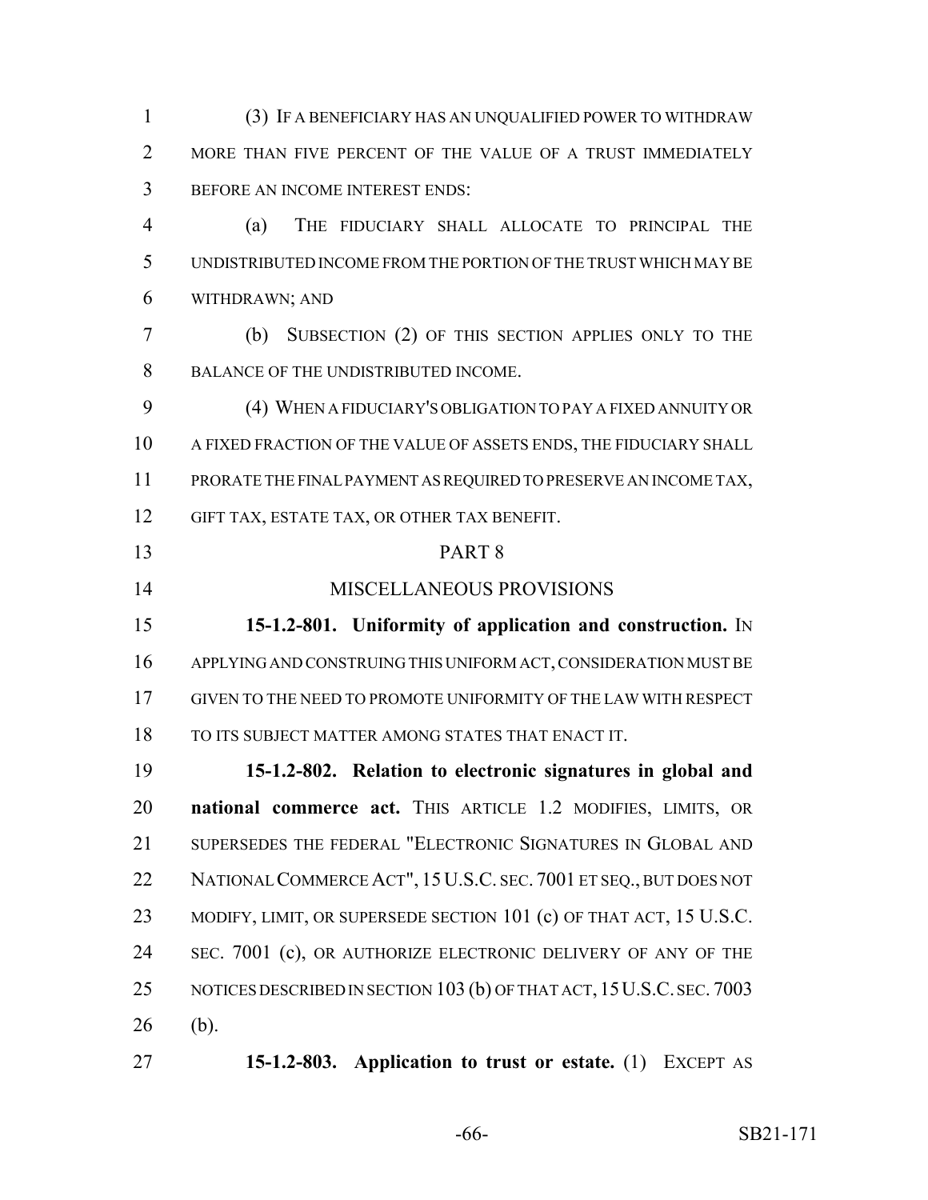(3) IF A BENEFICIARY HAS AN UNQUALIFIED POWER TO WITHDRAW MORE THAN FIVE PERCENT OF THE VALUE OF A TRUST IMMEDIATELY BEFORE AN INCOME INTEREST ENDS:

(a) THE FIDUCIARY SHALL ALLOCATE TO PRINCIPAL THE UNDISTRIBUTED INCOME FROM THE PORTION OF THE TRUST WHICH MAY BE WITHDRAWN; AND

(b) SUBSECTION (2) OF THIS SECTION APPLIES ONLY TO THE BALANCE OF THE UNDISTRIBUTED INCOME.

(4) WHEN A FIDUCIARY'S OBLIGATION TO PAY A FIXED ANNUITY OR A FIXED FRACTION OF THE VALUE OF ASSETS ENDS, THE FIDUCIARY SHALL PRORATE THE FINAL PAYMENT AS REQUIRED TO PRESERVE AN INCOME TAX, GIFT TAX, ESTATE TAX, OR OTHER TAX BENEFIT.

PART 8

MISCELLANEOUS PROVISIONS

**15-1.2-801. Uniformity of application and construction.** IN APPLYING AND CONSTRUING THIS UNIFORM ACT, CONSIDERATION MUST BE GIVEN TO THE NEED TO PROMOTE UNIFORMITY OF THE LAW WITH RESPECT TO ITS SUBJECT MATTER AMONG STATES THAT ENACT IT.

**15-1.2-802. Relation to electronic signatures in global and national commerce act.** THIS ARTICLE 1.2 MODIFIES, LIMITS, OR SUPERSEDES THE FEDERAL "ELECTRONIC SIGNATURES IN GLOBAL AND NATIONAL COMMERCE ACT", 15 U.S.C. SEC. 7001 ET SEQ., BUT DOES NOT MODIFY, LIMIT, OR SUPERSEDE SECTION 101 (c) OF THAT ACT, 15 U.S.C. SEC. 7001 (c), OR AUTHORIZE ELECTRONIC DELIVERY OF ANY OF THE NOTICES DESCRIBED IN SECTION 103 (b) OF THAT ACT, 15 U.S.C. SEC. 7003 (b).

**15-1.2-803. Application to trust or estate.** (1) EXCEPT AS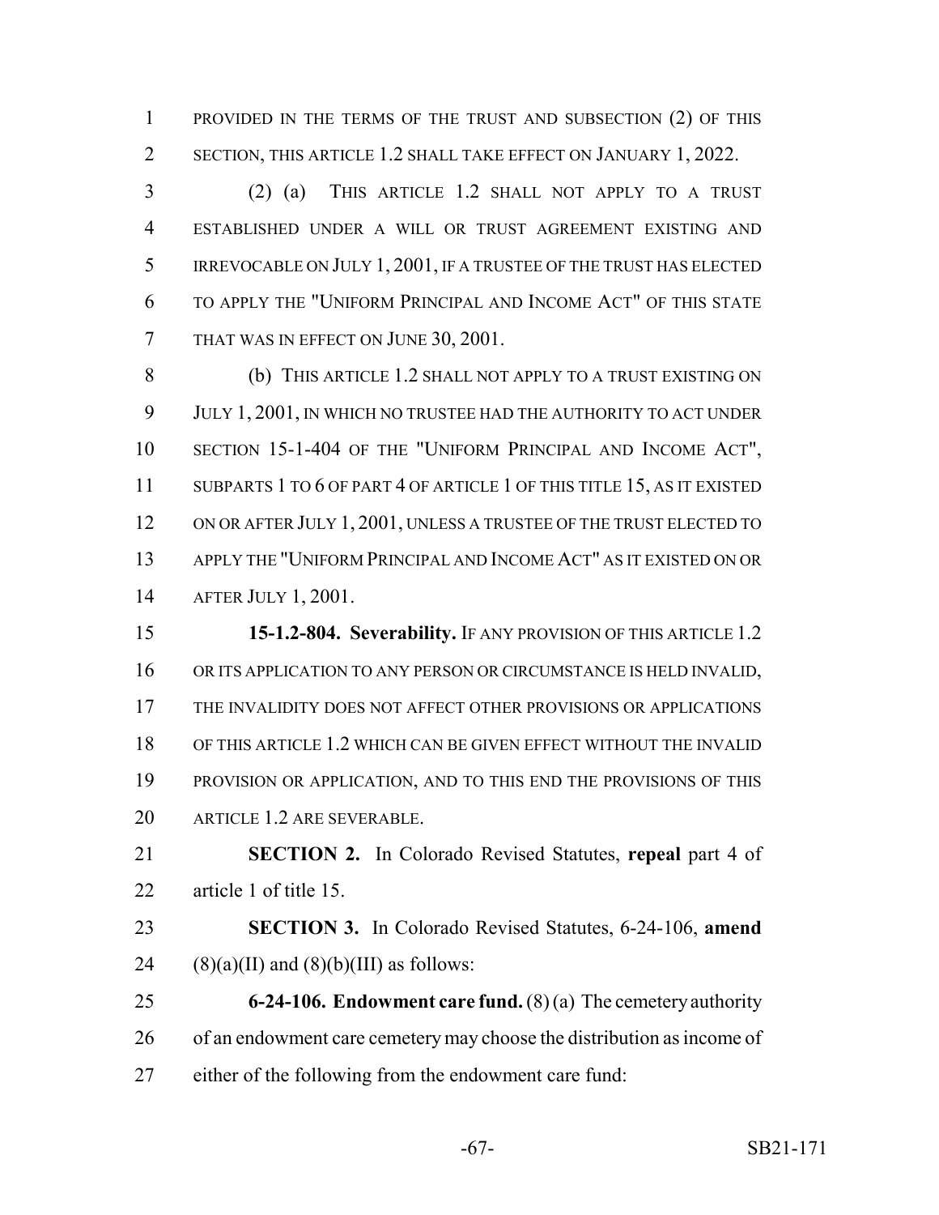PROVIDED IN THE TERMS OF THE TRUST AND SUBSECTION (2) OF THIS SECTION, THIS ARTICLE 1.2 SHALL TAKE EFFECT ON JANUARY 1, 2022.

(2) (a) THIS ARTICLE 1.2 SHALL NOT APPLY TO A TRUST ESTABLISHED UNDER A WILL OR TRUST AGREEMENT EXISTING AND IRREVOCABLE ON JULY 1, 2001, IF A TRUSTEE OF THE TRUST HAS ELECTED TO APPLY THE "UNIFORM PRINCIPAL AND INCOME ACT" OF THIS STATE THAT WAS IN EFFECT ON JUNE 30, 2001.

(b) THIS ARTICLE 1.2 SHALL NOT APPLY TO A TRUST EXISTING ON JULY 1, 2001, IN WHICH NO TRUSTEE HAD THE AUTHORITY TO ACT UNDER SECTION 15-1-404 OF THE "UNIFORM PRINCIPAL AND INCOME ACT", SUBPARTS 1 TO 6 OF PART 4 OF ARTICLE 1 OF THIS TITLE 15, AS IT EXISTED ON OR AFTER JULY 1, 2001, UNLESS A TRUSTEE OF THE TRUST ELECTED TO APPLY THE "UNIFORM PRINCIPAL AND INCOME ACT" AS IT EXISTED ON OR AFTER JULY 1, 2001.

**15-1.2-804. Severability.** IF ANY PROVISION OF THIS ARTICLE 1.2 OR ITS APPLICATION TO ANY PERSON OR CIRCUMSTANCE IS HELD INVALID, THE INVALIDITY DOES NOT AFFECT OTHER PROVISIONS OR APPLICATIONS OF THIS ARTICLE 1.2 WHICH CAN BE GIVEN EFFECT WITHOUT THE INVALID PROVISION OR APPLICATION, AND TO THIS END THE PROVISIONS OF THIS ARTICLE 1.2 ARE SEVERABLE.

**SECTION 2.** In Colorado Revised Statutes, **repeal** part 4 of article 1 of title 15.

**SECTION 3.** In Colorado Revised Statutes, 6-24-106, **amend** (8)(a)(II) and (8)(b)(III) as follows:

**6-24-106. Endowment care fund.** (8) (a) The cemetery authority of an endowment care cemetery may choose the distribution as income of either of the following from the endowment care fund: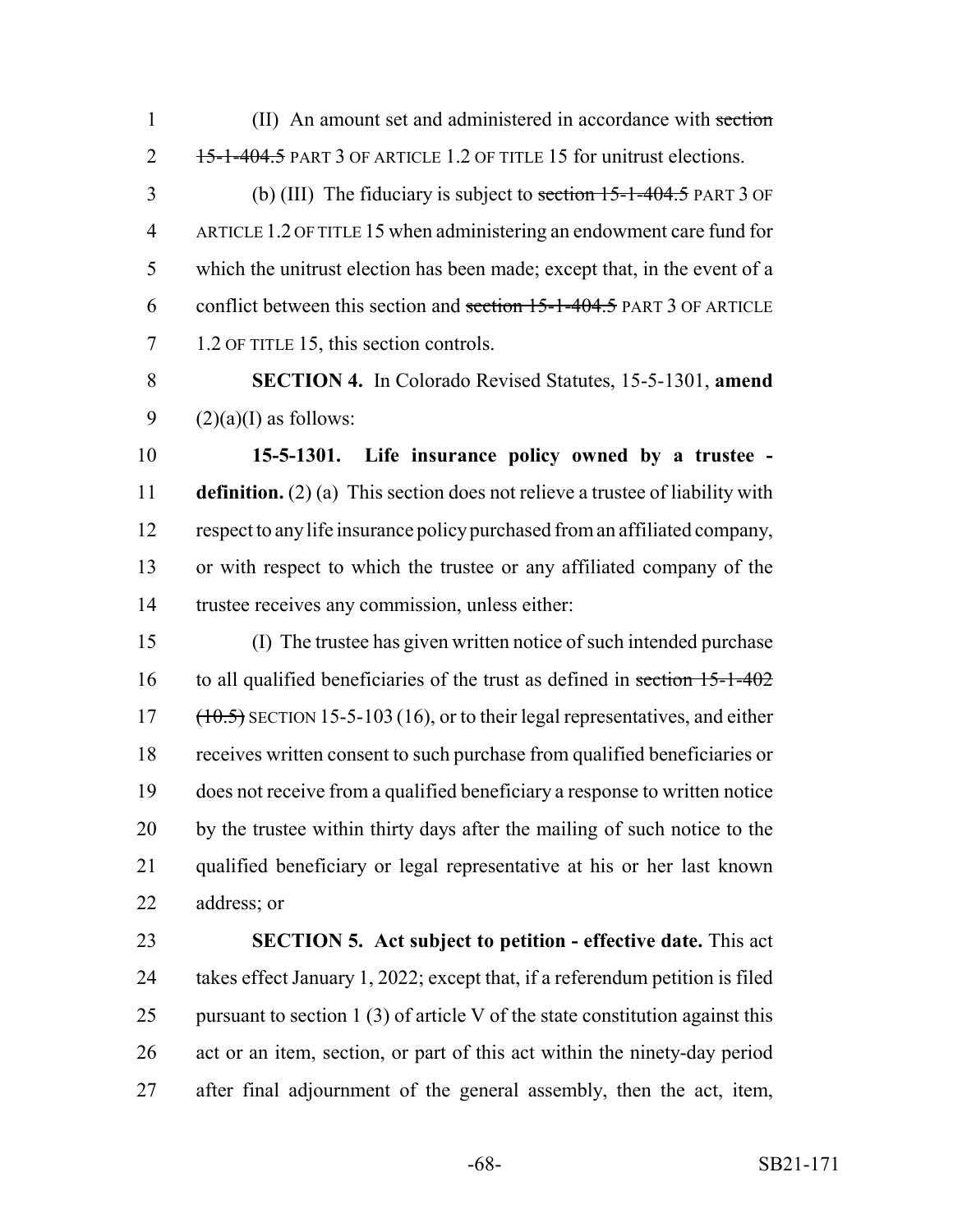(II) An amount set and administered in accordance with ~~section 15-1-404.5~~ PART 3 OF ARTICLE 1.2 OF TITLE 15 for unitrust elections.

(b) (III) The fiduciary is subject to ~~section 15-1-404.5~~ PART 3 OF ARTICLE 1.2 OF TITLE 15 when administering an endowment care fund for which the unitrust election has been made; except that, in the event of a conflict between this section and ~~section 15-1-404.5~~ PART 3 OF ARTICLE 1.2 OF TITLE 15, this section controls.

**SECTION 4.** In Colorado Revised Statutes, 15-5-1301, **amend** (2)(a)(I) as follows:

**15-5-1301. Life insurance policy owned by a trustee - definition.** (2) (a) This section does not relieve a trustee of liability with respect to any life insurance policy purchased from an affiliated company, or with respect to which the trustee or any affiliated company of the trustee receives any commission, unless either:

(I) The trustee has given written notice of such intended purchase to all qualified beneficiaries of the trust as defined in ~~section 15-1-402 (10.5)~~ SECTION 15-5-103 (16), or to their legal representatives, and either receives written consent to such purchase from qualified beneficiaries or does not receive from a qualified beneficiary a response to written notice by the trustee within thirty days after the mailing of such notice to the qualified beneficiary or legal representative at his or her last known address; or

**SECTION 5. Act subject to petition - effective date.** This act takes effect January 1, 2022; except that, if a referendum petition is filed pursuant to section 1 (3) of article V of the state constitution against this act or an item, section, or part of this act within the ninety-day period after final adjournment of the general assembly, then the act, item,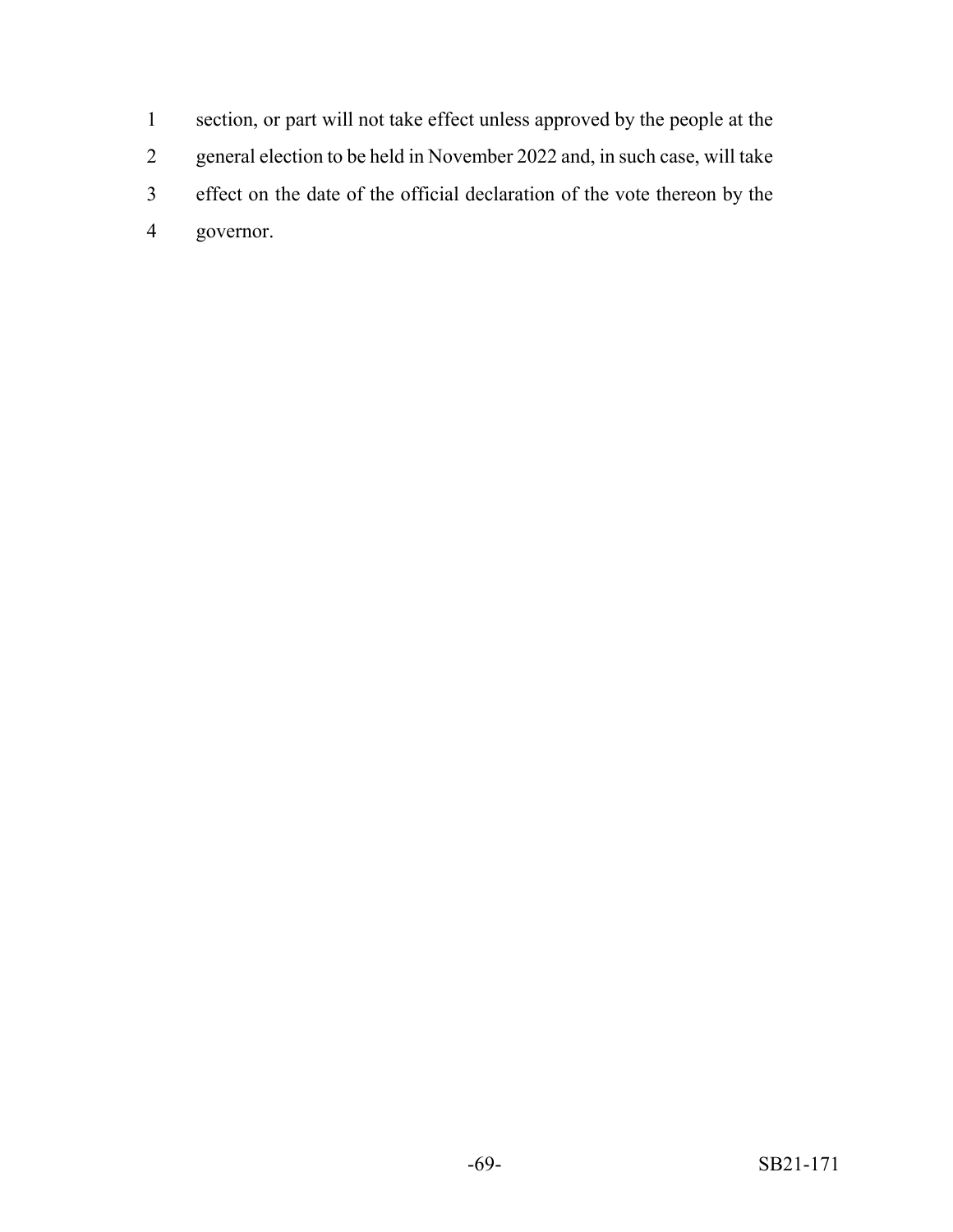section, or part will not take effect unless approved by the people at the general election to be held in November 2022 and, in such case, will take effect on the date of the official declaration of the vote thereon by the governor.